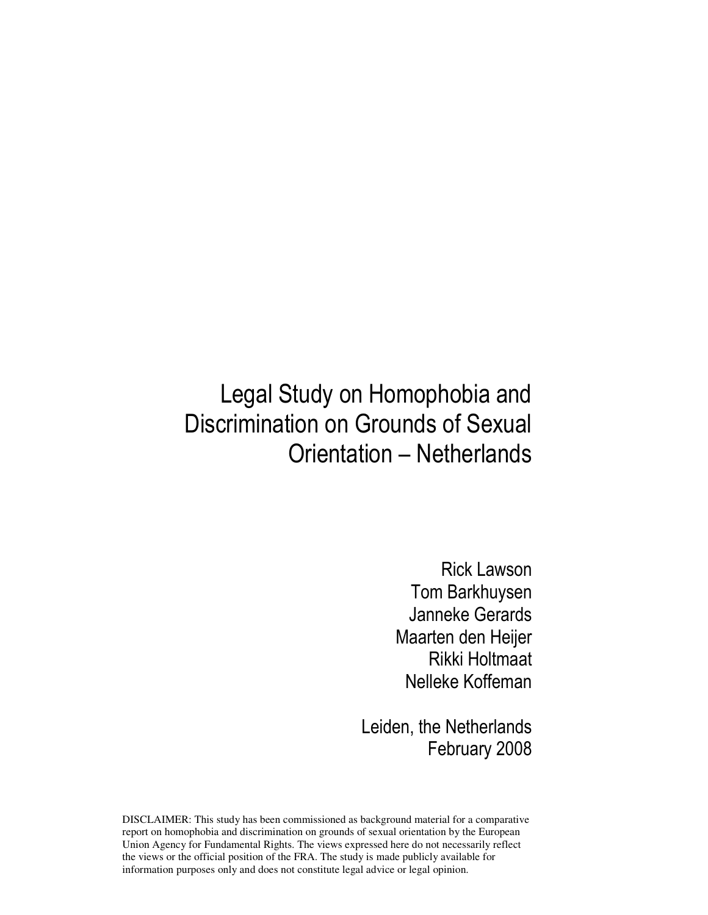# Legal Study on Homophobia and Discrimination on Grounds of Sexual Orientation – Netherlands

Rick Lawson
Tom Barkhuysen
Janneke Gerards
Maarten den Heijer
Rikki Holtmaat
Nelleke Koffeman

Leiden, the Netherlands
February 2008

DISCLAIMER: This study has been commissioned as background material for a comparative report on homophobia and discrimination on grounds of sexual orientation by the European Union Agency for Fundamental Rights. The views expressed here do not necessarily reflect the views or the official position of the FRA. The study is made publicly available for information purposes only and does not constitute legal advice or legal opinion.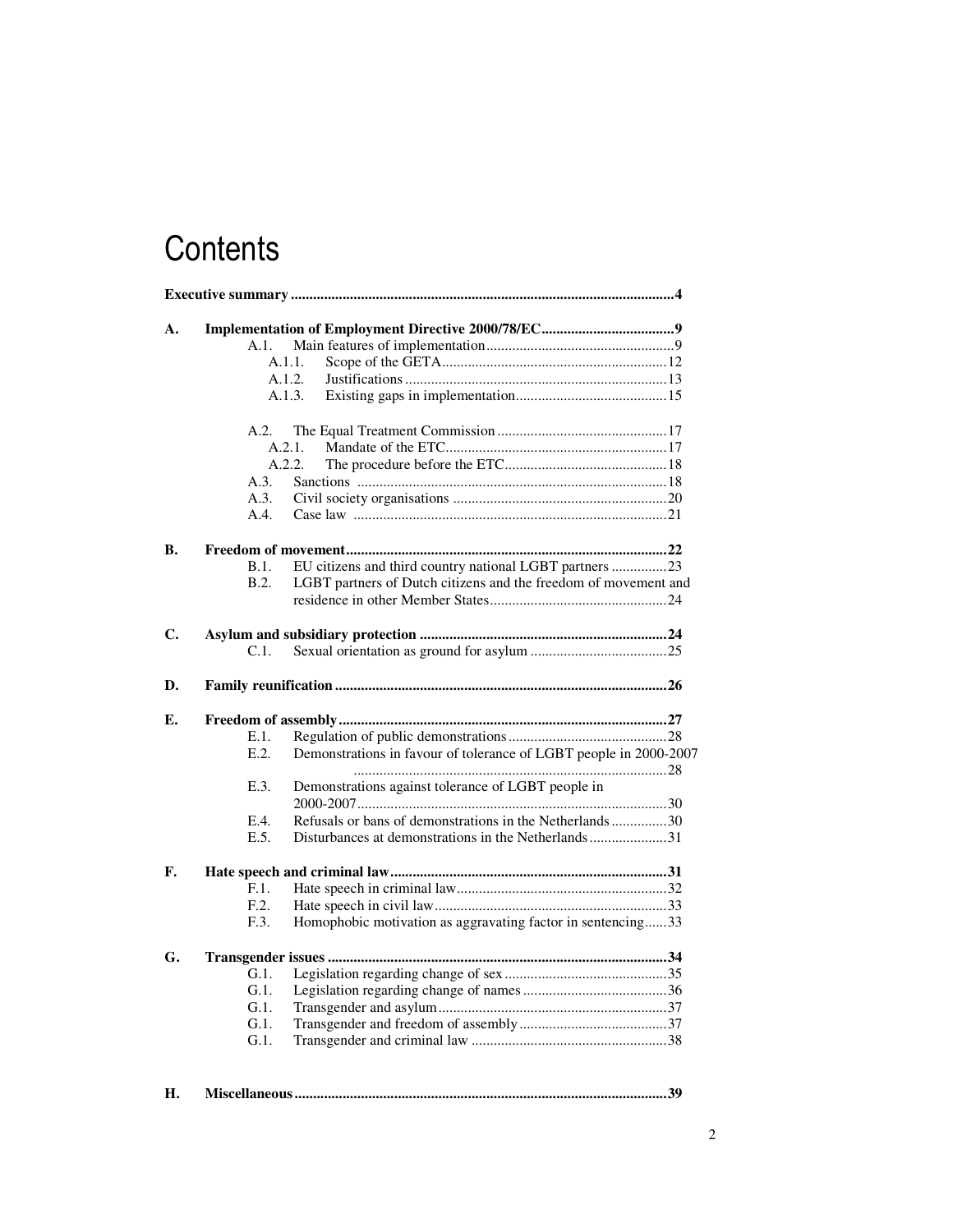# Contents

**Executive summary .......................................................................................................4**

**A. Implementation of Employment Directive 2000/78/EC....................................9**

- A.1. Main features of implementation...................................................9
  - A.1.1. Scope of the GETA............................................................12
  - A.1.2. Justifications......................................................................13
  - A.1.3. Existing gaps in implementation.........................................15
- A.2. The Equal Treatment Commission..............................................17
  - A.2.1. Mandate of the ETC...........................................................17
  - A.2.2. The procedure before the ETC............................................18
- A.3. Sanctions ...................................................................................18
- A.3. Civil society organisations ..........................................................20
- A.4. Case law ....................................................................................21

**B. Freedom of movement......................................................................................22**

- B.1. EU citizens and third country national LGBT partners ...............23
- B.2. LGBT partners of Dutch citizens and the freedom of movement and residence in other Member States................................................24

**C. Asylum and subsidiary protection .................................................................24**

- C.1. Sexual orientation as ground for asylum .....................................25

**D. Family reunification .........................................................................................26**

**E. Freedom of assembly........................................................................................27**

- E.1. Regulation of public demonstrations...........................................28
- E.2. Demonstrations in favour of tolerance of LGBT people in 2000-2007 ....................................................................................28
- E.3. Demonstrations against tolerance of LGBT people in 2000-2007...................................................................................30
- E.4. Refusals or bans of demonstrations in the Netherlands...............30
- E.5. Disturbances at demonstrations in the Netherlands.....................31

**F. Hate speech and criminal law..........................................................................31**

- F.1. Hate speech in criminal law.........................................................32
- F.2. Hate speech in civil law...............................................................33
- F.3. Homophobic motivation as aggravating factor in sentencing......33

**G. Transgender issues ...........................................................................................34**

- G.1. Legislation regarding change of sex............................................35
- G.1. Legislation regarding change of names.......................................36
- G.1. Transgender and asylum..............................................................37
- G.1. Transgender and freedom of assembly........................................37
- G.1. Transgender and criminal law .....................................................38

**H. Miscellaneous...................................................................................................39**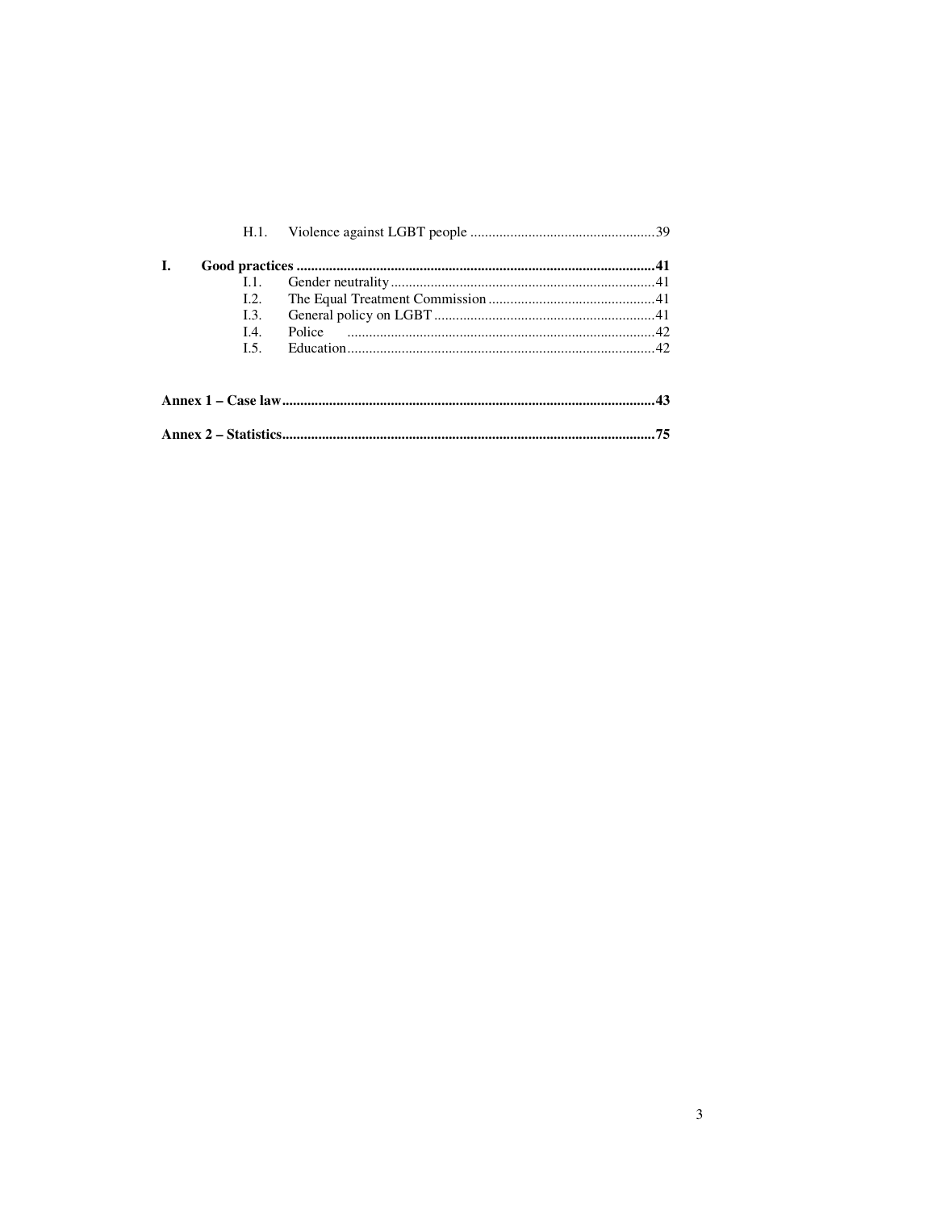H.1. Violence against LGBT people ....................................................39

**I. Good practices ....................................................................................................41**

I.1. Gender neutrality ........................................................................41

I.2. The Equal Treatment Commission ..............................................41

I.3. General policy on LGBT ............................................................41

I.4. Police ....................................................................................42

I.5. Education....................................................................................42

**Annex 1 – Case law.......................................................................................................43**

**Annex 2 – Statistics.......................................................................................................75**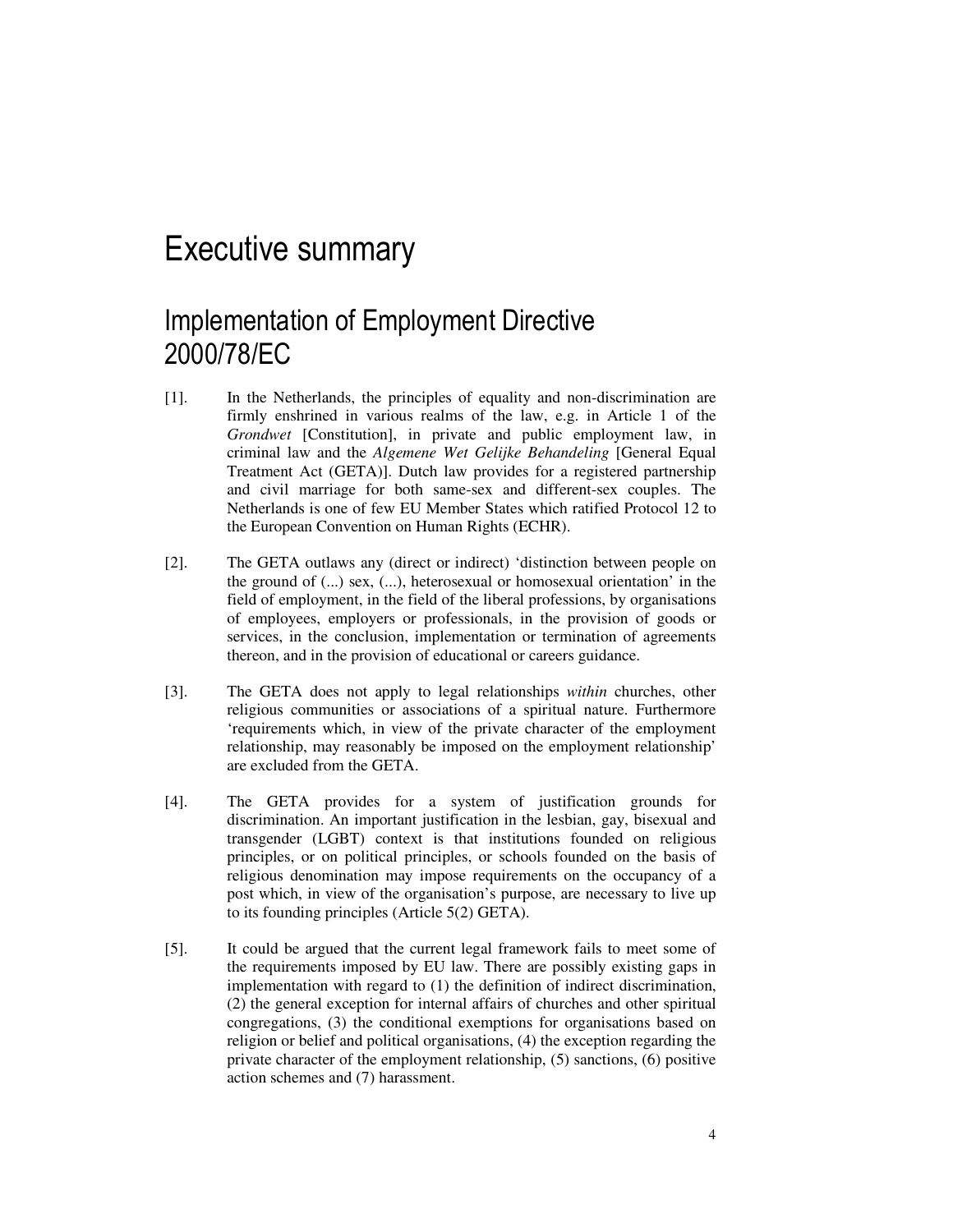# Executive summary

## Implementation of Employment Directive 2000/78/EC

[1]. In the Netherlands, the principles of equality and non-discrimination are firmly enshrined in various realms of the law, e.g. in Article 1 of the *Grondwet* [Constitution], in private and public employment law, in criminal law and the *Algemene Wet Gelijke Behandeling* [General Equal Treatment Act (GETA)]. Dutch law provides for a registered partnership and civil marriage for both same-sex and different-sex couples. The Netherlands is one of few EU Member States which ratified Protocol 12 to the European Convention on Human Rights (ECHR).

[2]. The GETA outlaws any (direct or indirect) 'distinction between people on the ground of (...) sex, (...), heterosexual or homosexual orientation' in the field of employment, in the field of the liberal professions, by organisations of employees, employers or professionals, in the provision of goods or services, in the conclusion, implementation or termination of agreements thereon, and in the provision of educational or careers guidance.

[3]. The GETA does not apply to legal relationships *within* churches, other religious communities or associations of a spiritual nature. Furthermore 'requirements which, in view of the private character of the employment relationship, may reasonably be imposed on the employment relationship' are excluded from the GETA.

[4]. The GETA provides for a system of justification grounds for discrimination. An important justification in the lesbian, gay, bisexual and transgender (LGBT) context is that institutions founded on religious principles, or on political principles, or schools founded on the basis of religious denomination may impose requirements on the occupancy of a post which, in view of the organisation's purpose, are necessary to live up to its founding principles (Article 5(2) GETA).

[5]. It could be argued that the current legal framework fails to meet some of the requirements imposed by EU law. There are possibly existing gaps in implementation with regard to (1) the definition of indirect discrimination, (2) the general exception for internal affairs of churches and other spiritual congregations, (3) the conditional exemptions for organisations based on religion or belief and political organisations, (4) the exception regarding the private character of the employment relationship, (5) sanctions, (6) positive action schemes and (7) harassment.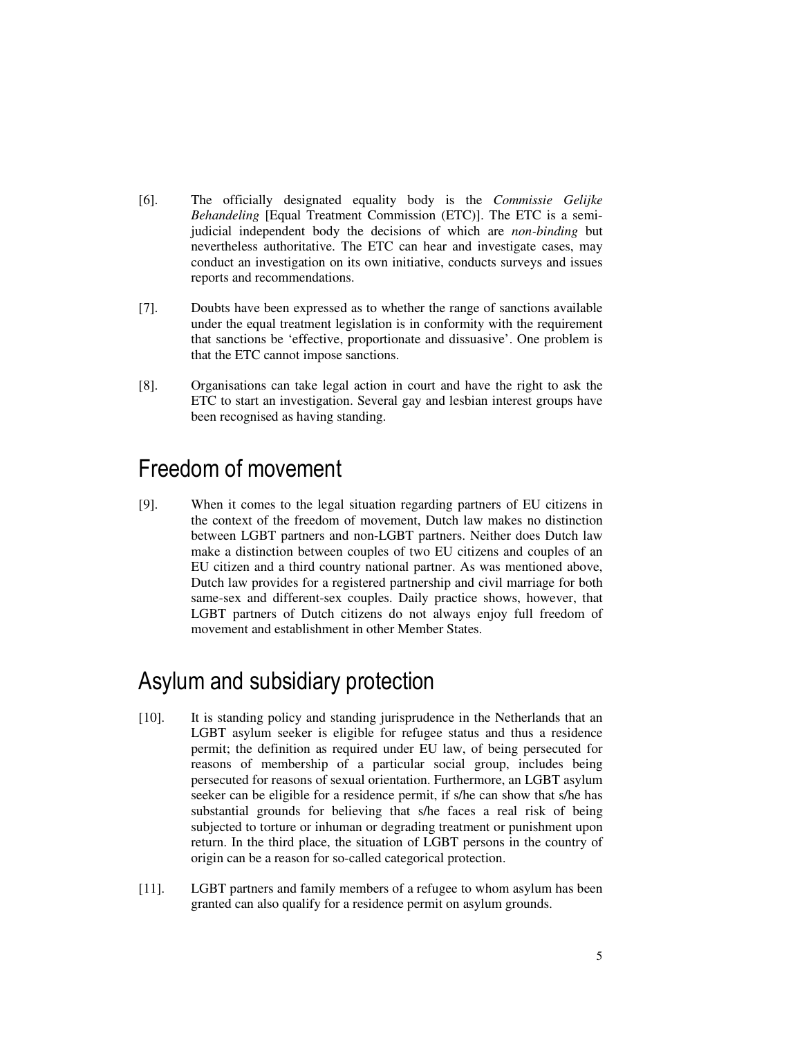[6]. The officially designated equality body is the *Commissie Gelijke Behandeling* [Equal Treatment Commission (ETC)]. The ETC is a semi-judicial independent body the decisions of which are *non-binding* but nevertheless authoritative. The ETC can hear and investigate cases, may conduct an investigation on its own initiative, conducts surveys and issues reports and recommendations.

[7]. Doubts have been expressed as to whether the range of sanctions available under the equal treatment legislation is in conformity with the requirement that sanctions be 'effective, proportionate and dissuasive'. One problem is that the ETC cannot impose sanctions.

[8]. Organisations can take legal action in court and have the right to ask the ETC to start an investigation. Several gay and lesbian interest groups have been recognised as having standing.

## Freedom of movement

[9]. When it comes to the legal situation regarding partners of EU citizens in the context of the freedom of movement, Dutch law makes no distinction between LGBT partners and non-LGBT partners. Neither does Dutch law make a distinction between couples of two EU citizens and couples of an EU citizen and a third country national partner. As was mentioned above, Dutch law provides for a registered partnership and civil marriage for both same-sex and different-sex couples. Daily practice shows, however, that LGBT partners of Dutch citizens do not always enjoy full freedom of movement and establishment in other Member States.

## Asylum and subsidiary protection

[10]. It is standing policy and standing jurisprudence in the Netherlands that an LGBT asylum seeker is eligible for refugee status and thus a residence permit; the definition as required under EU law, of being persecuted for reasons of membership of a particular social group, includes being persecuted for reasons of sexual orientation. Furthermore, an LGBT asylum seeker can be eligible for a residence permit, if s/he can show that s/he has substantial grounds for believing that s/he faces a real risk of being subjected to torture or inhuman or degrading treatment or punishment upon return. In the third place, the situation of LGBT persons in the country of origin can be a reason for so-called categorical protection.

[11]. LGBT partners and family members of a refugee to whom asylum has been granted can also qualify for a residence permit on asylum grounds.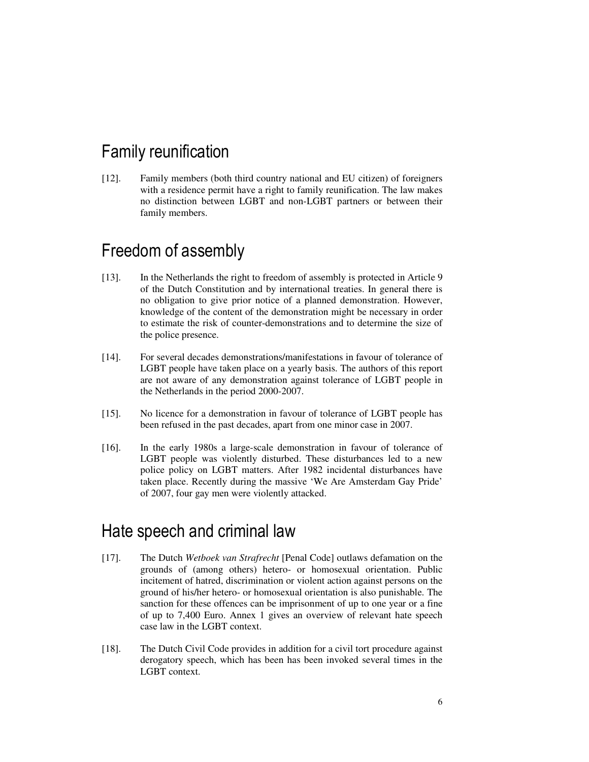## Family reunification

[12]. Family members (both third country national and EU citizen) of foreigners with a residence permit have a right to family reunification. The law makes no distinction between LGBT and non-LGBT partners or between their family members.

## Freedom of assembly

[13]. In the Netherlands the right to freedom of assembly is protected in Article 9 of the Dutch Constitution and by international treaties. In general there is no obligation to give prior notice of a planned demonstration. However, knowledge of the content of the demonstration might be necessary in order to estimate the risk of counter-demonstrations and to determine the size of the police presence.

[14]. For several decades demonstrations/manifestations in favour of tolerance of LGBT people have taken place on a yearly basis. The authors of this report are not aware of any demonstration against tolerance of LGBT people in the Netherlands in the period 2000-2007.

[15]. No licence for a demonstration in favour of tolerance of LGBT people has been refused in the past decades, apart from one minor case in 2007.

[16]. In the early 1980s a large-scale demonstration in favour of tolerance of LGBT people was violently disturbed. These disturbances led to a new police policy on LGBT matters. After 1982 incidental disturbances have taken place. Recently during the massive 'We Are Amsterdam Gay Pride' of 2007, four gay men were violently attacked.

## Hate speech and criminal law

[17]. The Dutch *Wetboek van Strafrecht* [Penal Code] outlaws defamation on the grounds of (among others) hetero- or homosexual orientation. Public incitement of hatred, discrimination or violent action against persons on the ground of his/her hetero- or homosexual orientation is also punishable. The sanction for these offences can be imprisonment of up to one year or a fine of up to 7,400 Euro. Annex 1 gives an overview of relevant hate speech case law in the LGBT context.

[18]. The Dutch Civil Code provides in addition for a civil tort procedure against derogatory speech, which has been has been invoked several times in the LGBT context.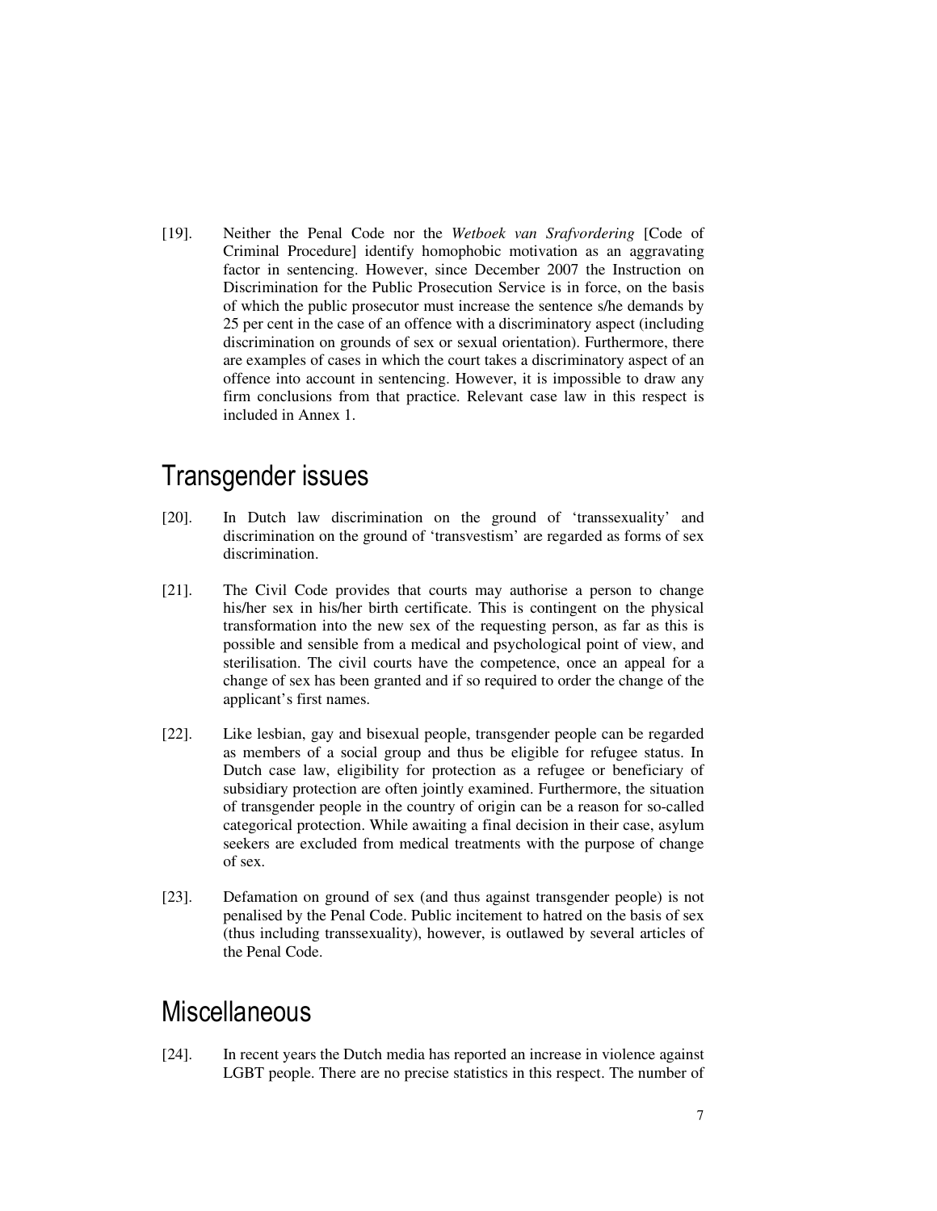[19]. Neither the Penal Code nor the *Wetboek van Srafvordering* [Code of Criminal Procedure] identify homophobic motivation as an aggravating factor in sentencing. However, since December 2007 the Instruction on Discrimination for the Public Prosecution Service is in force, on the basis of which the public prosecutor must increase the sentence s/he demands by 25 per cent in the case of an offence with a discriminatory aspect (including discrimination on grounds of sex or sexual orientation). Furthermore, there are examples of cases in which the court takes a discriminatory aspect of an offence into account in sentencing. However, it is impossible to draw any firm conclusions from that practice. Relevant case law in this respect is included in Annex 1.

## Transgender issues

[20]. In Dutch law discrimination on the ground of 'transsexuality' and discrimination on the ground of 'transvestism' are regarded as forms of sex discrimination.

[21]. The Civil Code provides that courts may authorise a person to change his/her sex in his/her birth certificate. This is contingent on the physical transformation into the new sex of the requesting person, as far as this is possible and sensible from a medical and psychological point of view, and sterilisation. The civil courts have the competence, once an appeal for a change of sex has been granted and if so required to order the change of the applicant's first names.

[22]. Like lesbian, gay and bisexual people, transgender people can be regarded as members of a social group and thus be eligible for refugee status. In Dutch case law, eligibility for protection as a refugee or beneficiary of subsidiary protection are often jointly examined. Furthermore, the situation of transgender people in the country of origin can be a reason for so-called categorical protection. While awaiting a final decision in their case, asylum seekers are excluded from medical treatments with the purpose of change of sex.

[23]. Defamation on ground of sex (and thus against transgender people) is not penalised by the Penal Code. Public incitement to hatred on the basis of sex (thus including transsexuality), however, is outlawed by several articles of the Penal Code.

## Miscellaneous

[24]. In recent years the Dutch media has reported an increase in violence against LGBT people. There are no precise statistics in this respect. The number of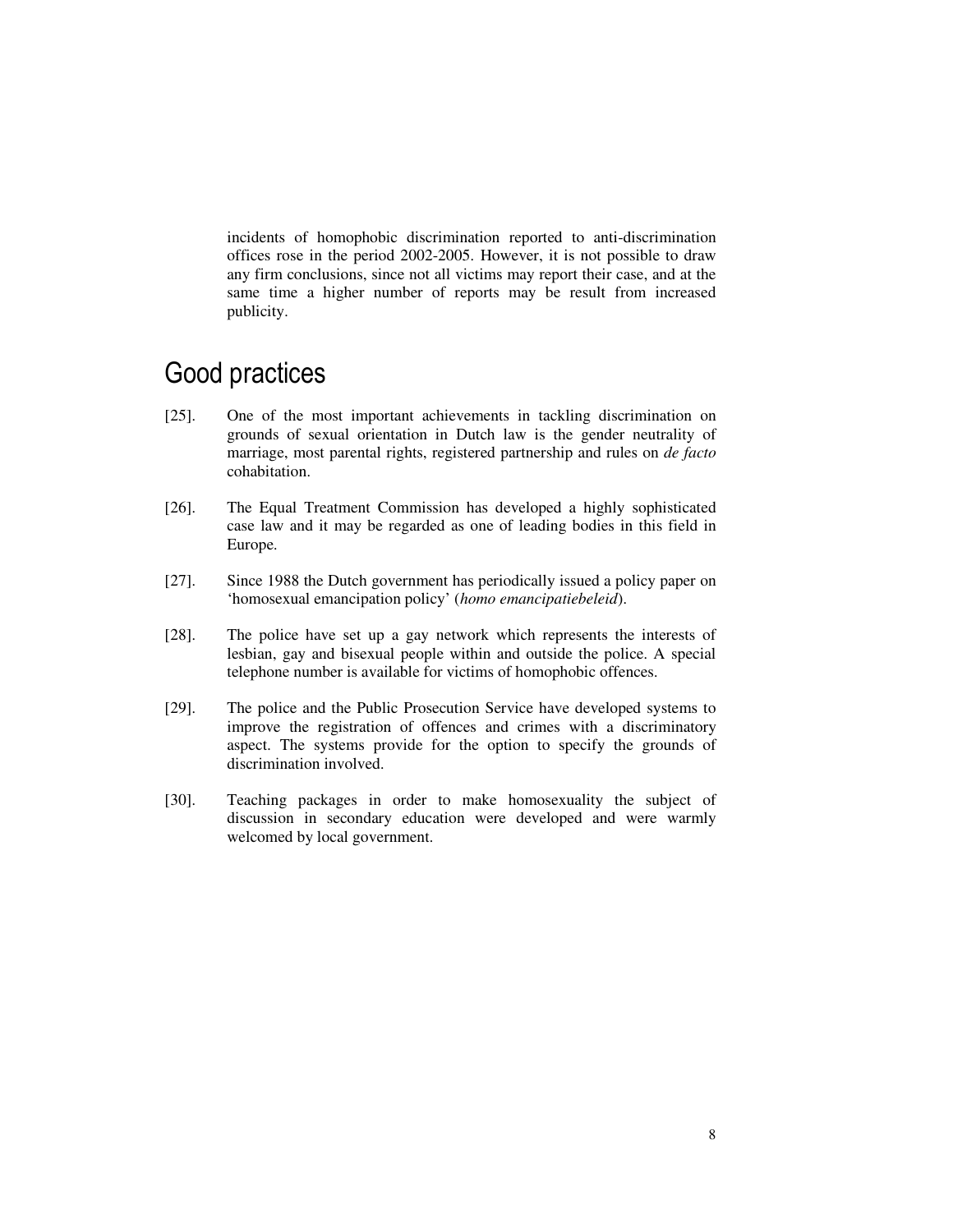incidents of homophobic discrimination reported to anti-discrimination offices rose in the period 2002-2005. However, it is not possible to draw any firm conclusions, since not all victims may report their case, and at the same time a higher number of reports may be result from increased publicity.

## Good practices

[25]. One of the most important achievements in tackling discrimination on grounds of sexual orientation in Dutch law is the gender neutrality of marriage, most parental rights, registered partnership and rules on *de facto* cohabitation.

[26]. The Equal Treatment Commission has developed a highly sophisticated case law and it may be regarded as one of leading bodies in this field in Europe.

[27]. Since 1988 the Dutch government has periodically issued a policy paper on 'homosexual emancipation policy' (*homo emancipatiebeleid*).

[28]. The police have set up a gay network which represents the interests of lesbian, gay and bisexual people within and outside the police. A special telephone number is available for victims of homophobic offences.

[29]. The police and the Public Prosecution Service have developed systems to improve the registration of offences and crimes with a discriminatory aspect. The systems provide for the option to specify the grounds of discrimination involved.

[30]. Teaching packages in order to make homosexuality the subject of discussion in secondary education were developed and were warmly welcomed by local government.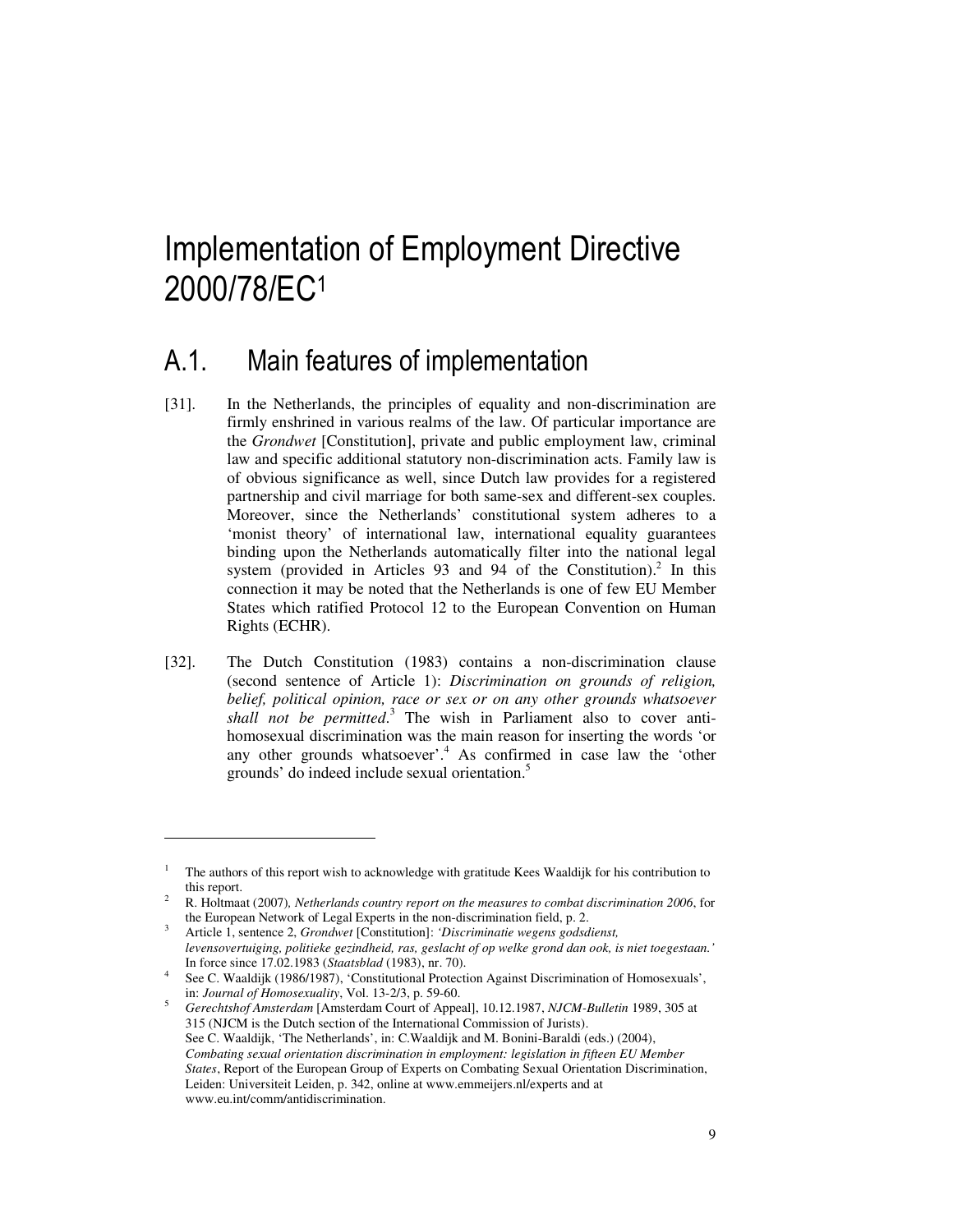# Implementation of Employment Directive 2000/78/EC[1]

## A.1. Main features of implementation

[31]. In the Netherlands, the principles of equality and non-discrimination are firmly enshrined in various realms of the law. Of particular importance are the *Grondwet* [Constitution], private and public employment law, criminal law and specific additional statutory non-discrimination acts. Family law is of obvious significance as well, since Dutch law provides for a registered partnership and civil marriage for both same-sex and different-sex couples. Moreover, since the Netherlands' constitutional system adheres to a 'monist theory' of international law, international equality guarantees binding upon the Netherlands automatically filter into the national legal system (provided in Articles 93 and 94 of the Constitution).[2] In this connection it may be noted that the Netherlands is one of few EU Member States which ratified Protocol 12 to the European Convention on Human Rights (ECHR).

[32]. The Dutch Constitution (1983) contains a non-discrimination clause (second sentence of Article 1): *Discrimination on grounds of religion, belief, political opinion, race or sex or on any other grounds whatsoever shall not be permitted*.[3] The wish in Parliament also to cover anti-homosexual discrimination was the main reason for inserting the words 'or any other grounds whatsoever'.[4] As confirmed in case law the 'other grounds' do indeed include sexual orientation.[5]

---

[1] The authors of this report wish to acknowledge with gratitude Kees Waaldijk for his contribution to this report.

[2] R. Holtmaat (2007), *Netherlands country report on the measures to combat discrimination 2006*, for the European Network of Legal Experts in the non-discrimination field, p. 2.

[3] Article 1, sentence 2, *Grondwet* [Constitution]: *'Discriminatie wegens godsdienst, levensovertuiging, politieke gezindheid, ras, geslacht of op welke grond dan ook, is niet toegestaan.'* In force since 17.02.1983 (*Staatsblad* (1983), nr. 70).

[4] See C. Waaldijk (1986/1987), 'Constitutional Protection Against Discrimination of Homosexuals', in: *Journal of Homosexuality*, Vol. 13-2/3, p. 59-60.

[5] *Gerechtshof Amsterdam* [Amsterdam Court of Appeal], 10.12.1987, *NJCM-Bulletin* 1989, 305 at 315 (NJCM is the Dutch section of the International Commission of Jurists). See C. Waaldijk, 'The Netherlands', in: C.Waaldijk and M. Bonini-Baraldi (eds.) (2004), *Combating sexual orientation discrimination in employment: legislation in fifteen EU Member States*, Report of the European Group of Experts on Combating Sexual Orientation Discrimination, Leiden: Universiteit Leiden, p. 342, online at www.emmeijers.nl/experts and at www.eu.int/comm/antidiscrimination.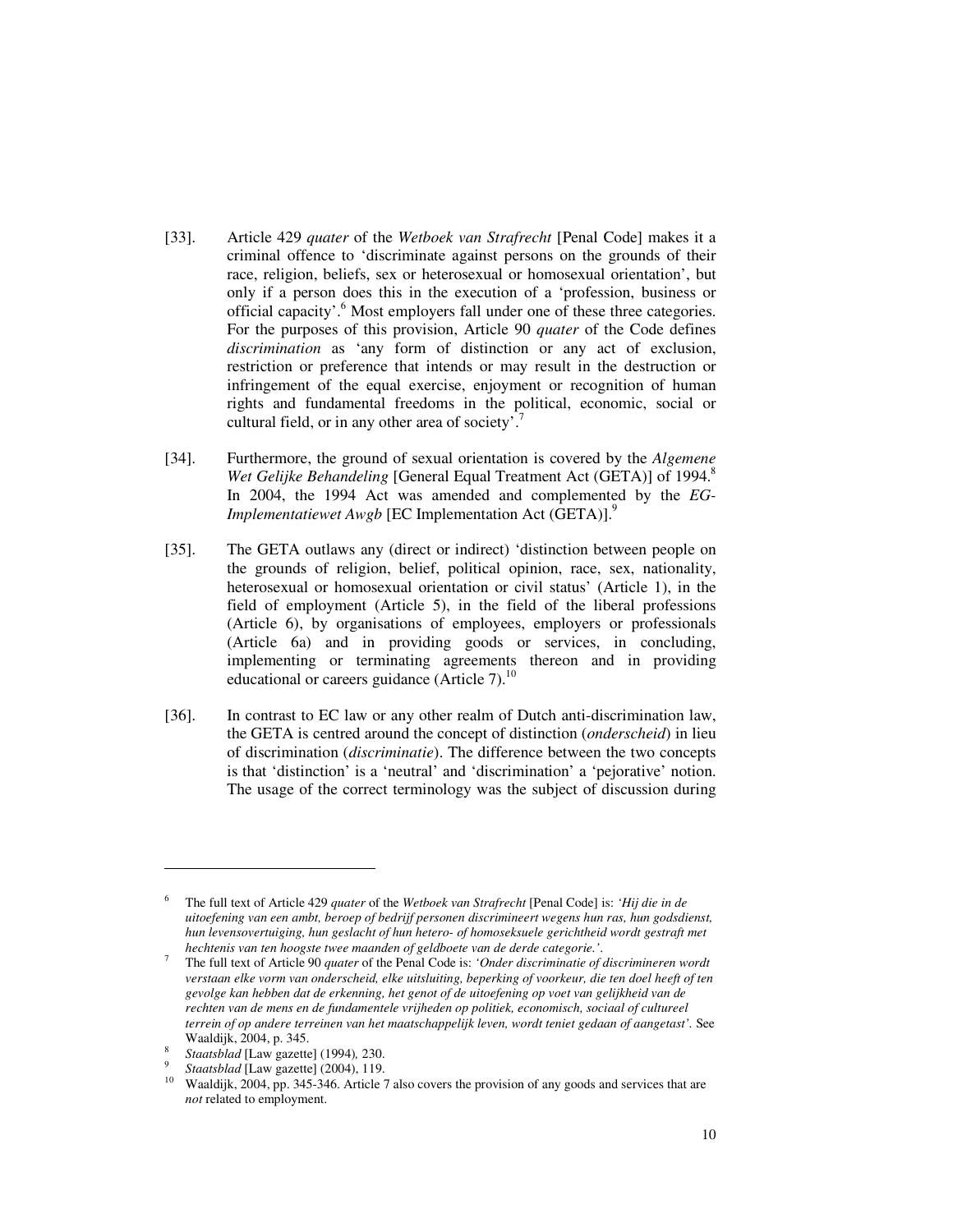[33]. Article 429 *quater* of the *Wetboek van Strafrecht* [Penal Code] makes it a criminal offence to 'discriminate against persons on the grounds of their race, religion, beliefs, sex or heterosexual or homosexual orientation', but only if a person does this in the execution of a 'profession, business or official capacity'.[6] Most employers fall under one of these three categories. For the purposes of this provision, Article 90 *quater* of the Code defines *discrimination* as 'any form of distinction or any act of exclusion, restriction or preference that intends or may result in the destruction or infringement of the equal exercise, enjoyment or recognition of human rights and fundamental freedoms in the political, economic, social or cultural field, or in any other area of society'.[7]

[34]. Furthermore, the ground of sexual orientation is covered by the *Algemene Wet Gelijke Behandeling* [General Equal Treatment Act (GETA)] of 1994.[8] In 2004, the 1994 Act was amended and complemented by the *EG-Implementatiewet Awgb* [EC Implementation Act (GETA)].[9]

[35]. The GETA outlaws any (direct or indirect) 'distinction between people on the grounds of religion, belief, political opinion, race, sex, nationality, heterosexual or homosexual orientation or civil status' (Article 1), in the field of employment (Article 5), in the field of the liberal professions (Article 6), by organisations of employees, employers or professionals (Article 6a) and in providing goods or services, in concluding, implementing or terminating agreements thereon and in providing educational or careers guidance (Article 7).[10]

[36]. In contrast to EC law or any other realm of Dutch anti-discrimination law, the GETA is centred around the concept of distinction (*onderscheid*) in lieu of discrimination (*discriminatie*). The difference between the two concepts is that 'distinction' is a 'neutral' and 'discrimination' a 'pejorative' notion. The usage of the correct terminology was the subject of discussion during

---

[6] The full text of Article 429 *quater* of the *Wetboek van Strafrecht* [Penal Code] is: *'Hij die in de uitoefening van een ambt, beroep of bedrijf personen discrimineert wegens hun ras, hun godsdienst, hun levensovertuiging, hun geslacht of hun hetero- of homoseksuele gerichtheid wordt gestraft met hechtenis van ten hoogste twee maanden of geldboete van de derde categorie.'*.

[7] The full text of Article 90 *quater* of the Penal Code is: *'Onder discriminatie of discrimineren wordt verstaan elke vorm van onderscheid, elke uitsluiting, beperking of voorkeur, die ten doel heeft of ten gevolge kan hebben dat de erkenning, het genot of de uitoefening op voet van gelijkheid van de rechten van de mens en de fundamentele vrijheden op politiek, economisch, sociaal of cultureel terrein of op andere terreinen van het maatschappelijk leven, wordt teniet gedaan of aangetast'.* See Waaldijk, 2004, p. 345.

[8] *Staatsblad* [Law gazette] (1994), 230.

[9] *Staatsblad* [Law gazette] (2004), 119.

[10] Waaldijk, 2004, pp. 345-346. Article 7 also covers the provision of any goods and services that are *not* related to employment.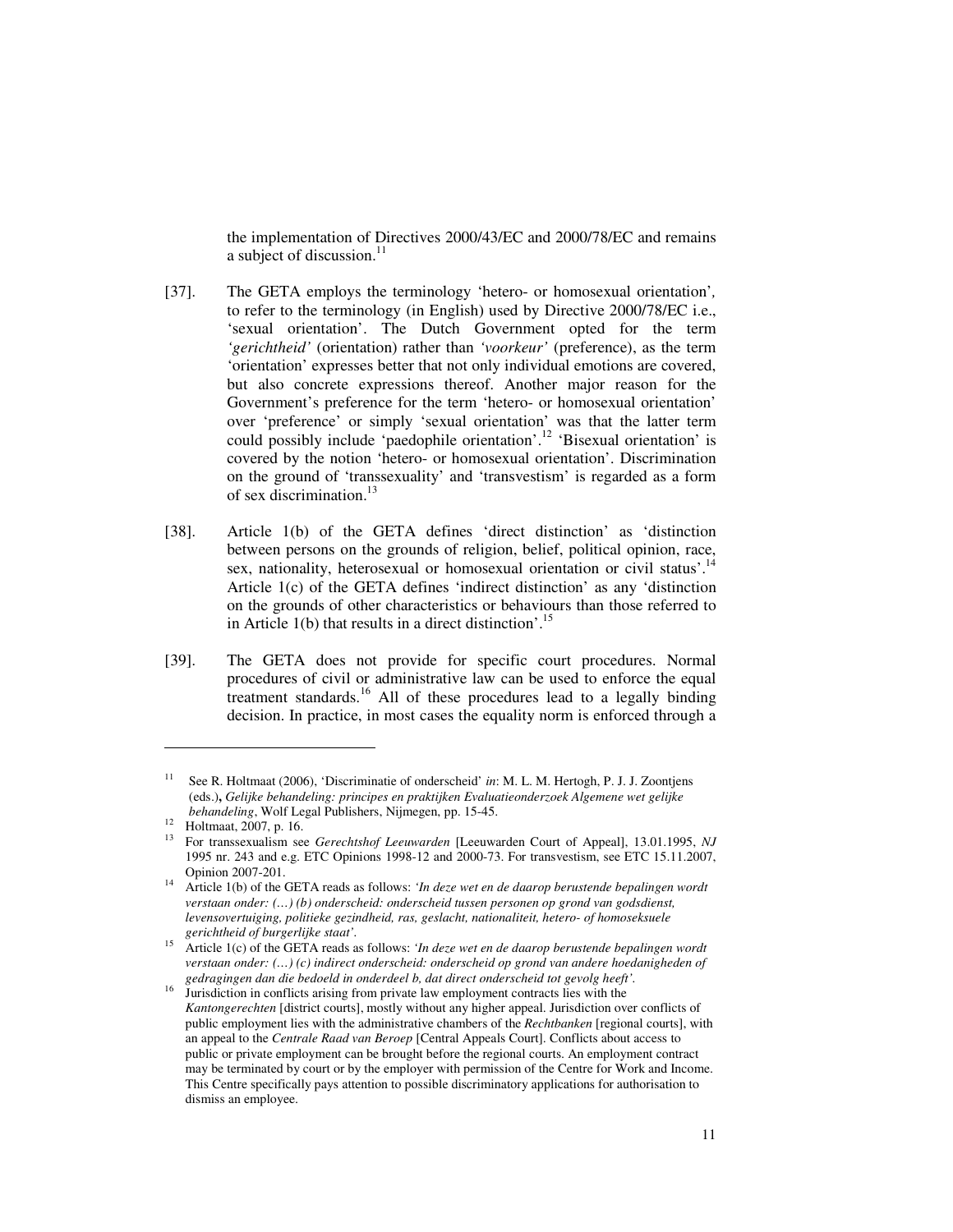the implementation of Directives 2000/43/EC and 2000/78/EC and remains a subject of discussion.[11]

[37]. The GETA employs the terminology 'hetero- or homosexual orientation', to refer to the terminology (in English) used by Directive 2000/78/EC i.e., 'sexual orientation'. The Dutch Government opted for the term *'gerichtheid'* (orientation) rather than *'voorkeur'* (preference), as the term 'orientation' expresses better that not only individual emotions are covered, but also concrete expressions thereof. Another major reason for the Government's preference for the term 'hetero- or homosexual orientation' over 'preference' or simply 'sexual orientation' was that the latter term could possibly include 'paedophile orientation'.[12] 'Bisexual orientation' is covered by the notion 'hetero- or homosexual orientation'. Discrimination on the ground of 'transsexuality' and 'transvestism' is regarded as a form of sex discrimination.[13]

[38]. Article 1(b) of the GETA defines 'direct distinction' as 'distinction between persons on the grounds of religion, belief, political opinion, race, sex, nationality, heterosexual or homosexual orientation or civil status'.[14] Article 1(c) of the GETA defines 'indirect distinction' as any 'distinction on the grounds of other characteristics or behaviours than those referred to in Article 1(b) that results in a direct distinction'.[15]

[39]. The GETA does not provide for specific court procedures. Normal procedures of civil or administrative law can be used to enforce the equal treatment standards.[16] All of these procedures lead to a legally binding decision. In practice, in most cases the equality norm is enforced through a

---

[11] See R. Holtmaat (2006), 'Discriminatie of onderscheid' *in*: M. L. M. Hertogh, P. J. J. Zoontjens (eds.)**,** *Gelijke behandeling: principes en praktijken Evaluatieonderzoek Algemene wet gelijke behandeling*, Wolf Legal Publishers, Nijmegen, pp. 15-45.

[12] Holtmaat, 2007, p. 16.

[13] For transsexualism see *Gerechtshof Leeuwarden* [Leeuwarden Court of Appeal], 13.01.1995, *NJ* 1995 nr. 243 and e.g. ETC Opinions 1998-12 and 2000-73. For transvestism, see ETC 15.11.2007, Opinion 2007-201.

[14] Article 1(b) of the GETA reads as follows: *'In deze wet en de daarop berustende bepalingen wordt verstaan onder: (…) (b) onderscheid: onderscheid tussen personen op grond van godsdienst, levensovertuiging, politieke gezindheid, ras, geslacht, nationaliteit, hetero- of homoseksuele gerichtheid of burgerlijke staat'.*

[15] Article 1(c) of the GETA reads as follows: *'In deze wet en de daarop berustende bepalingen wordt verstaan onder: (…) (c) indirect onderscheid: onderscheid op grond van andere hoedanigheden of gedragingen dan die bedoeld in onderdeel b, dat direct onderscheid tot gevolg heeft'.*

[16] Jurisdiction in conflicts arising from private law employment contracts lies with the *Kantongerechten* [district courts], mostly without any higher appeal. Jurisdiction over conflicts of public employment lies with the administrative chambers of the *Rechtbanken* [regional courts], with an appeal to the *Centrale Raad van Beroep* [Central Appeals Court]. Conflicts about access to public or private employment can be brought before the regional courts. An employment contract may be terminated by court or by the employer with permission of the Centre for Work and Income. This Centre specifically pays attention to possible discriminatory applications for authorisation to dismiss an employee.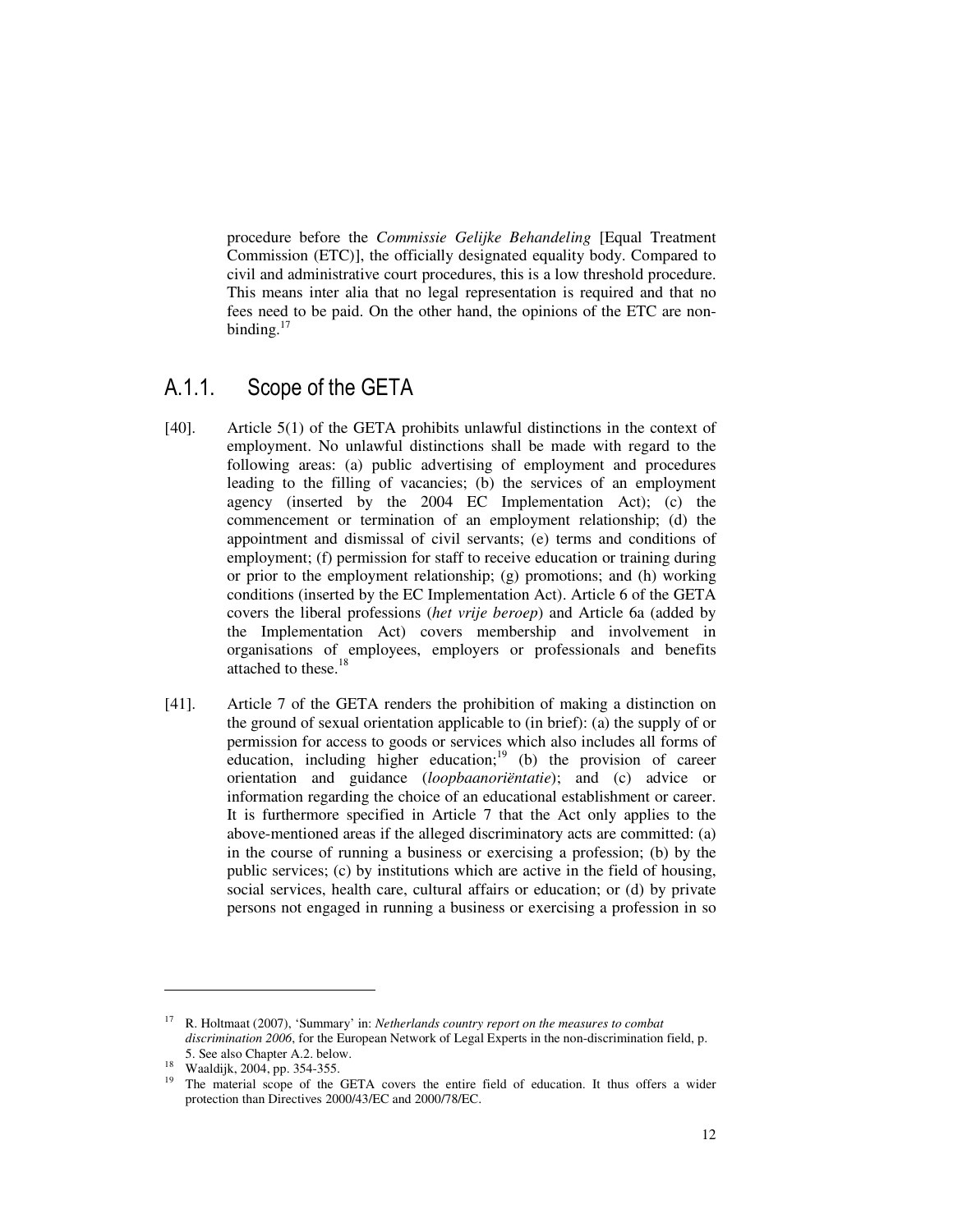procedure before the *Commissie Gelijke Behandeling* [Equal Treatment Commission (ETC)], the officially designated equality body. Compared to civil and administrative court procedures, this is a low threshold procedure. This means inter alia that no legal representation is required and that no fees need to be paid. On the other hand, the opinions of the ETC are non-binding.[17]

### A.1.1. Scope of the GETA

[40]. Article 5(1) of the GETA prohibits unlawful distinctions in the context of employment. No unlawful distinctions shall be made with regard to the following areas: (a) public advertising of employment and procedures leading to the filling of vacancies; (b) the services of an employment agency (inserted by the 2004 EC Implementation Act); (c) the commencement or termination of an employment relationship; (d) the appointment and dismissal of civil servants; (e) terms and conditions of employment; (f) permission for staff to receive education or training during or prior to the employment relationship; (g) promotions; and (h) working conditions (inserted by the EC Implementation Act). Article 6 of the GETA covers the liberal professions (*het vrije beroep*) and Article 6a (added by the Implementation Act) covers membership and involvement in organisations of employees, employers or professionals and benefits attached to these.[18]

[41]. Article 7 of the GETA renders the prohibition of making a distinction on the ground of sexual orientation applicable to (in brief): (a) the supply of or permission for access to goods or services which also includes all forms of education, including higher education;[19] (b) the provision of career orientation and guidance (*loopbaanoriëntatie*); and (c) advice or information regarding the choice of an educational establishment or career. It is furthermore specified in Article 7 that the Act only applies to the above-mentioned areas if the alleged discriminatory acts are committed: (a) in the course of running a business or exercising a profession; (b) by the public services; (c) by institutions which are active in the field of housing, social services, health care, cultural affairs or education; or (d) by private persons not engaged in running a business or exercising a profession in so

---

[17] R. Holtmaat (2007), 'Summary' in: *Netherlands country report on the measures to combat discrimination 2006*, for the European Network of Legal Experts in the non-discrimination field, p. 5. See also Chapter A.2. below.

[18] Waaldijk, 2004, pp. 354-355.

[19] The material scope of the GETA covers the entire field of education. It thus offers a wider protection than Directives 2000/43/EC and 2000/78/EC.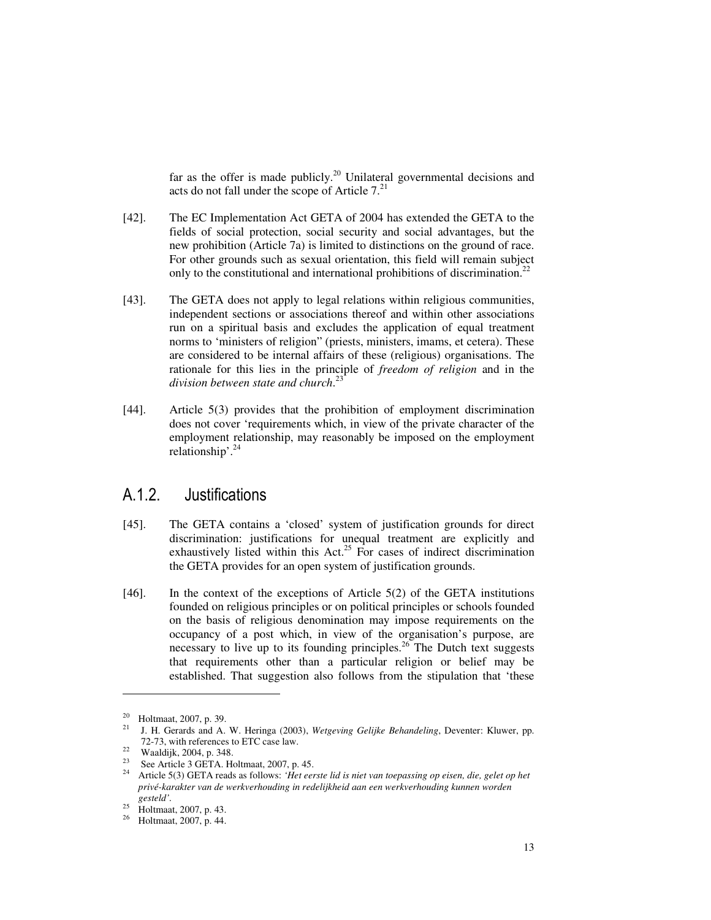far as the offer is made publicly.[20] Unilateral governmental decisions and acts do not fall under the scope of Article 7.[21]

[42]. The EC Implementation Act GETA of 2004 has extended the GETA to the fields of social protection, social security and social advantages, but the new prohibition (Article 7a) is limited to distinctions on the ground of race. For other grounds such as sexual orientation, this field will remain subject only to the constitutional and international prohibitions of discrimination.[22]

[43]. The GETA does not apply to legal relations within religious communities, independent sections or associations thereof and within other associations run on a spiritual basis and excludes the application of equal treatment norms to 'ministers of religion" (priests, ministers, imams, et cetera). These are considered to be internal affairs of these (religious) organisations. The rationale for this lies in the principle of *freedom of religion* and in the *division between state and church*.[23]

[44]. Article 5(3) provides that the prohibition of employment discrimination does not cover 'requirements which, in view of the private character of the employment relationship, may reasonably be imposed on the employment relationship'.[24]

## A.1.2. Justifications

[45]. The GETA contains a 'closed' system of justification grounds for direct discrimination: justifications for unequal treatment are explicitly and exhaustively listed within this Act.[25] For cases of indirect discrimination the GETA provides for an open system of justification grounds.

[46]. In the context of the exceptions of Article 5(2) of the GETA institutions founded on religious principles or on political principles or schools founded on the basis of religious denomination may impose requirements on the occupancy of a post which, in view of the organisation's purpose, are necessary to live up to its founding principles.[26] The Dutch text suggests that requirements other than a particular religion or belief may be established. That suggestion also follows from the stipulation that 'these

---

[20] Holtmaat, 2007, p. 39.

[21] J. H. Gerards and A. W. Heringa (2003), *Wetgeving Gelijke Behandeling*, Deventer: Kluwer, pp. 72-73, with references to ETC case law.

[22] Waaldijk, 2004, p. 348.

[23] See Article 3 GETA. Holtmaat, 2007, p. 45.

[24] Article 5(3) GETA reads as follows: *'Het eerste lid is niet van toepassing op eisen, die, gelet op het privé-karakter van de werkverhouding in redelijkheid aan een werkverhouding kunnen worden gesteld'.*

[25] Holtmaat, 2007, p. 43.

[26] Holtmaat, 2007, p. 44.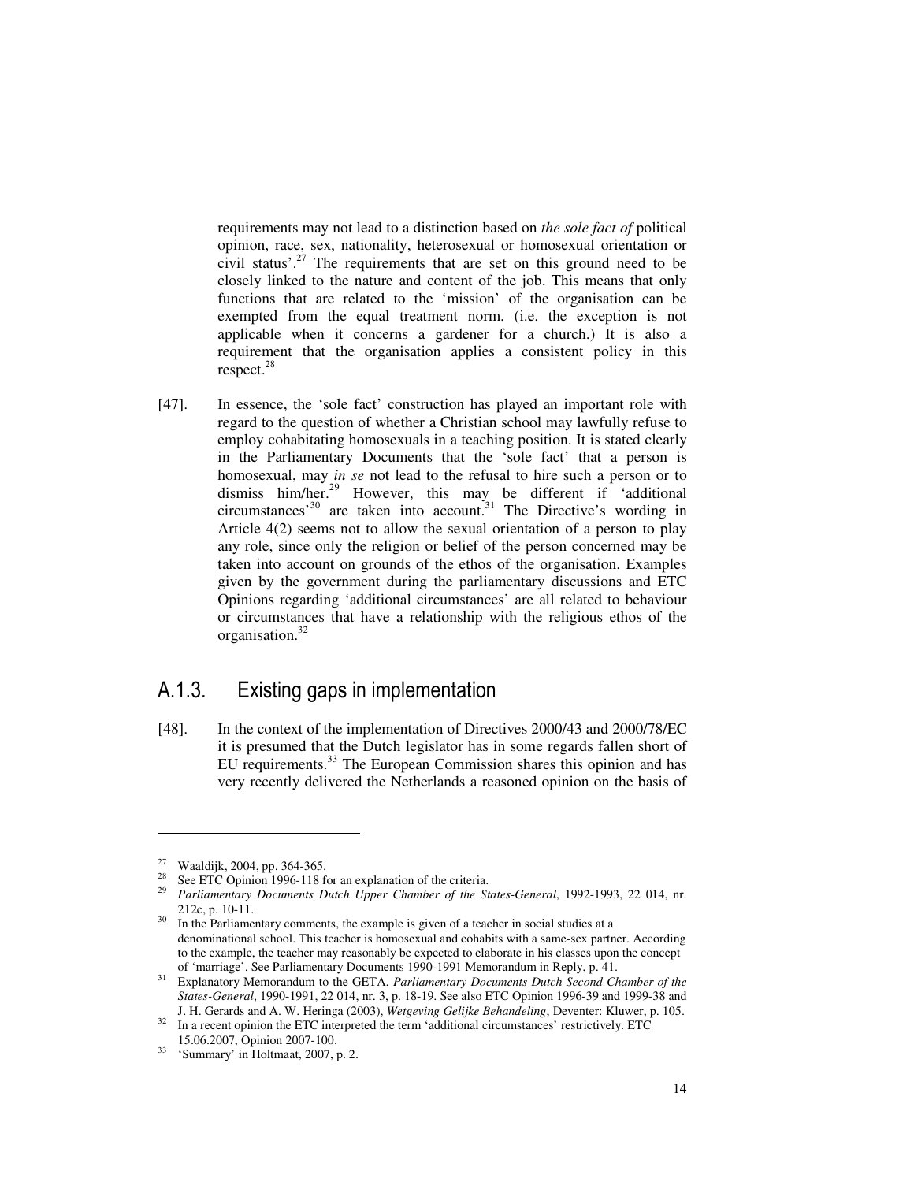requirements may not lead to a distinction based on *the sole fact of* political opinion, race, sex, nationality, heterosexual or homosexual orientation or civil status'.[27] The requirements that are set on this ground need to be closely linked to the nature and content of the job. This means that only functions that are related to the 'mission' of the organisation can be exempted from the equal treatment norm. (i.e. the exception is not applicable when it concerns a gardener for a church.) It is also a requirement that the organisation applies a consistent policy in this respect.[28]

[47]. In essence, the 'sole fact' construction has played an important role with regard to the question of whether a Christian school may lawfully refuse to employ cohabitating homosexuals in a teaching position. It is stated clearly in the Parliamentary Documents that the 'sole fact' that a person is homosexual, may *in se* not lead to the refusal to hire such a person or to dismiss him/her.[29] However, this may be different if 'additional circumstances'[30] are taken into account.[31] The Directive's wording in Article 4(2) seems not to allow the sexual orientation of a person to play any role, since only the religion or belief of the person concerned may be taken into account on grounds of the ethos of the organisation. Examples given by the government during the parliamentary discussions and ETC Opinions regarding 'additional circumstances' are all related to behaviour or circumstances that have a relationship with the religious ethos of the organisation.[32]

## A.1.3. Existing gaps in implementation

[48]. In the context of the implementation of Directives 2000/43 and 2000/78/EC it is presumed that the Dutch legislator has in some regards fallen short of EU requirements.[33] The European Commission shares this opinion and has very recently delivered the Netherlands a reasoned opinion on the basis of

---

[27] Waaldijk, 2004, pp. 364-365.

[28] See ETC Opinion 1996-118 for an explanation of the criteria.

[29] *Parliamentary Documents Dutch Upper Chamber of the States-General*, 1992-1993, 22 014, nr. 212c, p. 10-11.

[30] In the Parliamentary comments, the example is given of a teacher in social studies at a denominational school. This teacher is homosexual and cohabits with a same-sex partner. According to the example, the teacher may reasonably be expected to elaborate in his classes upon the concept of 'marriage'. See Parliamentary Documents 1990-1991 Memorandum in Reply, p. 41.

[31] Explanatory Memorandum to the GETA, *Parliamentary Documents Dutch Second Chamber of the States-General*, 1990-1991, 22 014, nr. 3, p. 18-19. See also ETC Opinion 1996-39 and 1999-38 and J. H. Gerards and A. W. Heringa (2003), *Wetgeving Gelijke Behandeling*, Deventer: Kluwer, p. 105.

[32] In a recent opinion the ETC interpreted the term 'additional circumstances' restrictively. ETC 15.06.2007, Opinion 2007-100.

[33] 'Summary' in Holtmaat, 2007, p. 2.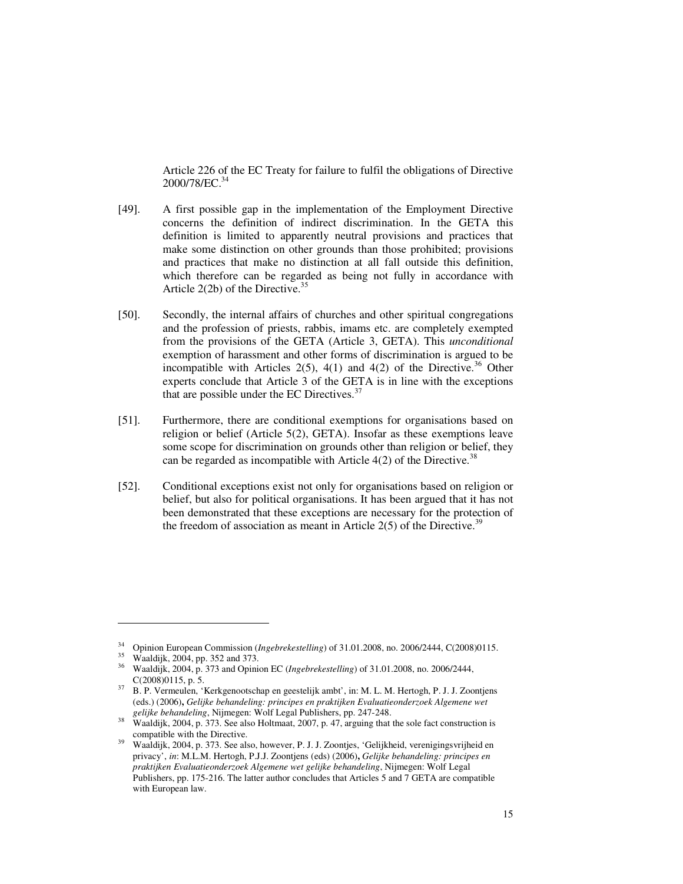Article 226 of the EC Treaty for failure to fulfil the obligations of Directive 2000/78/EC.[34]

[49]. A first possible gap in the implementation of the Employment Directive concerns the definition of indirect discrimination. In the GETA this definition is limited to apparently neutral provisions and practices that make some distinction on other grounds than those prohibited; provisions and practices that make no distinction at all fall outside this definition, which therefore can be regarded as being not fully in accordance with Article 2(2b) of the Directive.[35]

[50]. Secondly, the internal affairs of churches and other spiritual congregations and the profession of priests, rabbis, imams etc. are completely exempted from the provisions of the GETA (Article 3, GETA). This *unconditional* exemption of harassment and other forms of discrimination is argued to be incompatible with Articles 2(5), 4(1) and 4(2) of the Directive.[36] Other experts conclude that Article 3 of the GETA is in line with the exceptions that are possible under the EC Directives.[37]

[51]. Furthermore, there are conditional exemptions for organisations based on religion or belief (Article 5(2), GETA). Insofar as these exemptions leave some scope for discrimination on grounds other than religion or belief, they can be regarded as incompatible with Article 4(2) of the Directive.[38]

[52]. Conditional exceptions exist not only for organisations based on religion or belief, but also for political organisations. It has been argued that it has not been demonstrated that these exceptions are necessary for the protection of the freedom of association as meant in Article 2(5) of the Directive.[39]

---

[34] Opinion European Commission (*Ingebrekestelling*) of 31.01.2008, no. 2006/2444, C(2008)0115.

[35] Waaldijk, 2004, pp. 352 and 373.

[36] Waaldijk, 2004, p. 373 and Opinion EC (*Ingebrekestelling*) of 31.01.2008, no. 2006/2444, C(2008)0115, p. 5.

[37] B. P. Vermeulen, 'Kerkgenootschap en geestelijk ambt', in: M. L. M. Hertogh, P. J. J. Zoontjens (eds.) (2006)**,** *Gelijke behandeling: principes en praktijken Evaluatieonderzoek Algemene wet gelijke behandeling*, Nijmegen: Wolf Legal Publishers, pp. 247-248.

[38] Waaldijk, 2004, p. 373. See also Holtmaat, 2007, p. 47, arguing that the sole fact construction is compatible with the Directive.

[39] Waaldijk, 2004, p. 373. See also, however, P. J. J. Zoontjes, 'Gelijkheid, verenigingsvrijheid en privacy', *in*: M.L.M. Hertogh, P.J.J. Zoontjens (eds) (2006)**,** *Gelijke behandeling: principes en praktijken Evaluatieonderzoek Algemene wet gelijke behandeling*, Nijmegen: Wolf Legal Publishers, pp. 175-216. The latter author concludes that Articles 5 and 7 GETA are compatible with European law.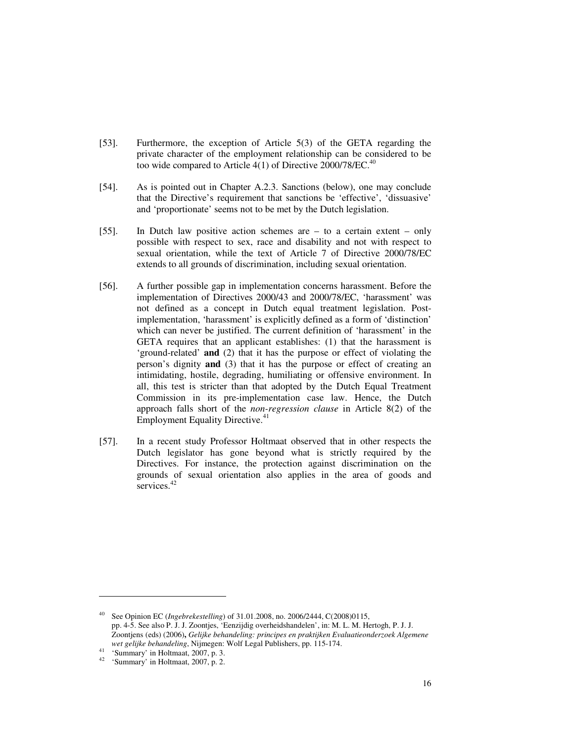[53]. Furthermore, the exception of Article 5(3) of the GETA regarding the private character of the employment relationship can be considered to be too wide compared to Article 4(1) of Directive 2000/78/EC.[40]

[54]. As is pointed out in Chapter A.2.3. Sanctions (below), one may conclude that the Directive's requirement that sanctions be 'effective', 'dissuasive' and 'proportionate' seems not to be met by the Dutch legislation.

[55]. In Dutch law positive action schemes are – to a certain extent – only possible with respect to sex, race and disability and not with respect to sexual orientation, while the text of Article 7 of Directive 2000/78/EC extends to all grounds of discrimination, including sexual orientation.

[56]. A further possible gap in implementation concerns harassment. Before the implementation of Directives 2000/43 and 2000/78/EC, 'harassment' was not defined as a concept in Dutch equal treatment legislation. Post-implementation, 'harassment' is explicitly defined as a form of 'distinction' which can never be justified. The current definition of 'harassment' in the GETA requires that an applicant establishes: (1) that the harassment is 'ground-related' **and** (2) that it has the purpose or effect of violating the person's dignity **and** (3) that it has the purpose or effect of creating an intimidating, hostile, degrading, humiliating or offensive environment. In all, this test is stricter than that adopted by the Dutch Equal Treatment Commission in its pre-implementation case law. Hence, the Dutch approach falls short of the *non-regression clause* in Article 8(2) of the Employment Equality Directive.[41]

[57]. In a recent study Professor Holtmaat observed that in other respects the Dutch legislator has gone beyond what is strictly required by the Directives. For instance, the protection against discrimination on the grounds of sexual orientation also applies in the area of goods and services.[42]

---

[40] See Opinion EC (*Ingebrekestelling*) of 31.01.2008, no. 2006/2444, C(2008)0115, pp. 4-5. See also P. J. J. Zoontjes, 'Eenzijdig overheidshandelen', in: M. L. M. Hertogh, P. J. J. Zoontjens (eds) (2006), *Gelijke behandeling: principes en praktijken Evaluatieonderzoek Algemene wet gelijke behandeling*, Nijmegen: Wolf Legal Publishers, pp. 115-174.

[41] 'Summary' in Holtmaat, 2007, p. 3.

[42] 'Summary' in Holtmaat, 2007, p. 2.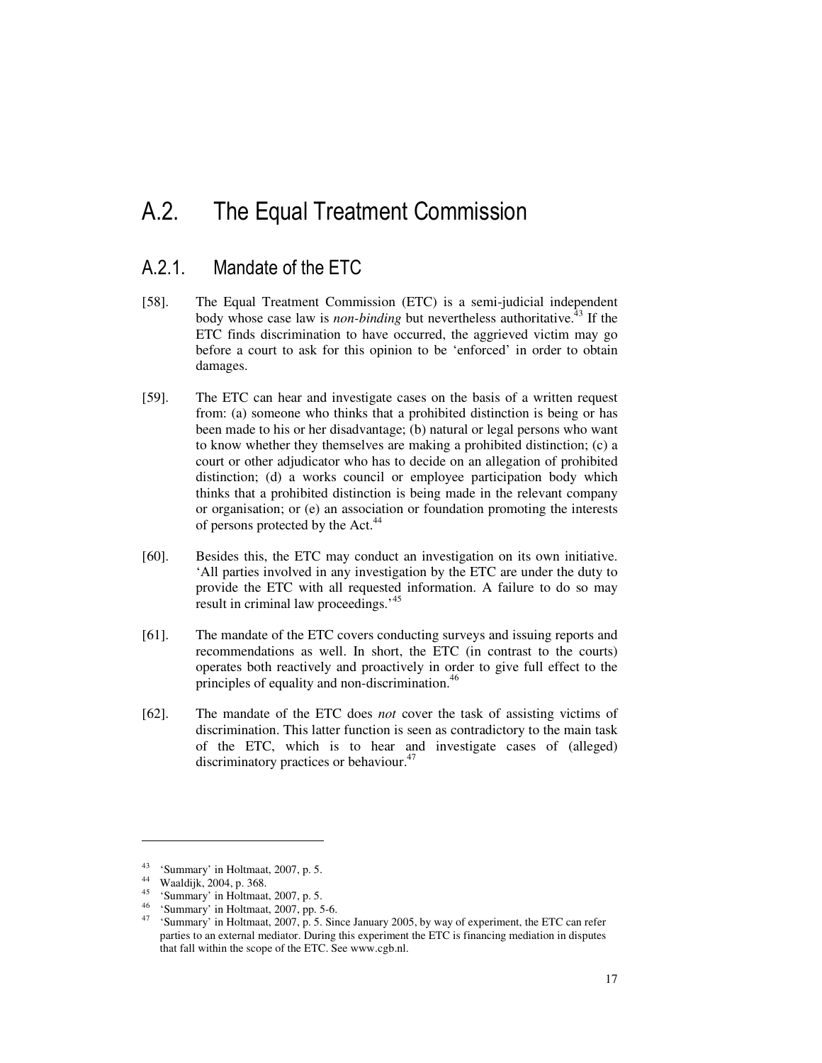# A.2. The Equal Treatment Commission

## A.2.1. Mandate of the ETC

[58]. The Equal Treatment Commission (ETC) is a semi-judicial independent body whose case law is *non-binding* but nevertheless authoritative.[43] If the ETC finds discrimination to have occurred, the aggrieved victim may go before a court to ask for this opinion to be 'enforced' in order to obtain damages.

[59]. The ETC can hear and investigate cases on the basis of a written request from: (a) someone who thinks that a prohibited distinction is being or has been made to his or her disadvantage; (b) natural or legal persons who want to know whether they themselves are making a prohibited distinction; (c) a court or other adjudicator who has to decide on an allegation of prohibited distinction; (d) a works council or employee participation body which thinks that a prohibited distinction is being made in the relevant company or organisation; or (e) an association or foundation promoting the interests of persons protected by the Act.[44]

[60]. Besides this, the ETC may conduct an investigation on its own initiative. 'All parties involved in any investigation by the ETC are under the duty to provide the ETC with all requested information. A failure to do so may result in criminal law proceedings.'[45]

[61]. The mandate of the ETC covers conducting surveys and issuing reports and recommendations as well. In short, the ETC (in contrast to the courts) operates both reactively and proactively in order to give full effect to the principles of equality and non-discrimination.[46]

[62]. The mandate of the ETC does *not* cover the task of assisting victims of discrimination. This latter function is seen as contradictory to the main task of the ETC, which is to hear and investigate cases of (alleged) discriminatory practices or behaviour.[47]

---

[43] 'Summary' in Holtmaat, 2007, p. 5.

[44] Waaldijk, 2004, p. 368.

[45] 'Summary' in Holtmaat, 2007, p. 5.

[46] 'Summary' in Holtmaat, 2007, pp. 5-6.

[47] 'Summary' in Holtmaat, 2007, p. 5. Since January 2005, by way of experiment, the ETC can refer parties to an external mediator. During this experiment the ETC is financing mediation in disputes that fall within the scope of the ETC. See www.cgb.nl.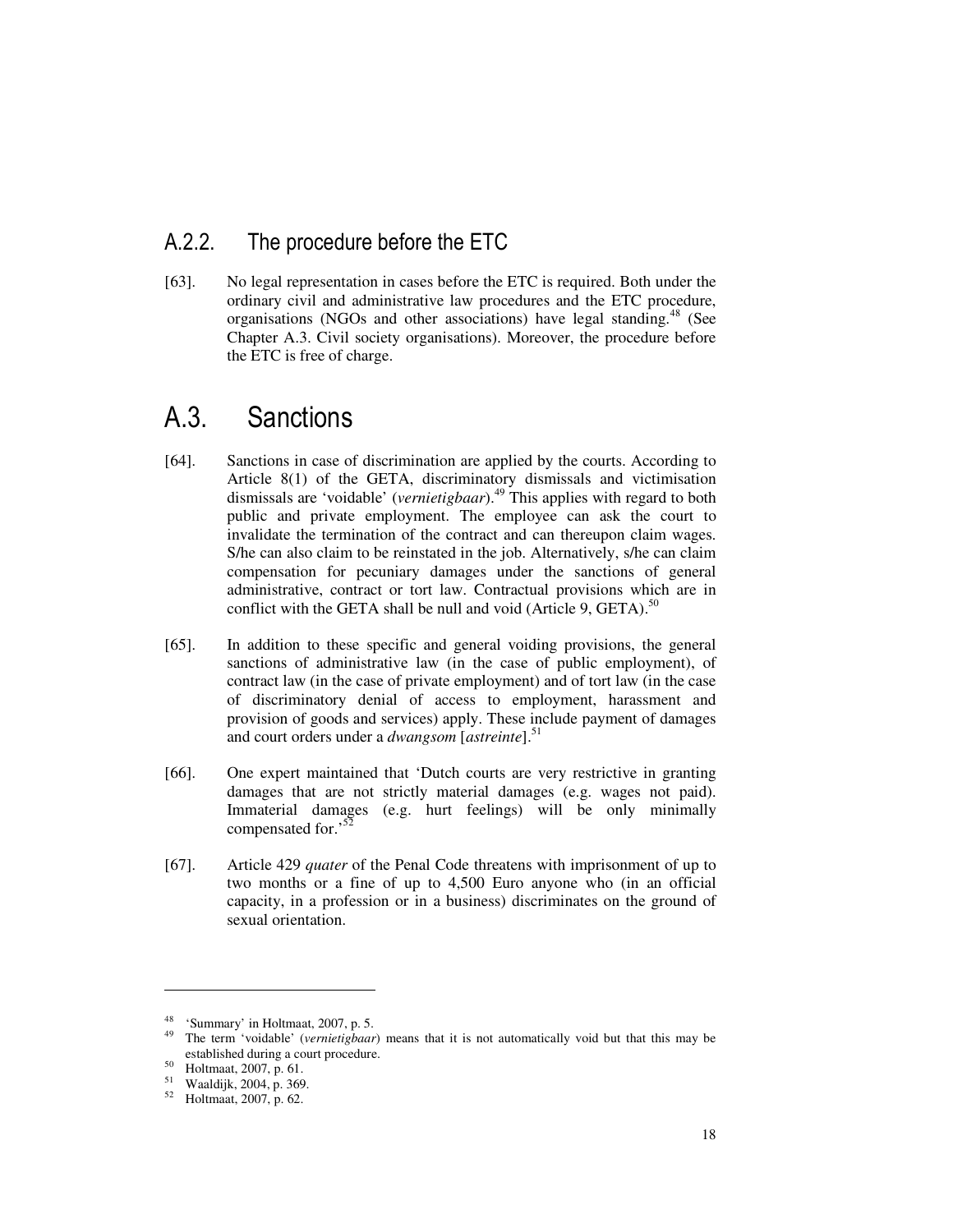### A.2.2. The procedure before the ETC

[63]. No legal representation in cases before the ETC is required. Both under the ordinary civil and administrative law procedures and the ETC procedure, organisations (NGOs and other associations) have legal standing.[48] (See Chapter A.3. Civil society organisations). Moreover, the procedure before the ETC is free of charge.

## A.3. Sanctions

[64]. Sanctions in case of discrimination are applied by the courts. According to Article 8(1) of the GETA, discriminatory dismissals and victimisation dismissals are 'voidable' (*vernietigbaar*).[49] This applies with regard to both public and private employment. The employee can ask the court to invalidate the termination of the contract and can thereupon claim wages. S/he can also claim to be reinstated in the job. Alternatively, s/he can claim compensation for pecuniary damages under the sanctions of general administrative, contract or tort law. Contractual provisions which are in conflict with the GETA shall be null and void (Article 9, GETA).[50]

[65]. In addition to these specific and general voiding provisions, the general sanctions of administrative law (in the case of public employment), of contract law (in the case of private employment) and of tort law (in the case of discriminatory denial of access to employment, harassment and provision of goods and services) apply. These include payment of damages and court orders under a *dwangsom* [*astreinte*].[51]

[66]. One expert maintained that 'Dutch courts are very restrictive in granting damages that are not strictly material damages (e.g. wages not paid). Immaterial damages (e.g. hurt feelings) will be only minimally compensated for.'[52]

[67]. Article 429 *quater* of the Penal Code threatens with imprisonment of up to two months or a fine of up to 4,500 Euro anyone who (in an official capacity, in a profession or in a business) discriminates on the ground of sexual orientation.

---

[48] 'Summary' in Holtmaat, 2007, p. 5.

[49] The term 'voidable' (*vernietigbaar*) means that it is not automatically void but that this may be established during a court procedure.

[50] Holtmaat, 2007, p. 61.

[51] Waaldijk, 2004, p. 369.

[52] Holtmaat, 2007, p. 62.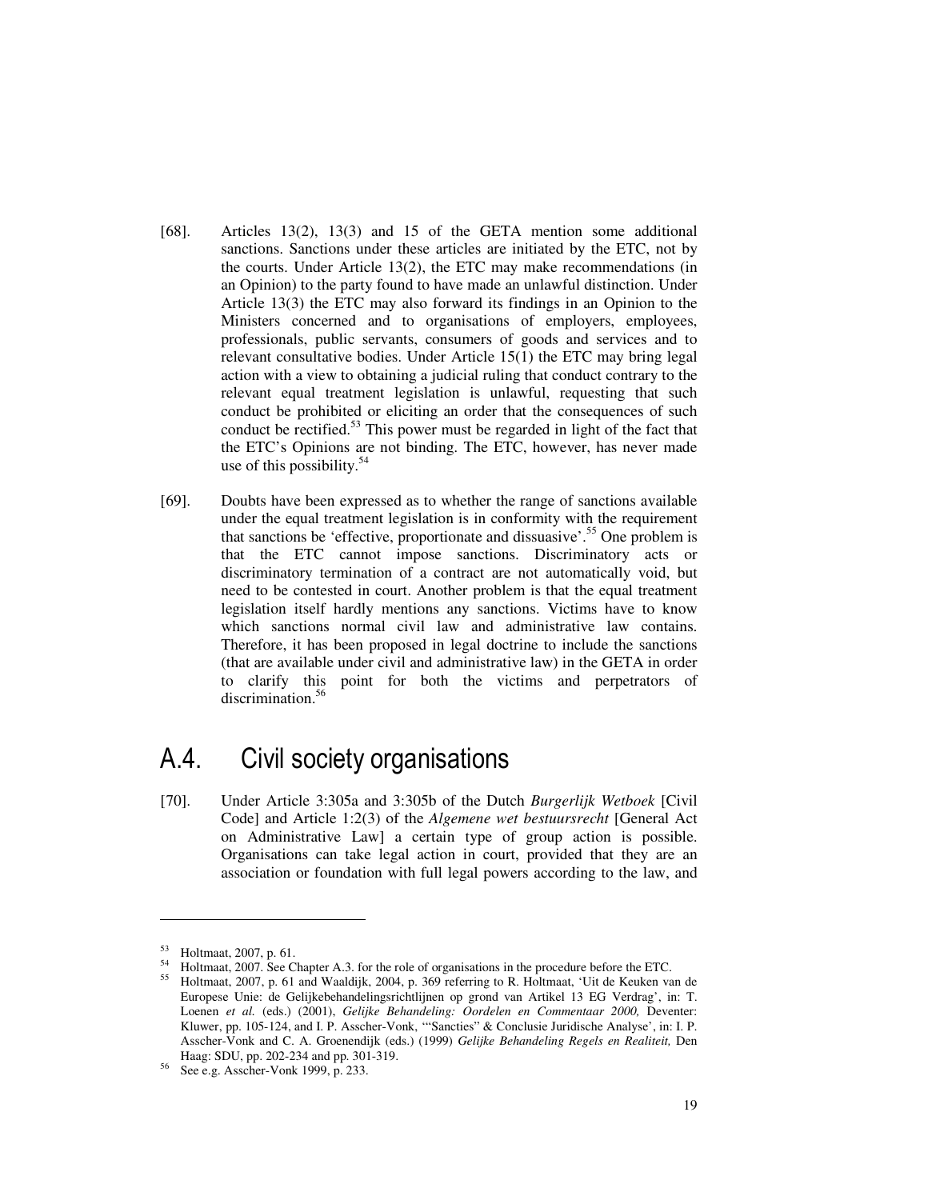[68]. Articles 13(2), 13(3) and 15 of the GETA mention some additional sanctions. Sanctions under these articles are initiated by the ETC, not by the courts. Under Article 13(2), the ETC may make recommendations (in an Opinion) to the party found to have made an unlawful distinction. Under Article 13(3) the ETC may also forward its findings in an Opinion to the Ministers concerned and to organisations of employers, employees, professionals, public servants, consumers of goods and services and to relevant consultative bodies. Under Article 15(1) the ETC may bring legal action with a view to obtaining a judicial ruling that conduct contrary to the relevant equal treatment legislation is unlawful, requesting that such conduct be prohibited or eliciting an order that the consequences of such conduct be rectified.[53] This power must be regarded in light of the fact that the ETC's Opinions are not binding. The ETC, however, has never made use of this possibility.[54]

[69]. Doubts have been expressed as to whether the range of sanctions available under the equal treatment legislation is in conformity with the requirement that sanctions be 'effective, proportionate and dissuasive'.[55] One problem is that the ETC cannot impose sanctions. Discriminatory acts or discriminatory termination of a contract are not automatically void, but need to be contested in court. Another problem is that the equal treatment legislation itself hardly mentions any sanctions. Victims have to know which sanctions normal civil law and administrative law contains. Therefore, it has been proposed in legal doctrine to include the sanctions (that are available under civil and administrative law) in the GETA in order to clarify this point for both the victims and perpetrators of discrimination.[56]

## A.4. Civil society organisations

[70]. Under Article 3:305a and 3:305b of the Dutch *Burgerlijk Wetboek* [Civil Code] and Article 1:2(3) of the *Algemene wet bestuursrecht* [General Act on Administrative Law] a certain type of group action is possible. Organisations can take legal action in court, provided that they are an association or foundation with full legal powers according to the law, and

---

[53] Holtmaat, 2007, p. 61.

[54] Holtmaat, 2007. See Chapter A.3. for the role of organisations in the procedure before the ETC.

[55] Holtmaat, 2007, p. 61 and Waaldijk, 2004, p. 369 referring to R. Holtmaat, 'Uit de Keuken van de Europese Unie: de Gelijkebehandelingsrichtlijnen op grond van Artikel 13 EG Verdrag', in: T. Loenen *et al.* (eds.) (2001), *Gelijke Behandeling: Oordelen en Commentaar 2000,* Deventer: Kluwer, pp. 105-124, and I. P. Asscher-Vonk, '"Sancties" & Conclusie Juridische Analyse', in: I. P. Asscher-Vonk and C. A. Groenendijk (eds.) (1999) *Gelijke Behandeling Regels en Realiteit,* Den Haag: SDU, pp. 202-234 and pp. 301-319.

[56] See e.g. Asscher-Vonk 1999, p. 233.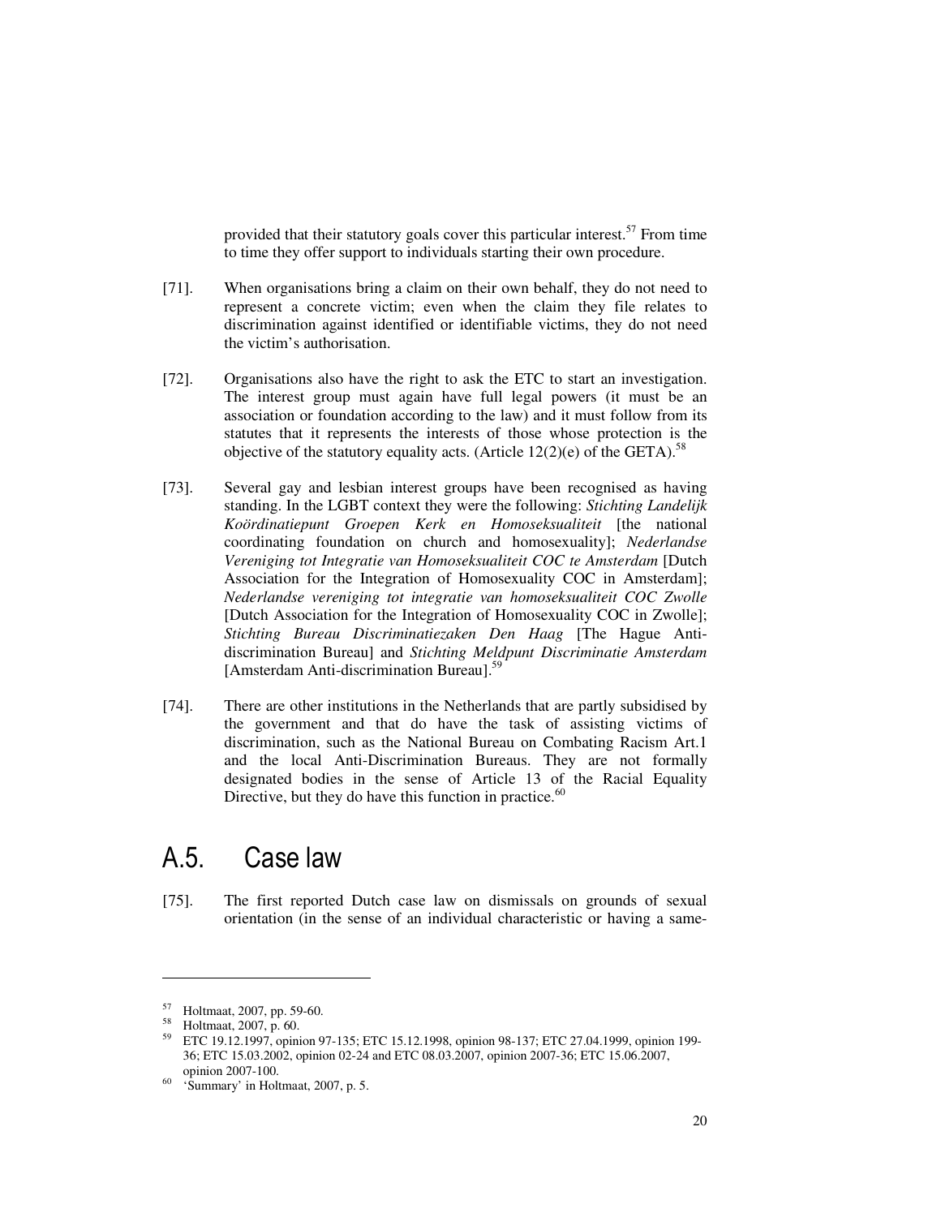provided that their statutory goals cover this particular interest.[57] From time to time they offer support to individuals starting their own procedure.

[71]. When organisations bring a claim on their own behalf, they do not need to represent a concrete victim; even when the claim they file relates to discrimination against identified or identifiable victims, they do not need the victim's authorisation.

[72]. Organisations also have the right to ask the ETC to start an investigation. The interest group must again have full legal powers (it must be an association or foundation according to the law) and it must follow from its statutes that it represents the interests of those whose protection is the objective of the statutory equality acts. (Article 12(2)(e) of the GETA).[58]

[73]. Several gay and lesbian interest groups have been recognised as having standing. In the LGBT context they were the following: *Stichting Landelijk Koördinatiepunt Groepen Kerk en Homoseksualiteit* [the national coordinating foundation on church and homosexuality]; *Nederlandse Vereniging tot Integratie van Homoseksualiteit COC te Amsterdam* [Dutch Association for the Integration of Homosexuality COC in Amsterdam]; *Nederlandse vereniging tot integratie van homoseksualiteit COC Zwolle* [Dutch Association for the Integration of Homosexuality COC in Zwolle]; *Stichting Bureau Discriminatiezaken Den Haag* [The Hague Anti-discrimination Bureau] and *Stichting Meldpunt Discriminatie Amsterdam* [Amsterdam Anti-discrimination Bureau].[59]

[74]. There are other institutions in the Netherlands that are partly subsidised by the government and that do have the task of assisting victims of discrimination, such as the National Bureau on Combating Racism Art.1 and the local Anti-Discrimination Bureaus. They are not formally designated bodies in the sense of Article 13 of the Racial Equality Directive, but they do have this function in practice.[60]

## A.5. Case law

[75]. The first reported Dutch case law on dismissals on grounds of sexual orientation (in the sense of an individual characteristic or having a same-

---

[57] Holtmaat, 2007, pp. 59-60.

[58] Holtmaat, 2007, p. 60.

[59] ETC 19.12.1997, opinion 97-135; ETC 15.12.1998, opinion 98-137; ETC 27.04.1999, opinion 199-36; ETC 15.03.2002, opinion 02-24 and ETC 08.03.2007, opinion 2007-36; ETC 15.06.2007, opinion 2007-100.

[60] 'Summary' in Holtmaat, 2007, p. 5.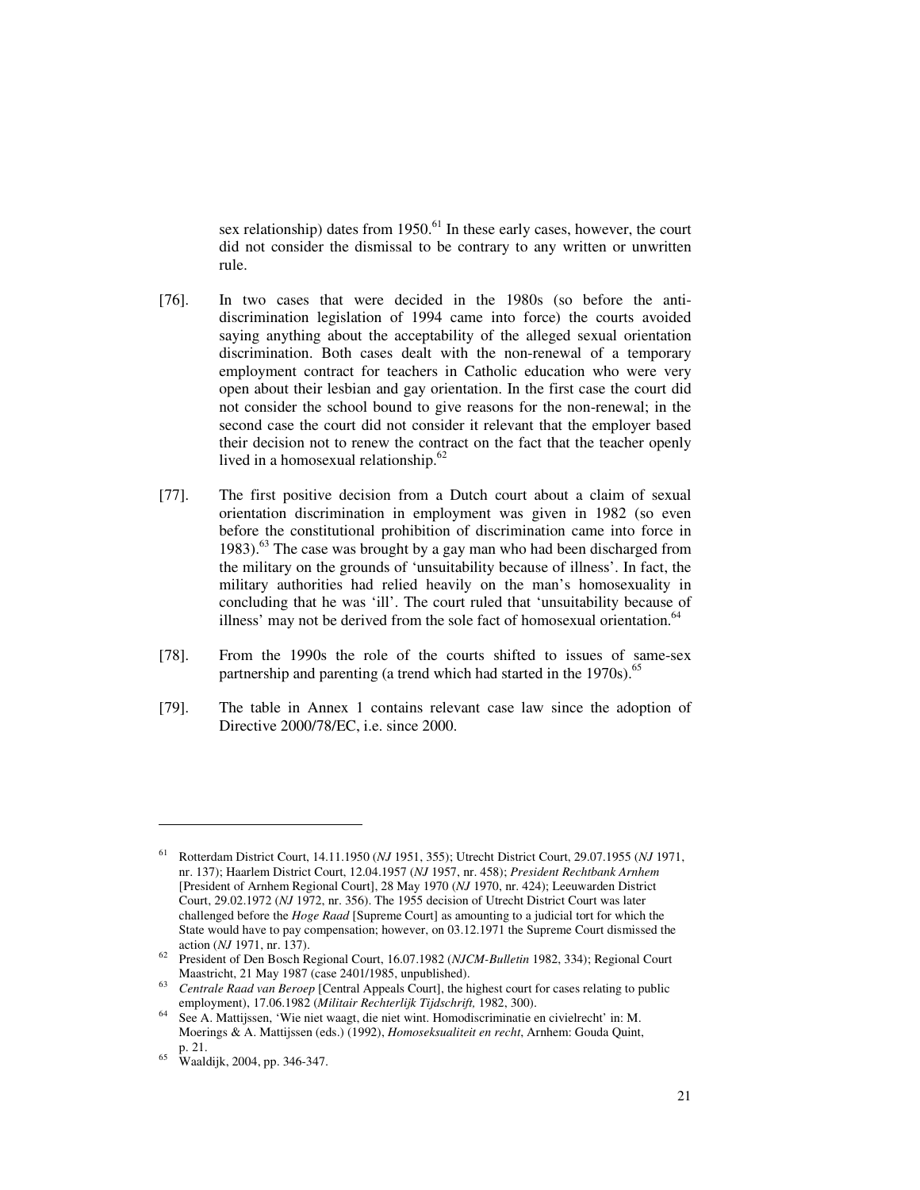sex relationship) dates from 1950.[61] In these early cases, however, the court did not consider the dismissal to be contrary to any written or unwritten rule.

[76]. In two cases that were decided in the 1980s (so before the anti-discrimination legislation of 1994 came into force) the courts avoided saying anything about the acceptability of the alleged sexual orientation discrimination. Both cases dealt with the non-renewal of a temporary employment contract for teachers in Catholic education who were very open about their lesbian and gay orientation. In the first case the court did not consider the school bound to give reasons for the non-renewal; in the second case the court did not consider it relevant that the employer based their decision not to renew the contract on the fact that the teacher openly lived in a homosexual relationship.[62]

[77]. The first positive decision from a Dutch court about a claim of sexual orientation discrimination in employment was given in 1982 (so even before the constitutional prohibition of discrimination came into force in 1983).[63] The case was brought by a gay man who had been discharged from the military on the grounds of 'unsuitability because of illness'. In fact, the military authorities had relied heavily on the man's homosexuality in concluding that he was 'ill'. The court ruled that 'unsuitability because of illness' may not be derived from the sole fact of homosexual orientation.[64]

[78]. From the 1990s the role of the courts shifted to issues of same-sex partnership and parenting (a trend which had started in the 1970s).[65]

[79]. The table in Annex 1 contains relevant case law since the adoption of Directive 2000/78/EC, i.e. since 2000.

---

[61] Rotterdam District Court, 14.11.1950 (*NJ* 1951, 355); Utrecht District Court, 29.07.1955 (*NJ* 1971, nr. 137); Haarlem District Court, 12.04.1957 (*NJ* 1957, nr. 458); *President Rechtbank Arnhem* [President of Arnhem Regional Court], 28 May 1970 (*NJ* 1970, nr. 424); Leeuwarden District Court, 29.02.1972 (*NJ* 1972, nr. 356). The 1955 decision of Utrecht District Court was later challenged before the *Hoge Raad* [Supreme Court] as amounting to a judicial tort for which the State would have to pay compensation; however, on 03.12.1971 the Supreme Court dismissed the action (*NJ* 1971, nr. 137).

[62] President of Den Bosch Regional Court, 16.07.1982 (*NJCM-Bulletin* 1982, 334); Regional Court Maastricht, 21 May 1987 (case 2401/1985, unpublished).

[63] *Centrale Raad van Beroep* [Central Appeals Court], the highest court for cases relating to public employment), 17.06.1982 (*Militair Rechterlijk Tijdschrift,* 1982, 300).

[64] See A. Mattijssen, 'Wie niet waagt, die niet wint. Homodiscriminatie en civielrecht' in: M. Moerings & A. Mattijssen (eds.) (1992), *Homoseksualiteit en recht*, Arnhem: Gouda Quint, p. 21.

[65] Waaldijk, 2004, pp. 346-347.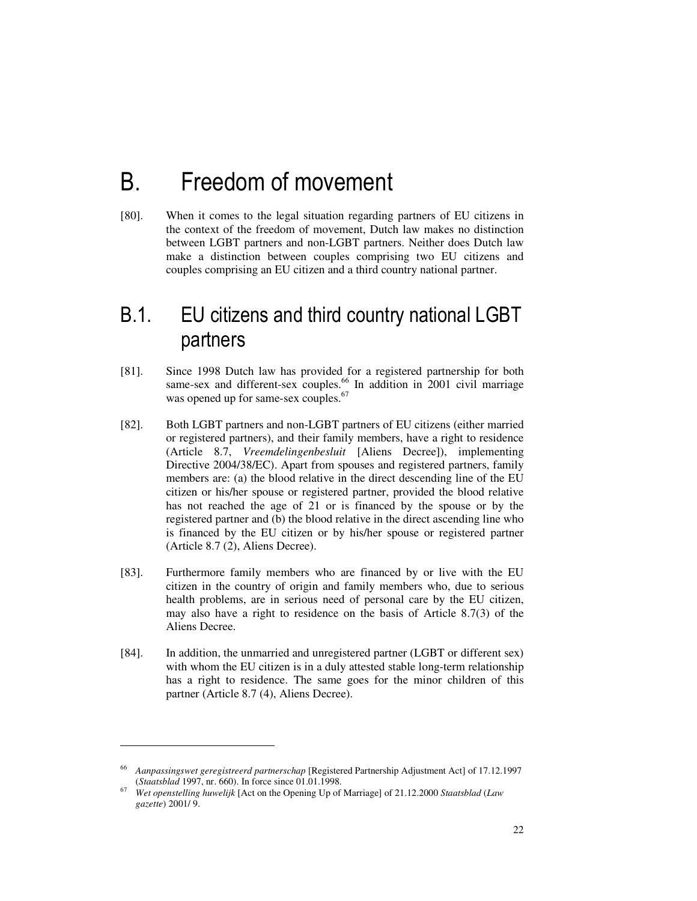# B. Freedom of movement

[80]. When it comes to the legal situation regarding partners of EU citizens in the context of the freedom of movement, Dutch law makes no distinction between LGBT partners and non-LGBT partners. Neither does Dutch law make a distinction between couples comprising two EU citizens and couples comprising an EU citizen and a third country national partner.

## B.1. EU citizens and third country national LGBT partners

[81]. Since 1998 Dutch law has provided for a registered partnership for both same-sex and different-sex couples.[66] In addition in 2001 civil marriage was opened up for same-sex couples.[67]

[82]. Both LGBT partners and non-LGBT partners of EU citizens (either married or registered partners), and their family members, have a right to residence (Article 8.7, *Vreemdelingenbesluit* [Aliens Decree]), implementing Directive 2004/38/EC). Apart from spouses and registered partners, family members are: (a) the blood relative in the direct descending line of the EU citizen or his/her spouse or registered partner, provided the blood relative has not reached the age of 21 or is financed by the spouse or by the registered partner and (b) the blood relative in the direct ascending line who is financed by the EU citizen or by his/her spouse or registered partner (Article 8.7 (2), Aliens Decree).

[83]. Furthermore family members who are financed by or live with the EU citizen in the country of origin and family members who, due to serious health problems, are in serious need of personal care by the EU citizen, may also have a right to residence on the basis of Article 8.7(3) of the Aliens Decree.

[84]. In addition, the unmarried and unregistered partner (LGBT or different sex) with whom the EU citizen is in a duly attested stable long-term relationship has a right to residence. The same goes for the minor children of this partner (Article 8.7 (4), Aliens Decree).

---

[66] *Aanpassingswet geregistreerd partnerschap* [Registered Partnership Adjustment Act] of 17.12.1997 (*Staatsblad* 1997, nr. 660). In force since 01.01.1998.

[67] *Wet openstelling huwelijk* [Act on the Opening Up of Marriage] of 21.12.2000 *Staatsblad* (*Law gazette*) 2001/ 9.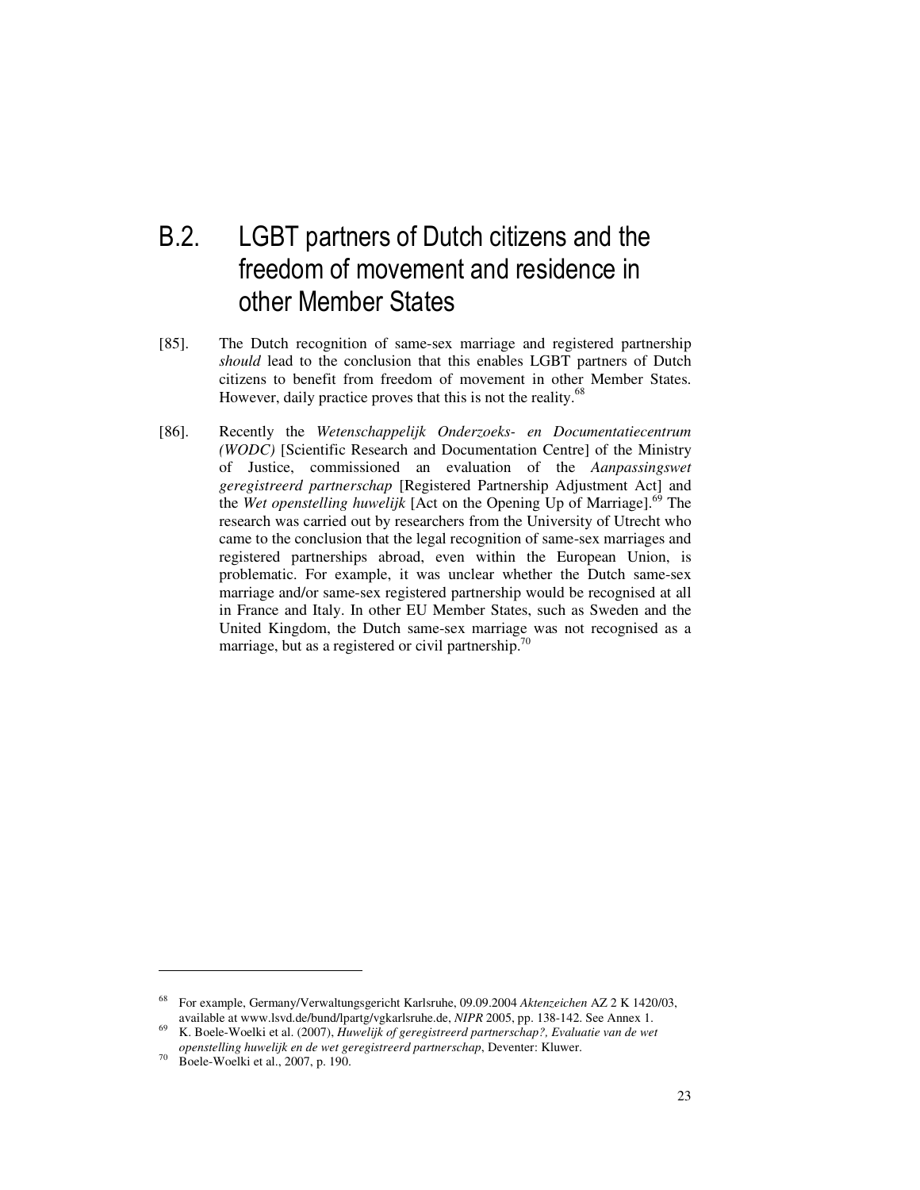## B.2. LGBT partners of Dutch citizens and the freedom of movement and residence in other Member States

[85]. The Dutch recognition of same-sex marriage and registered partnership *should* lead to the conclusion that this enables LGBT partners of Dutch citizens to benefit from freedom of movement in other Member States. However, daily practice proves that this is not the reality.[68]

[86]. Recently the *Wetenschappelijk Onderzoeks- en Documentatiecentrum (WODC)* [Scientific Research and Documentation Centre] of the Ministry of Justice, commissioned an evaluation of the *Aanpassingswet geregistreerd partnerschap* [Registered Partnership Adjustment Act] and the *Wet openstelling huwelijk* [Act on the Opening Up of Marriage].[69] The research was carried out by researchers from the University of Utrecht who came to the conclusion that the legal recognition of same-sex marriages and registered partnerships abroad, even within the European Union, is problematic. For example, it was unclear whether the Dutch same-sex marriage and/or same-sex registered partnership would be recognised at all in France and Italy. In other EU Member States, such as Sweden and the United Kingdom, the Dutch same-sex marriage was not recognised as a marriage, but as a registered or civil partnership.[70]

---

[68] For example, Germany/Verwaltungsgericht Karlsruhe, 09.09.2004 *Aktenzeichen* AZ 2 K 1420/03, available at www.lsvd.de/bund/lpartg/vgkarlsruhe.de, *NIPR* 2005, pp. 138-142. See Annex 1.

[69] K. Boele-Woelki et al. (2007), *Huwelijk of geregistreerd partnerschap?, Evaluatie van de wet openstelling huwelijk en de wet geregistreerd partnerschap*, Deventer: Kluwer.

[70] Boele-Woelki et al., 2007, p. 190.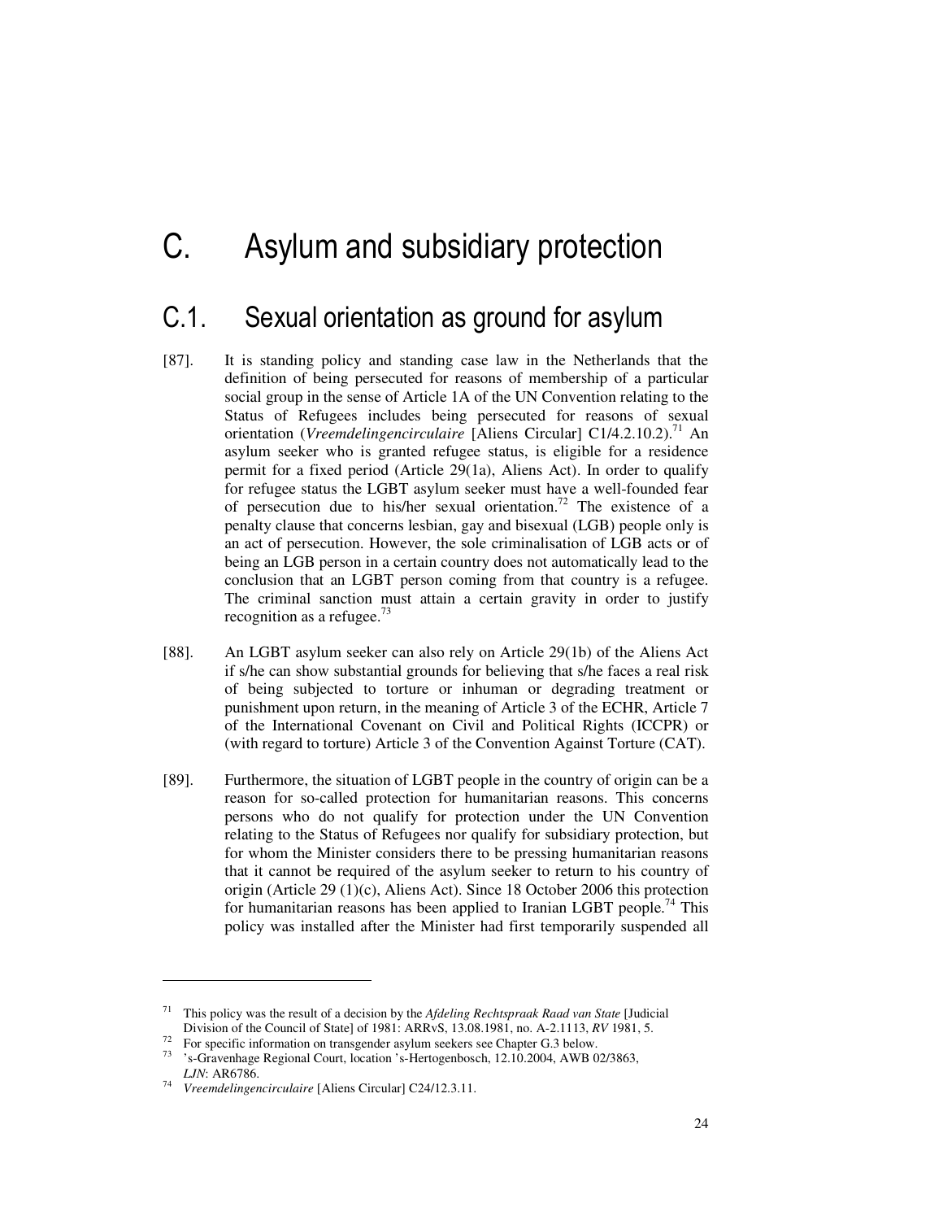# C. Asylum and subsidiary protection

## C.1. Sexual orientation as ground for asylum

[87]. It is standing policy and standing case law in the Netherlands that the definition of being persecuted for reasons of membership of a particular social group in the sense of Article 1A of the UN Convention relating to the Status of Refugees includes being persecuted for reasons of sexual orientation (*Vreemdelingencirculaire* [Aliens Circular] C1/4.2.10.2).[71] An asylum seeker who is granted refugee status, is eligible for a residence permit for a fixed period (Article 29(1a), Aliens Act). In order to qualify for refugee status the LGBT asylum seeker must have a well-founded fear of persecution due to his/her sexual orientation.[72] The existence of a penalty clause that concerns lesbian, gay and bisexual (LGB) people only is an act of persecution. However, the sole criminalisation of LGB acts or of being an LGB person in a certain country does not automatically lead to the conclusion that an LGBT person coming from that country is a refugee. The criminal sanction must attain a certain gravity in order to justify recognition as a refugee.[73]

[88]. An LGBT asylum seeker can also rely on Article 29(1b) of the Aliens Act if s/he can show substantial grounds for believing that s/he faces a real risk of being subjected to torture or inhuman or degrading treatment or punishment upon return, in the meaning of Article 3 of the ECHR, Article 7 of the International Covenant on Civil and Political Rights (ICCPR) or (with regard to torture) Article 3 of the Convention Against Torture (CAT).

[89]. Furthermore, the situation of LGBT people in the country of origin can be a reason for so-called protection for humanitarian reasons. This concerns persons who do not qualify for protection under the UN Convention relating to the Status of Refugees nor qualify for subsidiary protection, but for whom the Minister considers there to be pressing humanitarian reasons that it cannot be required of the asylum seeker to return to his country of origin (Article 29 (1)(c), Aliens Act). Since 18 October 2006 this protection for humanitarian reasons has been applied to Iranian LGBT people.[74] This policy was installed after the Minister had first temporarily suspended all

---

[71] This policy was the result of a decision by the *Afdeling Rechtspraak Raad van State* [Judicial Division of the Council of State] of 1981: ARRvS, 13.08.1981, no. A-2.1113, *RV* 1981, 5.

[72] For specific information on transgender asylum seekers see Chapter G.3 below.

[73] 's-Gravenhage Regional Court, location 's-Hertogenbosch, 12.10.2004, AWB 02/3863, *LJN*: AR6786.

[74] *Vreemdelingencirculaire* [Aliens Circular] C24/12.3.11.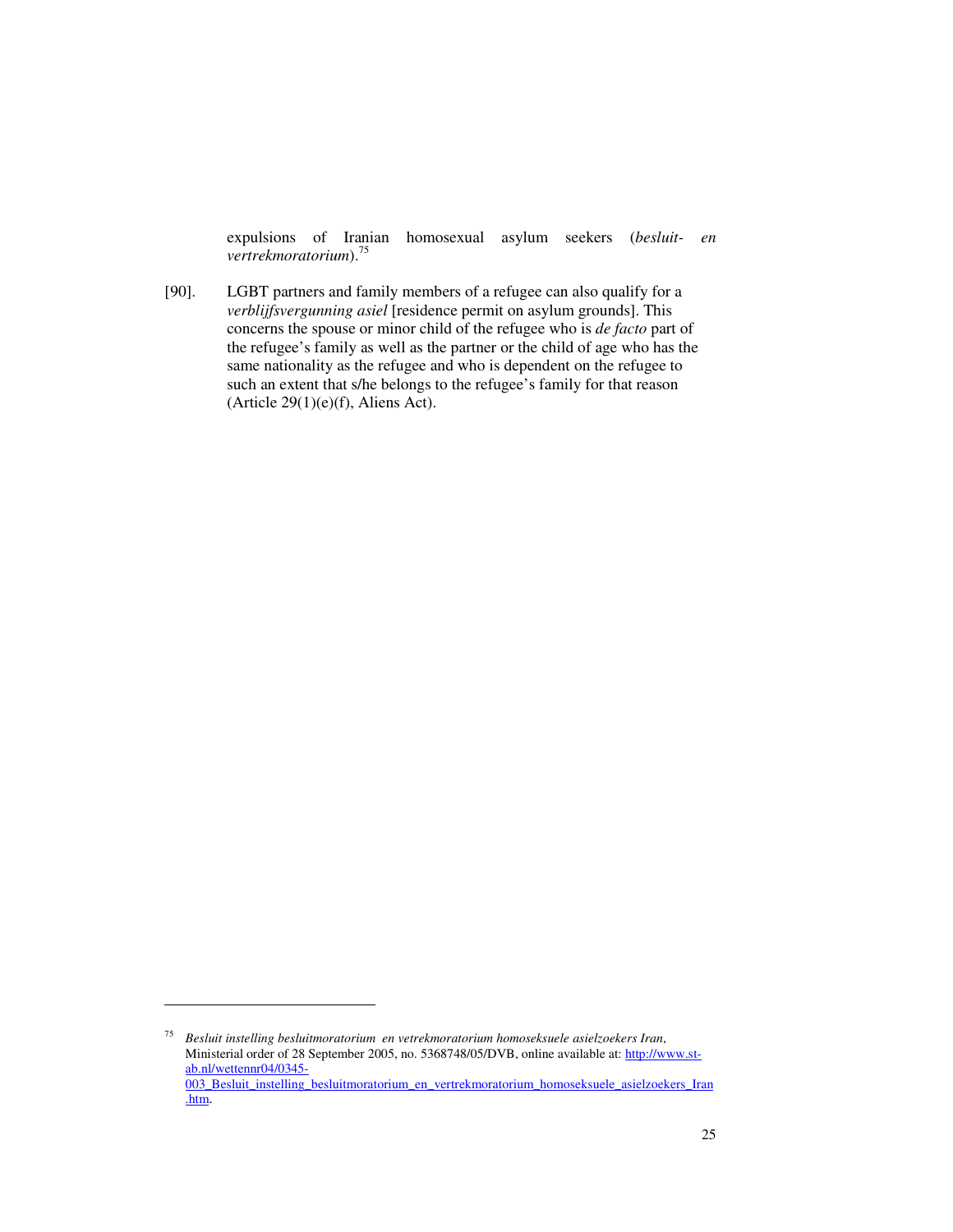expulsions of Iranian homosexual asylum seekers (*besluit- en vertrekmoratorium*).[75]

[90]. LGBT partners and family members of a refugee can also qualify for a *verblijfsvergunning asiel* [residence permit on asylum grounds]. This concerns the spouse or minor child of the refugee who is *de facto* part of the refugee's family as well as the partner or the child of age who has the same nationality as the refugee and who is dependent on the refugee to such an extent that s/he belongs to the refugee's family for that reason (Article 29(1)(e)(f), Aliens Act).

---

[75] *Besluit instelling besluitmoratorium en vetrekmoratorium homoseksuele asielzoekers Iran*, Ministerial order of 28 September 2005, no. 5368748/05/DVB, online available at: http://www.st-ab.nl/wettennr04/0345-003_Besluit_instelling_besluitmoratorium_en_vertrekmoratorium_homoseksuele_asielzoekers_Iran.htm.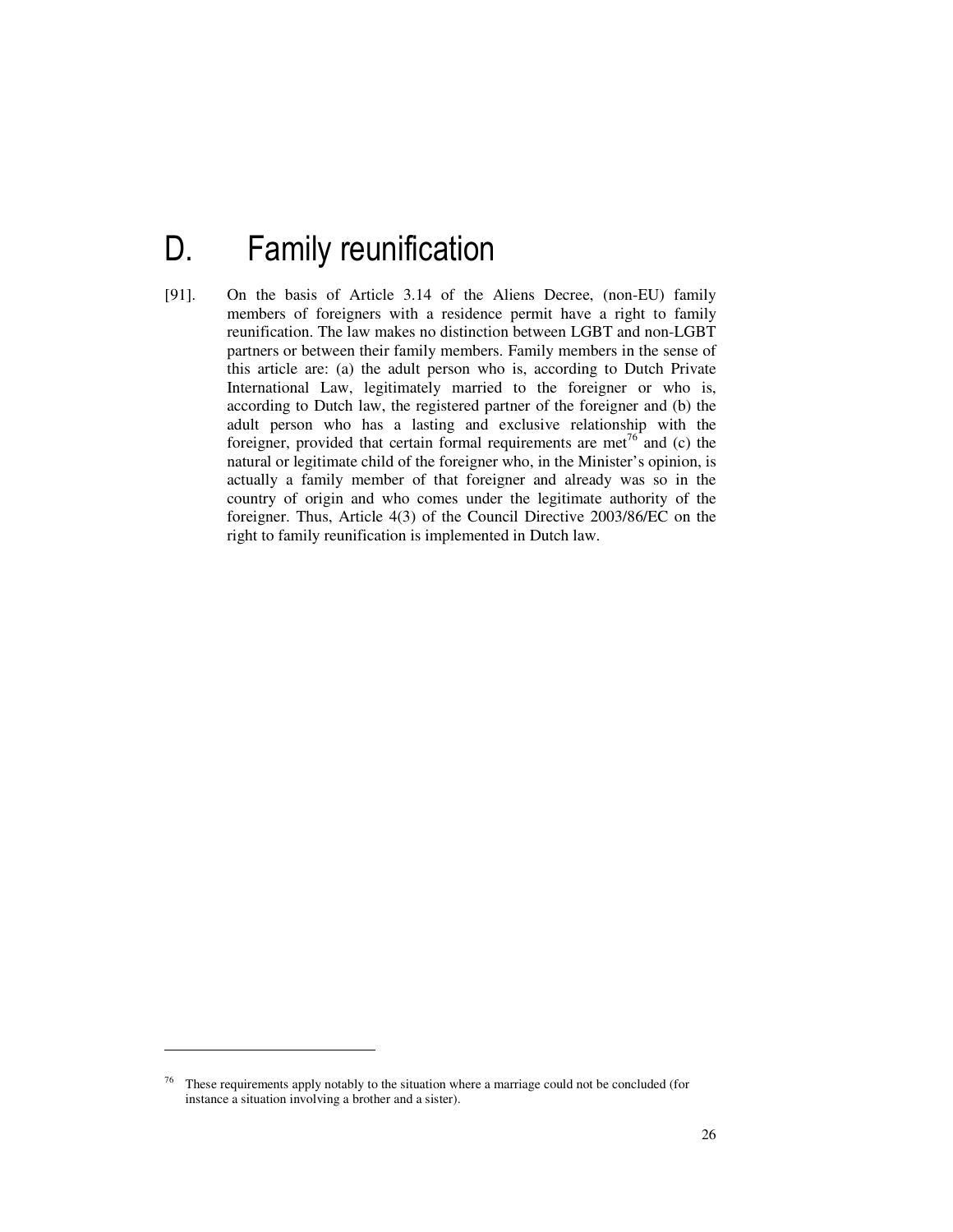# D. Family reunification

[91]. On the basis of Article 3.14 of the Aliens Decree, (non-EU) family members of foreigners with a residence permit have a right to family reunification. The law makes no distinction between LGBT and non-LGBT partners or between their family members. Family members in the sense of this article are: (a) the adult person who is, according to Dutch Private International Law, legitimately married to the foreigner or who is, according to Dutch law, the registered partner of the foreigner and (b) the adult person who has a lasting and exclusive relationship with the foreigner, provided that certain formal requirements are met[76] and (c) the natural or legitimate child of the foreigner who, in the Minister's opinion, is actually a family member of that foreigner and already was so in the country of origin and who comes under the legitimate authority of the foreigner. Thus, Article 4(3) of the Council Directive 2003/86/EC on the right to family reunification is implemented in Dutch law.

---

[76] These requirements apply notably to the situation where a marriage could not be concluded (for instance a situation involving a brother and a sister).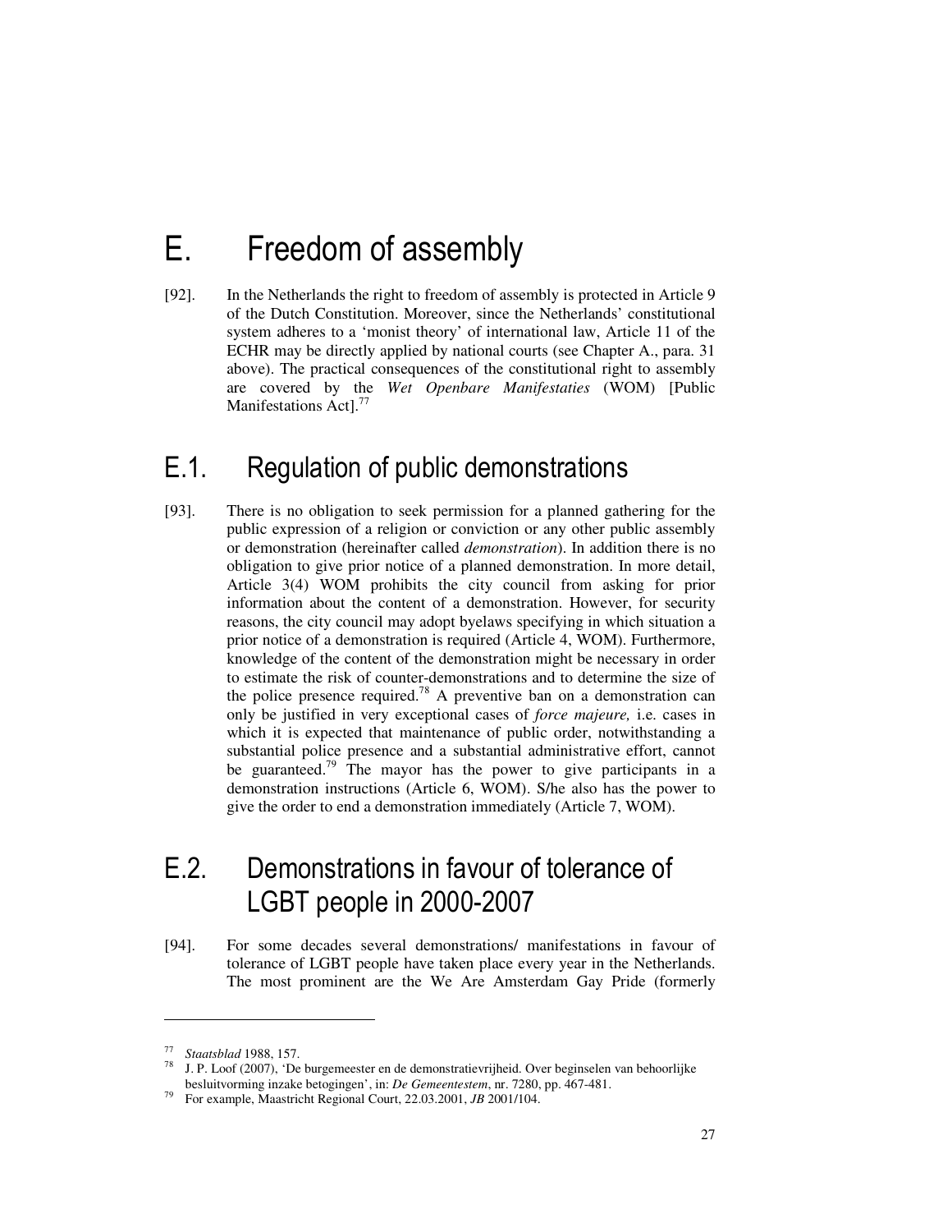# E. Freedom of assembly

[92]. In the Netherlands the right to freedom of assembly is protected in Article 9 of the Dutch Constitution. Moreover, since the Netherlands' constitutional system adheres to a 'monist theory' of international law, Article 11 of the ECHR may be directly applied by national courts (see Chapter A., para. 31 above). The practical consequences of the constitutional right to assembly are covered by the *Wet Openbare Manifestaties* (WOM) [Public Manifestations Act].[77]

## E.1. Regulation of public demonstrations

[93]. There is no obligation to seek permission for a planned gathering for the public expression of a religion or conviction or any other public assembly or demonstration (hereinafter called *demonstration*). In addition there is no obligation to give prior notice of a planned demonstration. In more detail, Article 3(4) WOM prohibits the city council from asking for prior information about the content of a demonstration. However, for security reasons, the city council may adopt byelaws specifying in which situation a prior notice of a demonstration is required (Article 4, WOM). Furthermore, knowledge of the content of the demonstration might be necessary in order to estimate the risk of counter-demonstrations and to determine the size of the police presence required.[78] A preventive ban on a demonstration can only be justified in very exceptional cases of *force majeure,* i.e. cases in which it is expected that maintenance of public order, notwithstanding a substantial police presence and a substantial administrative effort, cannot be guaranteed.[79] The mayor has the power to give participants in a demonstration instructions (Article 6, WOM). S/he also has the power to give the order to end a demonstration immediately (Article 7, WOM).

## E.2. Demonstrations in favour of tolerance of LGBT people in 2000-2007

[94]. For some decades several demonstrations/ manifestations in favour of tolerance of LGBT people have taken place every year in the Netherlands. The most prominent are the We Are Amsterdam Gay Pride (formerly

---

[77] *Staatsblad* 1988, 157.

[78] J. P. Loof (2007), 'De burgemeester en de demonstratievrijheid. Over beginselen van behoorlijke besluitvorming inzake betogingen', in: *De Gemeentestem*, nr. 7280, pp. 467-481.

[79] For example, Maastricht Regional Court, 22.03.2001, *JB* 2001/104.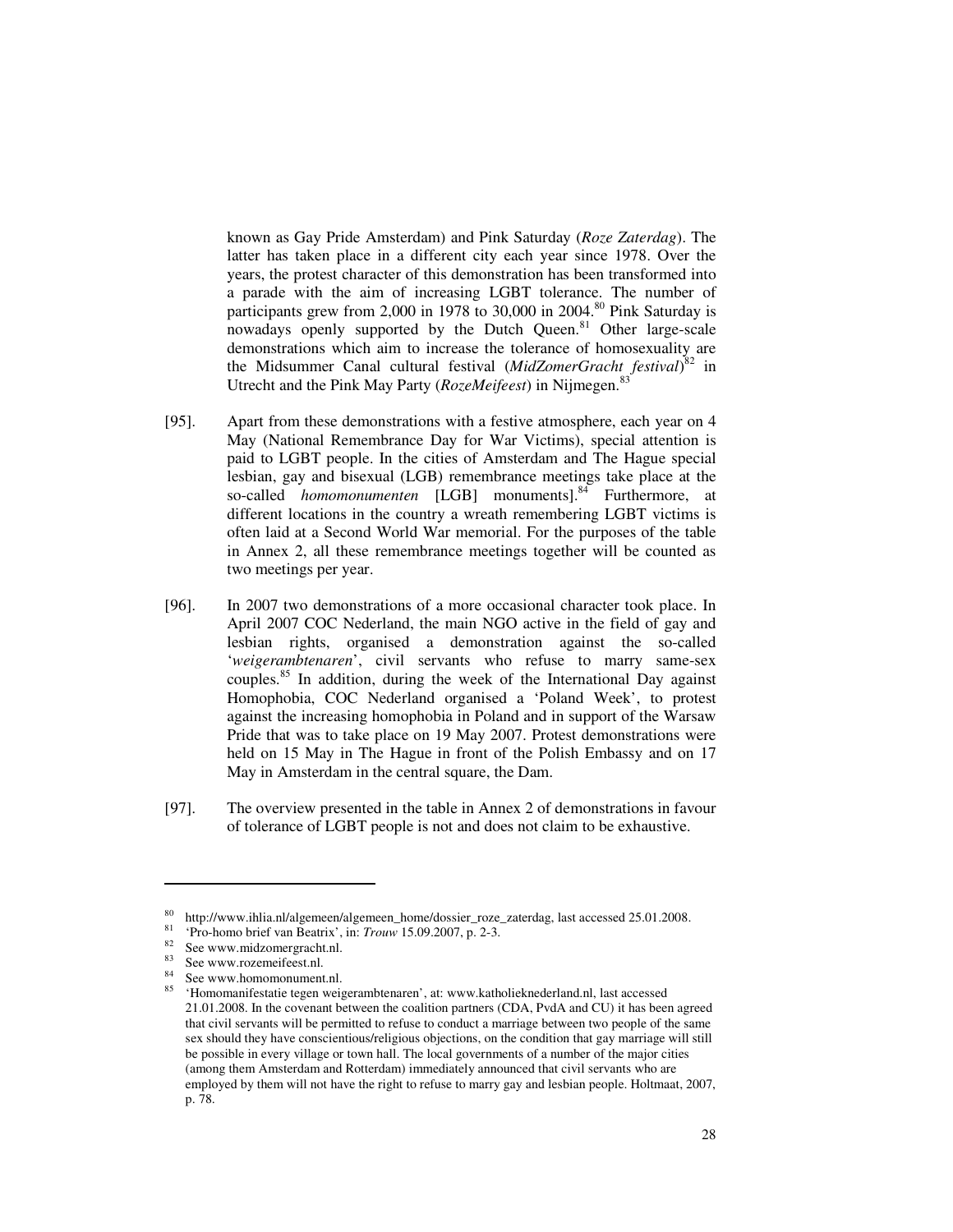known as Gay Pride Amsterdam) and Pink Saturday (*Roze Zaterdag*). The latter has taken place in a different city each year since 1978. Over the years, the protest character of this demonstration has been transformed into a parade with the aim of increasing LGBT tolerance. The number of participants grew from 2,000 in 1978 to 30,000 in 2004.[80] Pink Saturday is nowadays openly supported by the Dutch Queen.[81] Other large-scale demonstrations which aim to increase the tolerance of homosexuality are the Midsummer Canal cultural festival (*MidZomerGracht festival*)[82] in Utrecht and the Pink May Party (*RozeMeifeest*) in Nijmegen.[83]

[95]. Apart from these demonstrations with a festive atmosphere, each year on 4 May (National Remembrance Day for War Victims), special attention is paid to LGBT people. In the cities of Amsterdam and The Hague special lesbian, gay and bisexual (LGB) remembrance meetings take place at the so-called *homomonumenten* [LGB] monuments].[84] Furthermore, at different locations in the country a wreath remembering LGBT victims is often laid at a Second World War memorial. For the purposes of the table in Annex 2, all these remembrance meetings together will be counted as two meetings per year.

[96]. In 2007 two demonstrations of a more occasional character took place. In April 2007 COC Nederland, the main NGO active in the field of gay and lesbian rights, organised a demonstration against the so-called '*weigerambtenaren*', civil servants who refuse to marry same-sex couples.[85] In addition, during the week of the International Day against Homophobia, COC Nederland organised a 'Poland Week', to protest against the increasing homophobia in Poland and in support of the Warsaw Pride that was to take place on 19 May 2007. Protest demonstrations were held on 15 May in The Hague in front of the Polish Embassy and on 17 May in Amsterdam in the central square, the Dam.

[97]. The overview presented in the table in Annex 2 of demonstrations in favour of tolerance of LGBT people is not and does not claim to be exhaustive.

---

[80] http://www.ihlia.nl/algemeen/algemeen_home/dossier_roze_zaterdag, last accessed 25.01.2008.

[81] 'Pro-homo brief van Beatrix', in: *Trouw* 15.09.2007, p. 2-3.

[82] See www.midzomergracht.nl.

[83] See www.rozemeifeest.nl.

[84] See www.homomonument.nl.

[85] 'Homomanifestatie tegen weigerambtenaren', at: www.katholieknederland.nl, last accessed 21.01.2008. In the covenant between the coalition partners (CDA, PvdA and CU) it has been agreed that civil servants will be permitted to refuse to conduct a marriage between two people of the same sex should they have conscientious/religious objections, on the condition that gay marriage will still be possible in every village or town hall. The local governments of a number of the major cities (among them Amsterdam and Rotterdam) immediately announced that civil servants who are employed by them will not have the right to refuse to marry gay and lesbian people. Holtmaat, 2007, p. 78.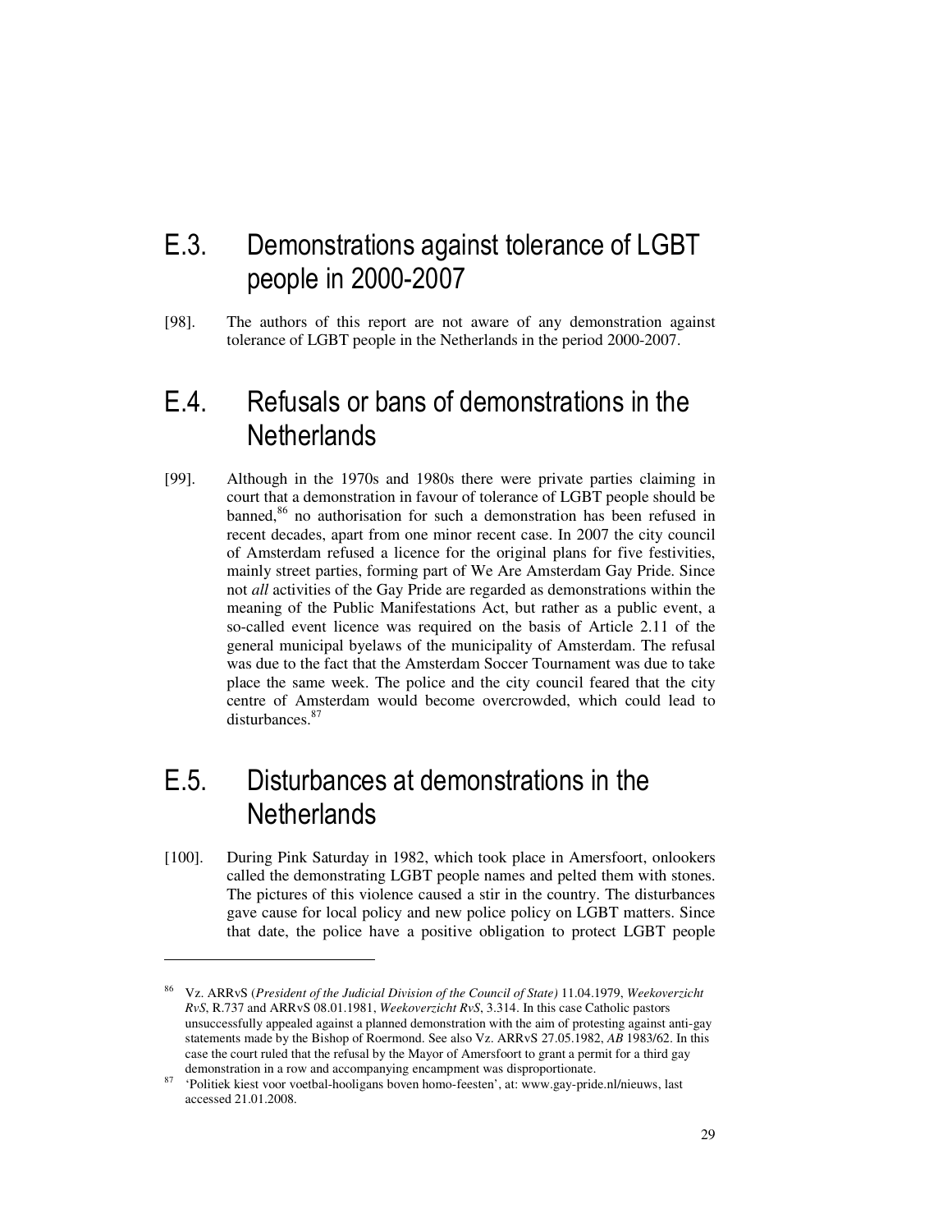## E.3. Demonstrations against tolerance of LGBT people in 2000-2007

[98]. The authors of this report are not aware of any demonstration against tolerance of LGBT people in the Netherlands in the period 2000-2007.

## E.4. Refusals or bans of demonstrations in the Netherlands

[99]. Although in the 1970s and 1980s there were private parties claiming in court that a demonstration in favour of tolerance of LGBT people should be banned,[86] no authorisation for such a demonstration has been refused in recent decades, apart from one minor recent case. In 2007 the city council of Amsterdam refused a licence for the original plans for five festivities, mainly street parties, forming part of We Are Amsterdam Gay Pride. Since not *all* activities of the Gay Pride are regarded as demonstrations within the meaning of the Public Manifestations Act, but rather as a public event, a so-called event licence was required on the basis of Article 2.11 of the general municipal byelaws of the municipality of Amsterdam. The refusal was due to the fact that the Amsterdam Soccer Tournament was due to take place the same week. The police and the city council feared that the city centre of Amsterdam would become overcrowded, which could lead to disturbances.[87]

## E.5. Disturbances at demonstrations in the Netherlands

[100]. During Pink Saturday in 1982, which took place in Amersfoort, onlookers called the demonstrating LGBT people names and pelted them with stones. The pictures of this violence caused a stir in the country. The disturbances gave cause for local policy and new police policy on LGBT matters. Since that date, the police have a positive obligation to protect LGBT people

---

[86] Vz. ARRvS (*President of the Judicial Division of the Council of State)* 11.04.1979, *Weekoverzicht RvS*, R.737 and ARRvS 08.01.1981, *Weekoverzicht RvS*, 3.314. In this case Catholic pastors unsuccessfully appealed against a planned demonstration with the aim of protesting against anti-gay statements made by the Bishop of Roermond. See also Vz. ARRvS 27.05.1982, *AB* 1983/62. In this case the court ruled that the refusal by the Mayor of Amersfoort to grant a permit for a third gay demonstration in a row and accompanying encampment was disproportionate.

[87] 'Politiek kiest voor voetbal-hooligans boven homo-feesten', at: www.gay-pride.nl/nieuws, last accessed 21.01.2008.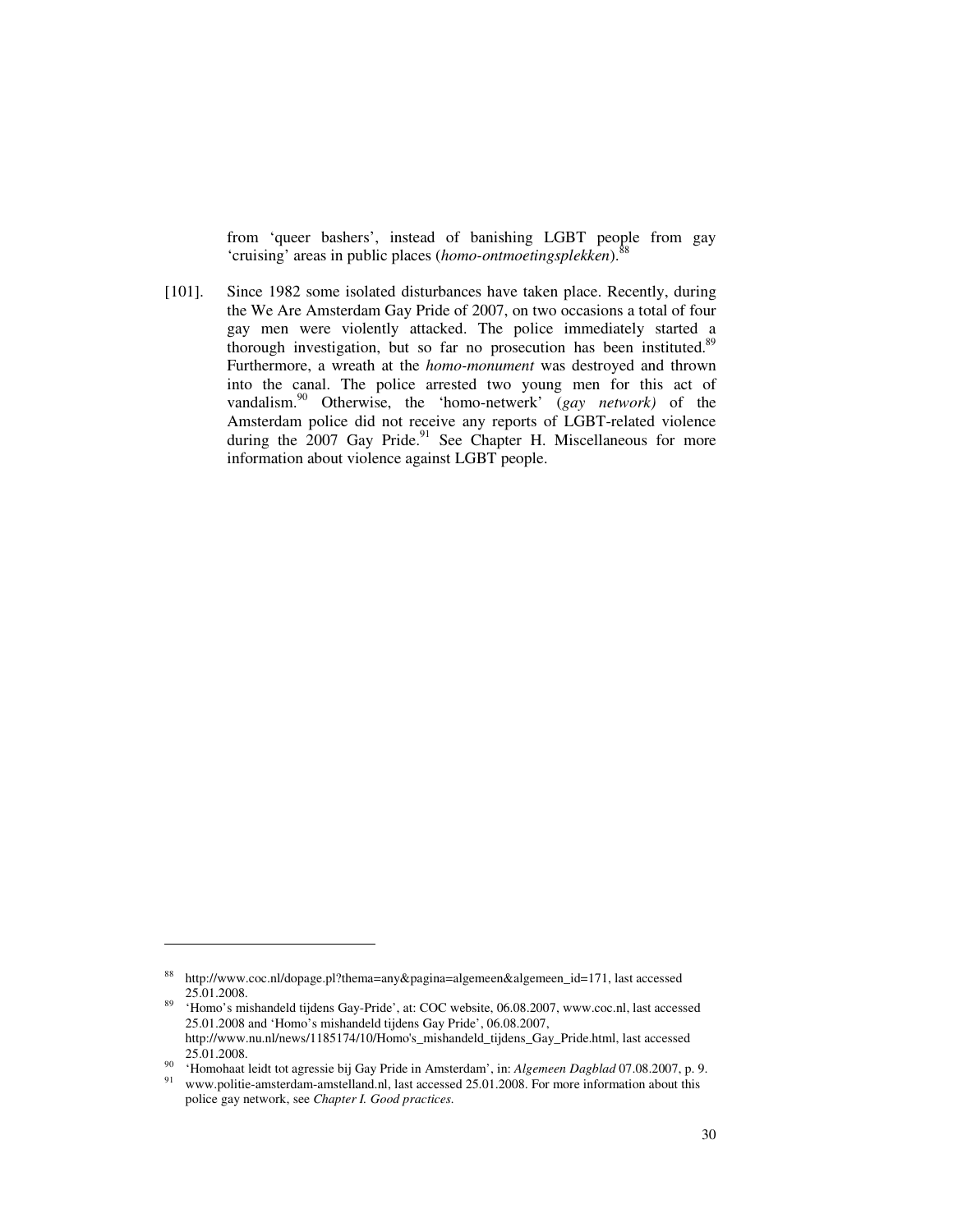from 'queer bashers', instead of banishing LGBT people from gay 'cruising' areas in public places (*homo-ontmoetingsplekken*).[88]

[101]. Since 1982 some isolated disturbances have taken place. Recently, during the We Are Amsterdam Gay Pride of 2007, on two occasions a total of four gay men were violently attacked. The police immediately started a thorough investigation, but so far no prosecution has been instituted.[89] Furthermore, a wreath at the *homo-monument* was destroyed and thrown into the canal. The police arrested two young men for this act of vandalism.[90] Otherwise, the 'homo-netwerk' (*gay network)* of the Amsterdam police did not receive any reports of LGBT-related violence during the 2007 Gay Pride.[91] See Chapter H. Miscellaneous for more information about violence against LGBT people.

---

[88] http://www.coc.nl/dopage.pl?thema=any&pagina=algemeen&algemeen_id=171, last accessed 25.01.2008.

[89] 'Homo's mishandeld tijdens Gay-Pride', at: COC website, 06.08.2007, www.coc.nl, last accessed 25.01.2008 and 'Homo's mishandeld tijdens Gay Pride', 06.08.2007, http://www.nu.nl/news/1185174/10/Homo's_mishandeld_tijdens_Gay_Pride.html, last accessed 25.01.2008.

[90] 'Homohaat leidt tot agressie bij Gay Pride in Amsterdam', in: *Algemeen Dagblad* 07.08.2007, p. 9.

[91] www.politie-amsterdam-amstelland.nl, last accessed 25.01.2008. For more information about this police gay network, see *Chapter I. Good practices.*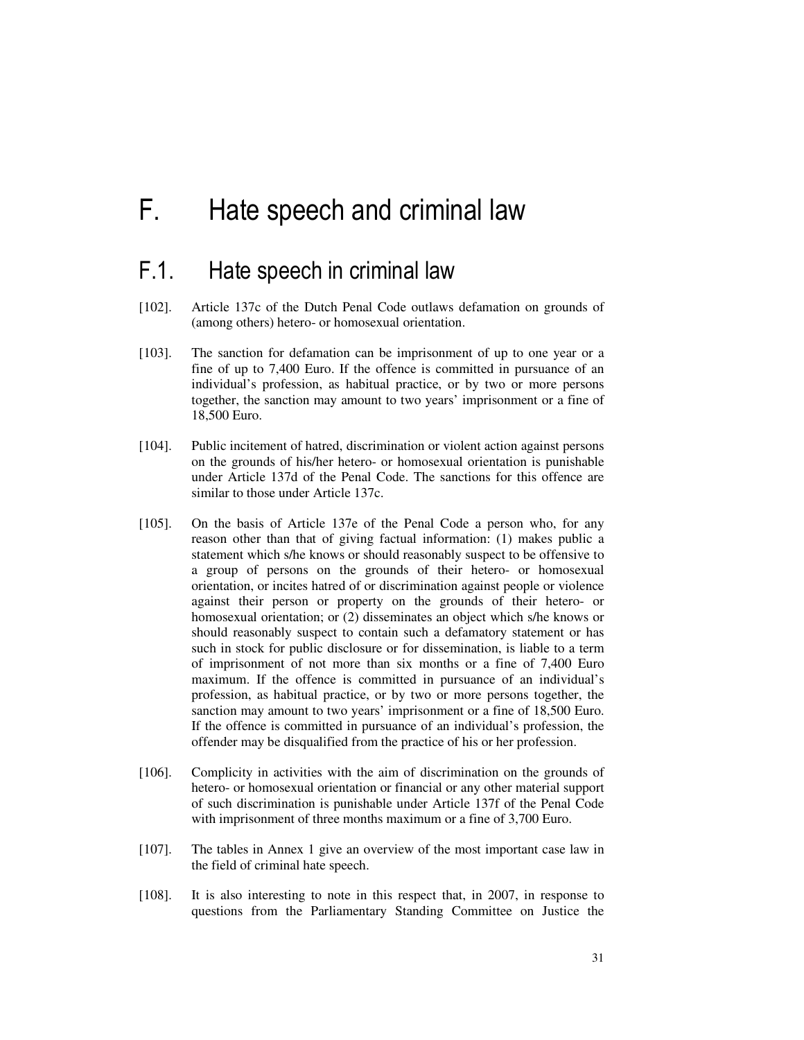# F. Hate speech and criminal law

## F.1. Hate speech in criminal law

[102]. Article 137c of the Dutch Penal Code outlaws defamation on grounds of (among others) hetero- or homosexual orientation.

[103]. The sanction for defamation can be imprisonment of up to one year or a fine of up to 7,400 Euro. If the offence is committed in pursuance of an individual's profession, as habitual practice, or by two or more persons together, the sanction may amount to two years' imprisonment or a fine of 18,500 Euro.

[104]. Public incitement of hatred, discrimination or violent action against persons on the grounds of his/her hetero- or homosexual orientation is punishable under Article 137d of the Penal Code. The sanctions for this offence are similar to those under Article 137c.

[105]. On the basis of Article 137e of the Penal Code a person who, for any reason other than that of giving factual information: (1) makes public a statement which s/he knows or should reasonably suspect to be offensive to a group of persons on the grounds of their hetero- or homosexual orientation, or incites hatred of or discrimination against people or violence against their person or property on the grounds of their hetero- or homosexual orientation; or (2) disseminates an object which s/he knows or should reasonably suspect to contain such a defamatory statement or has such in stock for public disclosure or for dissemination, is liable to a term of imprisonment of not more than six months or a fine of 7,400 Euro maximum. If the offence is committed in pursuance of an individual's profession, as habitual practice, or by two or more persons together, the sanction may amount to two years' imprisonment or a fine of 18,500 Euro. If the offence is committed in pursuance of an individual's profession, the offender may be disqualified from the practice of his or her profession.

[106]. Complicity in activities with the aim of discrimination on the grounds of hetero- or homosexual orientation or financial or any other material support of such discrimination is punishable under Article 137f of the Penal Code with imprisonment of three months maximum or a fine of 3,700 Euro.

[107]. The tables in Annex 1 give an overview of the most important case law in the field of criminal hate speech.

[108]. It is also interesting to note in this respect that, in 2007, in response to questions from the Parliamentary Standing Committee on Justice the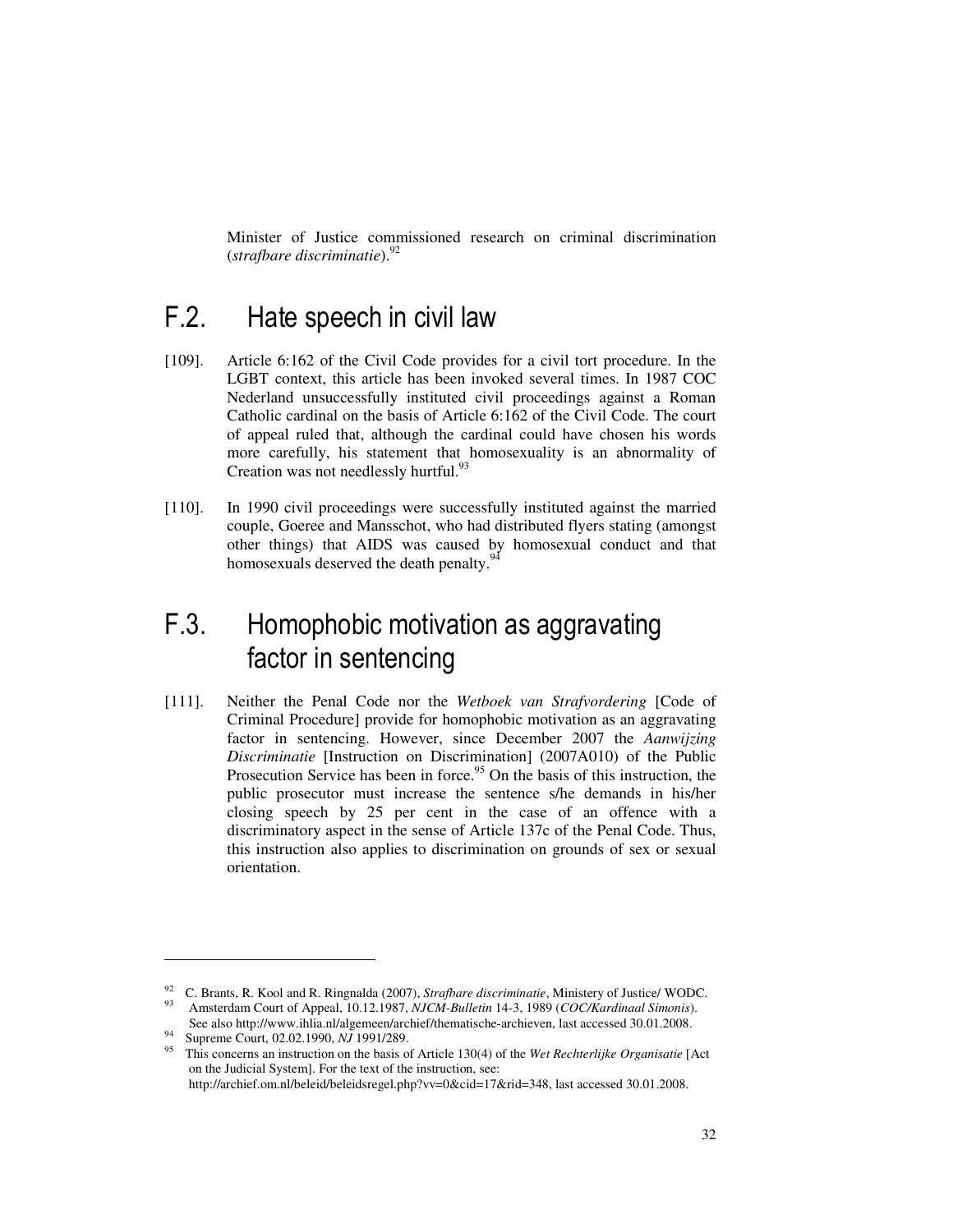Minister of Justice commissioned research on criminal discrimination (*strafbare discriminatie*).[92]

## F.2. Hate speech in civil law

[109]. Article 6:162 of the Civil Code provides for a civil tort procedure. In the LGBT context, this article has been invoked several times. In 1987 COC Nederland unsuccessfully instituted civil proceedings against a Roman Catholic cardinal on the basis of Article 6:162 of the Civil Code. The court of appeal ruled that, although the cardinal could have chosen his words more carefully, his statement that homosexuality is an abnormality of Creation was not needlessly hurtful.[93]

[110]. In 1990 civil proceedings were successfully instituted against the married couple, Goeree and Mansschot, who had distributed flyers stating (amongst other things) that AIDS was caused by homosexual conduct and that homosexuals deserved the death penalty.[94]

## F.3. Homophobic motivation as aggravating factor in sentencing

[111]. Neither the Penal Code nor the *Wetboek van Strafvordering* [Code of Criminal Procedure] provide for homophobic motivation as an aggravating factor in sentencing. However, since December 2007 the *Aanwijzing Discriminatie* [Instruction on Discrimination] (2007A010) of the Public Prosecution Service has been in force.[95] On the basis of this instruction, the public prosecutor must increase the sentence s/he demands in his/her closing speech by 25 per cent in the case of an offence with a discriminatory aspect in the sense of Article 137c of the Penal Code. Thus, this instruction also applies to discrimination on grounds of sex or sexual orientation.

---

[92] C. Brants, R. Kool and R. Ringnalda (2007), *Strafbare discriminatie*, Ministery of Justice/ WODC.

[93] Amsterdam Court of Appeal, 10.12.1987, *NJCM-Bulletin* 14-3, 1989 (*COC/Kardinaal Simonis*). See also http://www.ihlia.nl/algemeen/archief/thematische-archieven, last accessed 30.01.2008.

[94] Supreme Court, 02.02.1990, *NJ* 1991/289.

[95] This concerns an instruction on the basis of Article 130(4) of the *Wet Rechterlijke Organisatie* [Act on the Judicial System]. For the text of the instruction, see: http://archief.om.nl/beleid/beleidsregel.php?vv=0&cid=17&rid=348, last accessed 30.01.2008.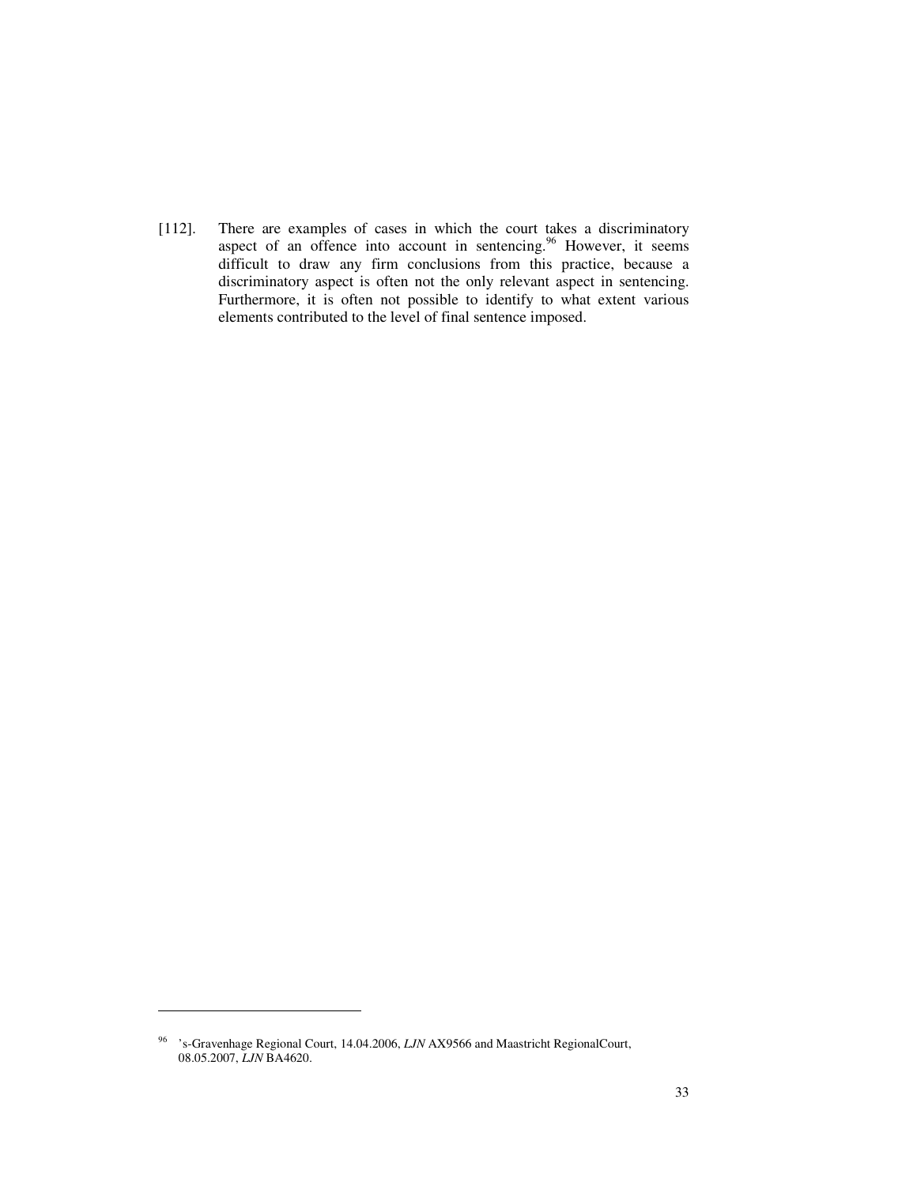[112]. There are examples of cases in which the court takes a discriminatory aspect of an offence into account in sentencing.[96] However, it seems difficult to draw any firm conclusions from this practice, because a discriminatory aspect is often not the only relevant aspect in sentencing. Furthermore, it is often not possible to identify to what extent various elements contributed to the level of final sentence imposed.

---

[96] 's-Gravenhage Regional Court, 14.04.2006, *LJN* AX9566 and Maastricht RegionalCourt, 08.05.2007, *LJN* BA4620.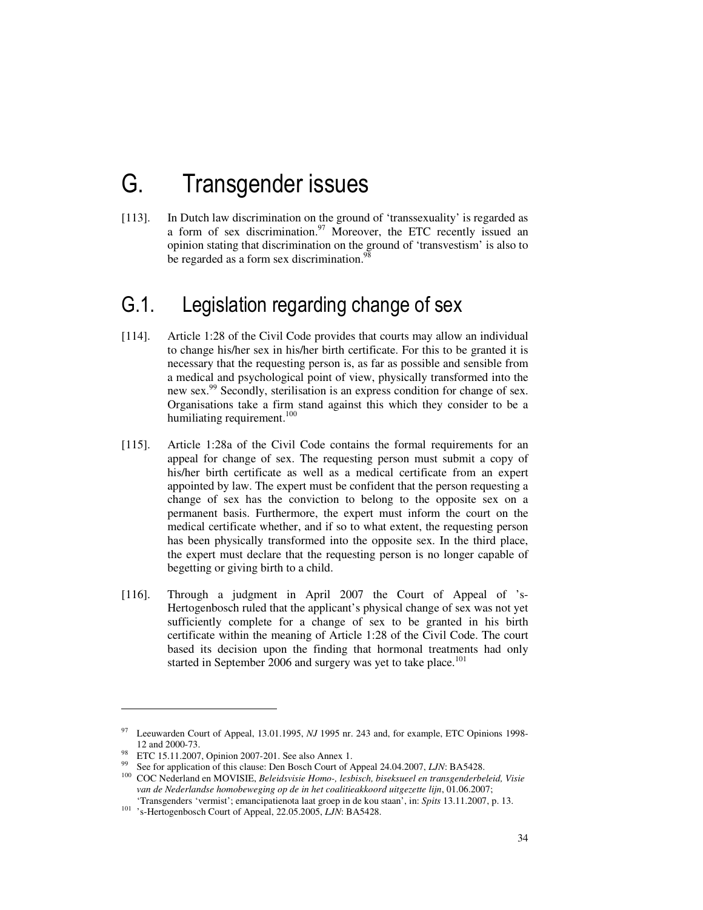# G. Transgender issues

[113]. In Dutch law discrimination on the ground of 'transsexuality' is regarded as a form of sex discrimination.[97] Moreover, the ETC recently issued an opinion stating that discrimination on the ground of 'transvestism' is also to be regarded as a form sex discrimination.[98]

## G.1. Legislation regarding change of sex

[114]. Article 1:28 of the Civil Code provides that courts may allow an individual to change his/her sex in his/her birth certificate. For this to be granted it is necessary that the requesting person is, as far as possible and sensible from a medical and psychological point of view, physically transformed into the new sex.[99] Secondly, sterilisation is an express condition for change of sex. Organisations take a firm stand against this which they consider to be a humiliating requirement.[100]

[115]. Article 1:28a of the Civil Code contains the formal requirements for an appeal for change of sex. The requesting person must submit a copy of his/her birth certificate as well as a medical certificate from an expert appointed by law. The expert must be confident that the person requesting a change of sex has the conviction to belong to the opposite sex on a permanent basis. Furthermore, the expert must inform the court on the medical certificate whether, and if so to what extent, the requesting person has been physically transformed into the opposite sex. In the third place, the expert must declare that the requesting person is no longer capable of begetting or giving birth to a child.

[116]. Through a judgment in April 2007 the Court of Appeal of 's-Hertogenbosch ruled that the applicant's physical change of sex was not yet sufficiently complete for a change of sex to be granted in his birth certificate within the meaning of Article 1:28 of the Civil Code. The court based its decision upon the finding that hormonal treatments had only started in September 2006 and surgery was yet to take place.[101]

---

[97] Leeuwarden Court of Appeal, 13.01.1995, *NJ* 1995 nr. 243 and, for example, ETC Opinions 1998-12 and 2000-73.

[98] ETC 15.11.2007, Opinion 2007-201. See also Annex 1.

[99] See for application of this clause: Den Bosch Court of Appeal 24.04.2007, *LJN*: BA5428.

[100] COC Nederland en MOVISIE, *Beleidsvisie Homo-, lesbisch, biseksueel en transgenderbeleid, Visie van de Nederlandse homobeweging op de in het coalitieakkoord uitgezette lijn*, 01.06.2007; 'Transgenders 'vermist'; emancipatienota laat groep in de kou staan', in: *Spits* 13.11.2007, p. 13.

[101] 's-Hertogenbosch Court of Appeal, 22.05.2005, *LJN*: BA5428.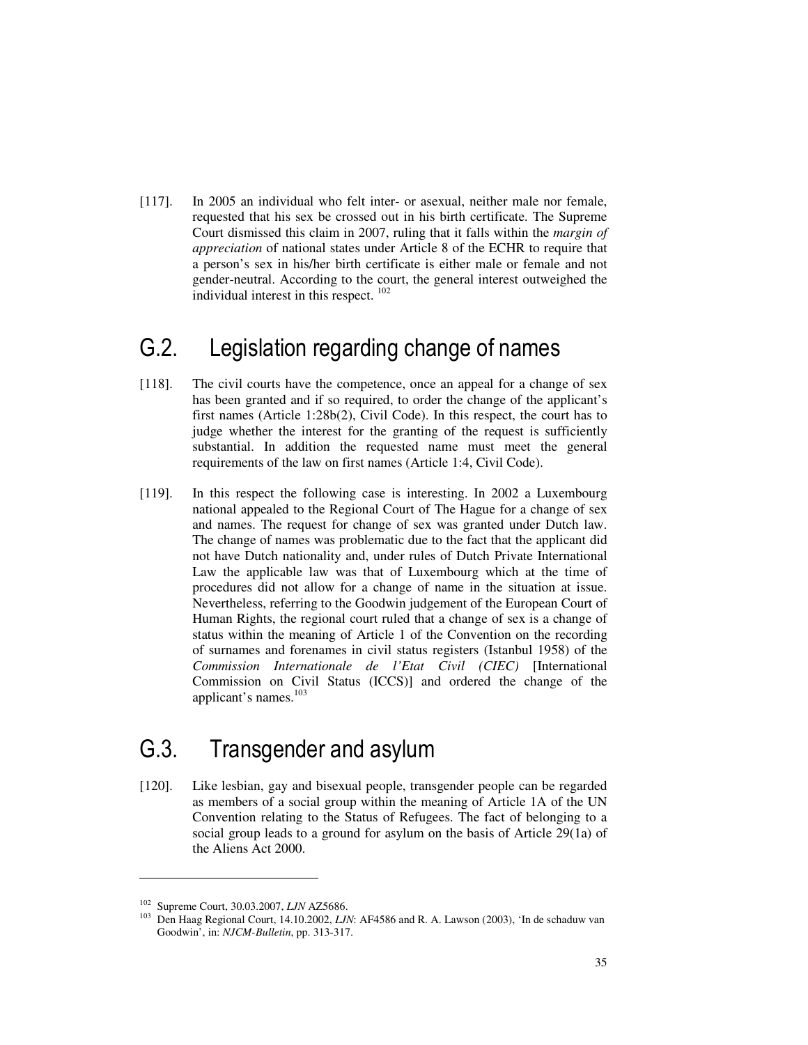[117]. In 2005 an individual who felt inter- or asexual, neither male nor female, requested that his sex be crossed out in his birth certificate. The Supreme Court dismissed this claim in 2007, ruling that it falls within the *margin of appreciation* of national states under Article 8 of the ECHR to require that a person's sex in his/her birth certificate is either male or female and not gender-neutral. According to the court, the general interest outweighed the individual interest in this respect. [102]

## G.2. Legislation regarding change of names

[118]. The civil courts have the competence, once an appeal for a change of sex has been granted and if so required, to order the change of the applicant's first names (Article 1:28b(2), Civil Code). In this respect, the court has to judge whether the interest for the granting of the request is sufficiently substantial. In addition the requested name must meet the general requirements of the law on first names (Article 1:4, Civil Code).

[119]. In this respect the following case is interesting. In 2002 a Luxembourg national appealed to the Regional Court of The Hague for a change of sex and names. The request for change of sex was granted under Dutch law. The change of names was problematic due to the fact that the applicant did not have Dutch nationality and, under rules of Dutch Private International Law the applicable law was that of Luxembourg which at the time of procedures did not allow for a change of name in the situation at issue. Nevertheless, referring to the Goodwin judgement of the European Court of Human Rights, the regional court ruled that a change of sex is a change of status within the meaning of Article 1 of the Convention on the recording of surnames and forenames in civil status registers (Istanbul 1958) of the *Commission Internationale de l'Etat Civil (CIEC)* [International Commission on Civil Status (ICCS)] and ordered the change of the applicant's names.[103]

## G.3. Transgender and asylum

[120]. Like lesbian, gay and bisexual people, transgender people can be regarded as members of a social group within the meaning of Article 1A of the UN Convention relating to the Status of Refugees. The fact of belonging to a social group leads to a ground for asylum on the basis of Article 29(1a) of the Aliens Act 2000.

---

[102] Supreme Court, 30.03.2007, *LJN* AZ5686.

[103] Den Haag Regional Court, 14.10.2002, *LJN*: AF4586 and R. A. Lawson (2003), 'In de schaduw van Goodwin', in: *NJCM-Bulletin*, pp. 313-317.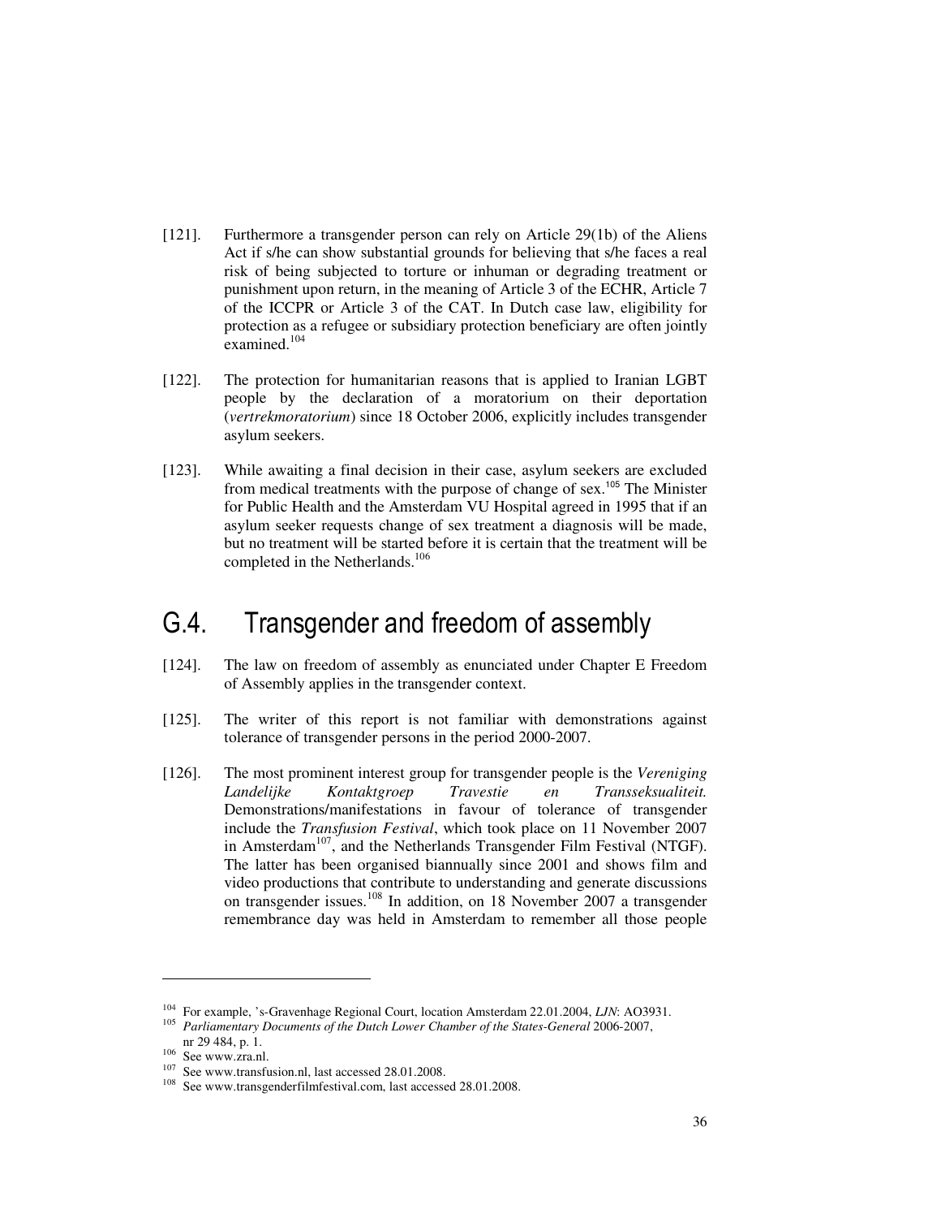[121]. Furthermore a transgender person can rely on Article 29(1b) of the Aliens Act if s/he can show substantial grounds for believing that s/he faces a real risk of being subjected to torture or inhuman or degrading treatment or punishment upon return, in the meaning of Article 3 of the ECHR, Article 7 of the ICCPR or Article 3 of the CAT. In Dutch case law, eligibility for protection as a refugee or subsidiary protection beneficiary are often jointly examined.[104]

[122]. The protection for humanitarian reasons that is applied to Iranian LGBT people by the declaration of a moratorium on their deportation (*vertrekmoratorium*) since 18 October 2006, explicitly includes transgender asylum seekers.

[123]. While awaiting a final decision in their case, asylum seekers are excluded from medical treatments with the purpose of change of sex.[105] The Minister for Public Health and the Amsterdam VU Hospital agreed in 1995 that if an asylum seeker requests change of sex treatment a diagnosis will be made, but no treatment will be started before it is certain that the treatment will be completed in the Netherlands.[106]

## G.4. Transgender and freedom of assembly

[124]. The law on freedom of assembly as enunciated under Chapter E Freedom of Assembly applies in the transgender context.

[125]. The writer of this report is not familiar with demonstrations against tolerance of transgender persons in the period 2000-2007.

[126]. The most prominent interest group for transgender people is the *Vereniging Landelijke Kontaktgroep Travestie en Transseksualiteit.* Demonstrations/manifestations in favour of tolerance of transgender include the *Transfusion Festival*, which took place on 11 November 2007 in Amsterdam[107], and the Netherlands Transgender Film Festival (NTGF). The latter has been organised biannually since 2001 and shows film and video productions that contribute to understanding and generate discussions on transgender issues.[108] In addition, on 18 November 2007 a transgender remembrance day was held in Amsterdam to remember all those people

---

[104] For example, 's-Gravenhage Regional Court, location Amsterdam 22.01.2004, *LJN*: AO3931.

[105] *Parliamentary Documents of the Dutch Lower Chamber of the States-General* 2006-2007, nr 29 484, p. 1.

[106] See www.zra.nl.

[107] See www.transfusion.nl, last accessed 28.01.2008.

[108] See www.transgenderfilmfestival.com, last accessed 28.01.2008.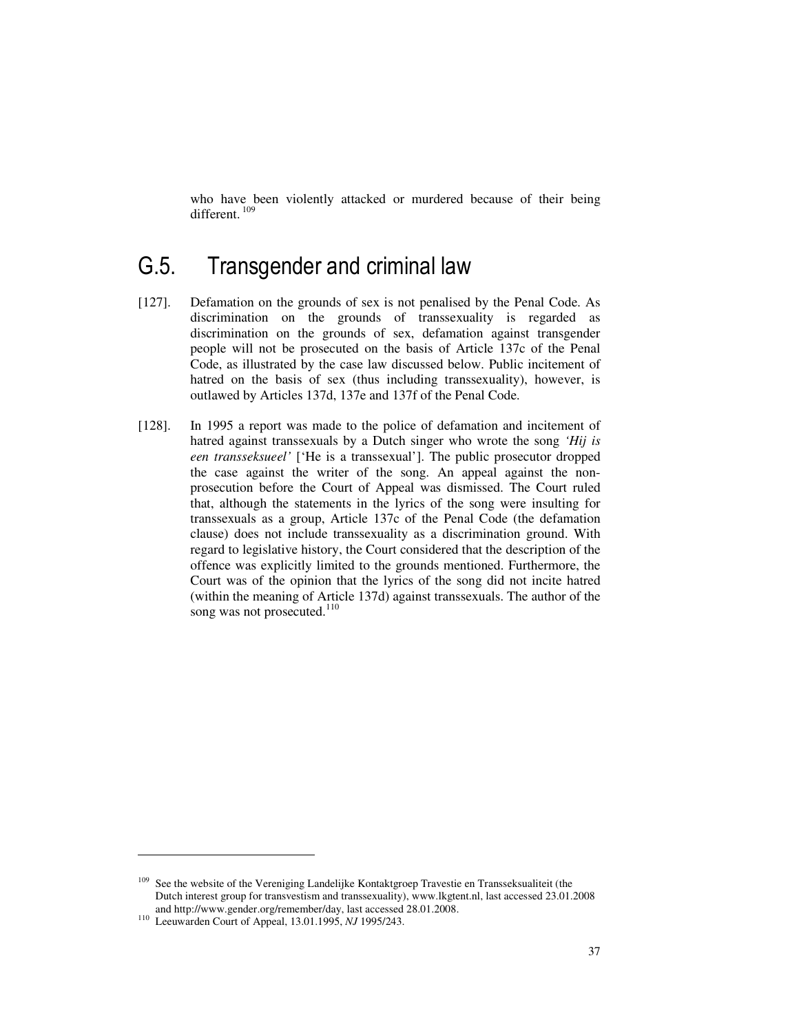who have been violently attacked or murdered because of their being different.[109]

## G.5. Transgender and criminal law

[127]. Defamation on the grounds of sex is not penalised by the Penal Code. As discrimination on the grounds of transsexuality is regarded as discrimination on the grounds of sex, defamation against transgender people will not be prosecuted on the basis of Article 137c of the Penal Code, as illustrated by the case law discussed below. Public incitement of hatred on the basis of sex (thus including transsexuality), however, is outlawed by Articles 137d, 137e and 137f of the Penal Code.

[128]. In 1995 a report was made to the police of defamation and incitement of hatred against transsexuals by a Dutch singer who wrote the song *'Hij is een transseksueel'* ['He is a transsexual']. The public prosecutor dropped the case against the writer of the song. An appeal against the non-prosecution before the Court of Appeal was dismissed. The Court ruled that, although the statements in the lyrics of the song were insulting for transsexuals as a group, Article 137c of the Penal Code (the defamation clause) does not include transsexuality as a discrimination ground. With regard to legislative history, the Court considered that the description of the offence was explicitly limited to the grounds mentioned. Furthermore, the Court was of the opinion that the lyrics of the song did not incite hatred (within the meaning of Article 137d) against transsexuals. The author of the song was not prosecuted.[110]

---

[109] See the website of the Vereniging Landelijke Kontaktgroep Travestie en Transseksualiteit (the Dutch interest group for transvestism and transsexuality), www.lkgtent.nl, last accessed 23.01.2008 and http://www.gender.org/remember/day, last accessed 28.01.2008.

[110] Leeuwarden Court of Appeal, 13.01.1995, *NJ* 1995/243.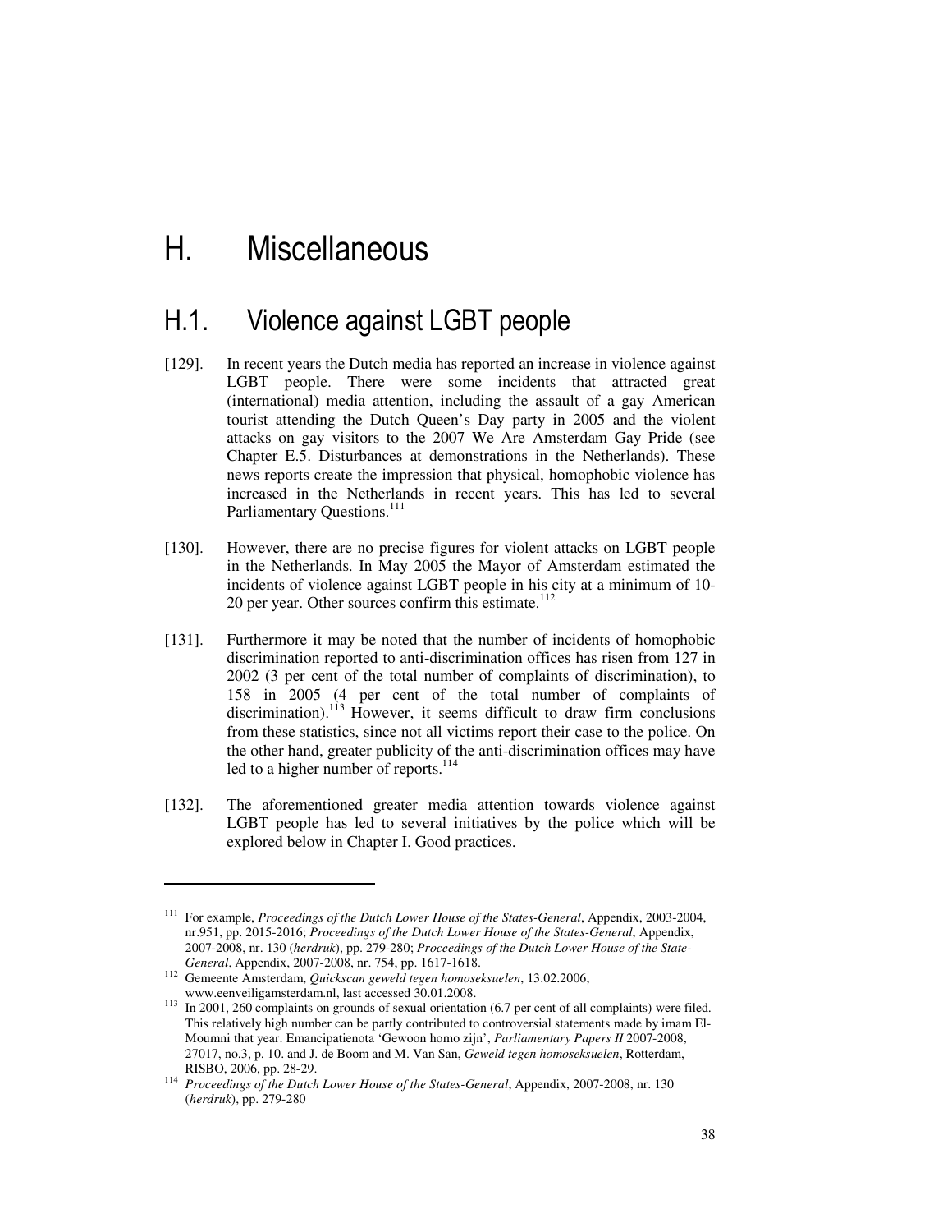# H. Miscellaneous

## H.1. Violence against LGBT people

[129]. In recent years the Dutch media has reported an increase in violence against LGBT people. There were some incidents that attracted great (international) media attention, including the assault of a gay American tourist attending the Dutch Queen's Day party in 2005 and the violent attacks on gay visitors to the 2007 We Are Amsterdam Gay Pride (see Chapter E.5. Disturbances at demonstrations in the Netherlands). These news reports create the impression that physical, homophobic violence has increased in the Netherlands in recent years. This has led to several Parliamentary Questions.[111]

[130]. However, there are no precise figures for violent attacks on LGBT people in the Netherlands. In May 2005 the Mayor of Amsterdam estimated the incidents of violence against LGBT people in his city at a minimum of 10-20 per year. Other sources confirm this estimate.[112]

[131]. Furthermore it may be noted that the number of incidents of homophobic discrimination reported to anti-discrimination offices has risen from 127 in 2002 (3 per cent of the total number of complaints of discrimination), to 158 in 2005 (4 per cent of the total number of complaints of discrimination).[113] However, it seems difficult to draw firm conclusions from these statistics, since not all victims report their case to the police. On the other hand, greater publicity of the anti-discrimination offices may have led to a higher number of reports.[114]

[132]. The aforementioned greater media attention towards violence against LGBT people has led to several initiatives by the police which will be explored below in Chapter I. Good practices.

---

[111] For example, *Proceedings of the Dutch Lower House of the States-General*, Appendix, 2003-2004, nr.951, pp. 2015-2016; *Proceedings of the Dutch Lower House of the States-General*, Appendix, 2007-2008, nr. 130 (*herdruk*), pp. 279-280; *Proceedings of the Dutch Lower House of the State-General*, Appendix, 2007-2008, nr. 754, pp. 1617-1618.

[112] Gemeente Amsterdam, *Quickscan geweld tegen homoseksuelen*, 13.02.2006, www.eenveiligamsterdam.nl, last accessed 30.01.2008.

[113] In 2001, 260 complaints on grounds of sexual orientation (6.7 per cent of all complaints) were filed. This relatively high number can be partly contributed to controversial statements made by imam El-Moumni that year. Emancipatienota 'Gewoon homo zijn', *Parliamentary Papers II* 2007-2008, 27017, no.3, p. 10. and J. de Boom and M. Van San, *Geweld tegen homoseksuelen*, Rotterdam, RISBO, 2006, pp. 28-29.

[114] *Proceedings of the Dutch Lower House of the States-General*, Appendix, 2007-2008, nr. 130 (*herdruk*), pp. 279-280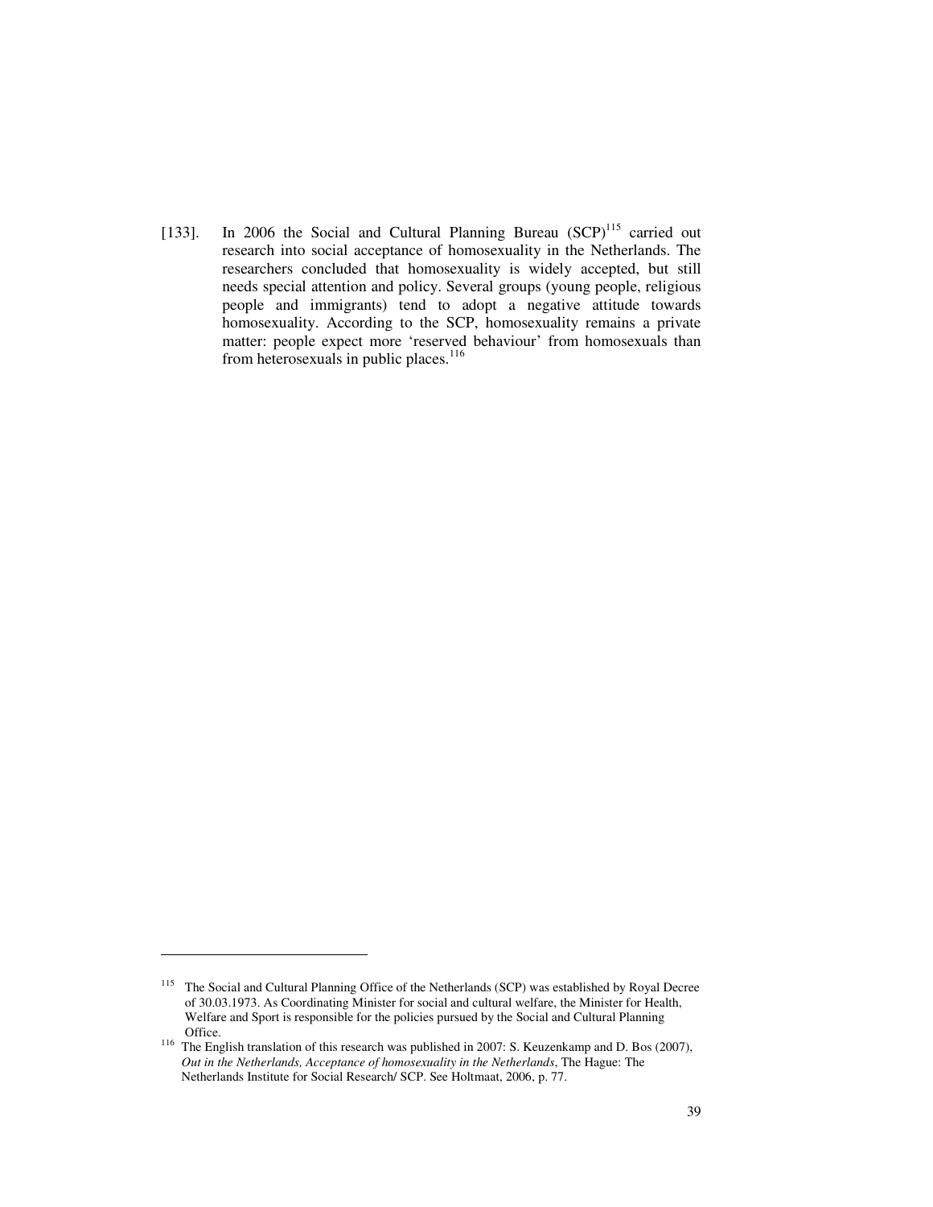[133]. In 2006 the Social and Cultural Planning Bureau (SCP)[115] carried out research into social acceptance of homosexuality in the Netherlands. The researchers concluded that homosexuality is widely accepted, but still needs special attention and policy. Several groups (young people, religious people and immigrants) tend to adopt a negative attitude towards homosexuality. According to the SCP, homosexuality remains a private matter: people expect more 'reserved behaviour' from homosexuals than from heterosexuals in public places.[116]

---

[115] The Social and Cultural Planning Office of the Netherlands (SCP) was established by Royal Decree of 30.03.1973. As Coordinating Minister for social and cultural welfare, the Minister for Health, Welfare and Sport is responsible for the policies pursued by the Social and Cultural Planning Office.

[116] The English translation of this research was published in 2007: S. Keuzenkamp and D. Bos (2007), *Out in the Netherlands, Acceptance of homosexuality in the Netherlands*, The Hague: The Netherlands Institute for Social Research/ SCP. See Holtmaat, 2006, p. 77.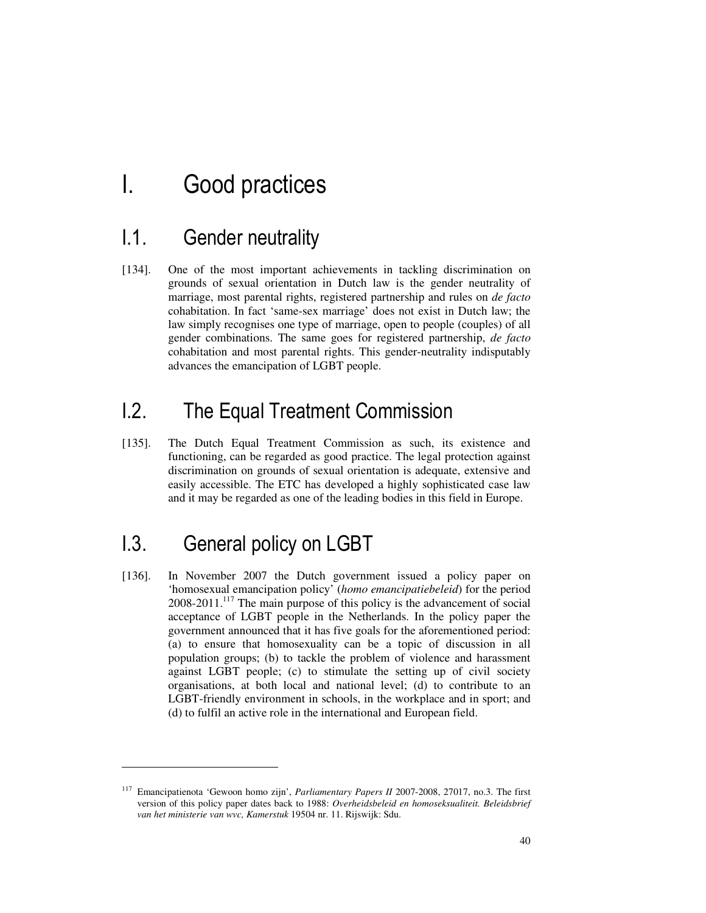# I. Good practices

## I.1. Gender neutrality

[134]. One of the most important achievements in tackling discrimination on grounds of sexual orientation in Dutch law is the gender neutrality of marriage, most parental rights, registered partnership and rules on *de facto* cohabitation. In fact 'same-sex marriage' does not exist in Dutch law; the law simply recognises one type of marriage, open to people (couples) of all gender combinations. The same goes for registered partnership, *de facto* cohabitation and most parental rights. This gender-neutrality indisputably advances the emancipation of LGBT people.

## I.2. The Equal Treatment Commission

[135]. The Dutch Equal Treatment Commission as such, its existence and functioning, can be regarded as good practice. The legal protection against discrimination on grounds of sexual orientation is adequate, extensive and easily accessible. The ETC has developed a highly sophisticated case law and it may be regarded as one of the leading bodies in this field in Europe.

## I.3. General policy on LGBT

[136]. In November 2007 the Dutch government issued a policy paper on 'homosexual emancipation policy' (*homo emancipatiebeleid*) for the period 2008-2011.[117] The main purpose of this policy is the advancement of social acceptance of LGBT people in the Netherlands. In the policy paper the government announced that it has five goals for the aforementioned period: (a) to ensure that homosexuality can be a topic of discussion in all population groups; (b) to tackle the problem of violence and harassment against LGBT people; (c) to stimulate the setting up of civil society organisations, at both local and national level; (d) to contribute to an LGBT-friendly environment in schools, in the workplace and in sport; and (d) to fulfil an active role in the international and European field.

---

[117] Emancipatienota 'Gewoon homo zijn', *Parliamentary Papers II* 2007-2008, 27017, no.3. The first version of this policy paper dates back to 1988: *Overheidsbeleid en homoseksualiteit. Beleidsbrief van het ministerie van wvc, Kamerstuk* 19504 nr. 11. Rijswijk: Sdu.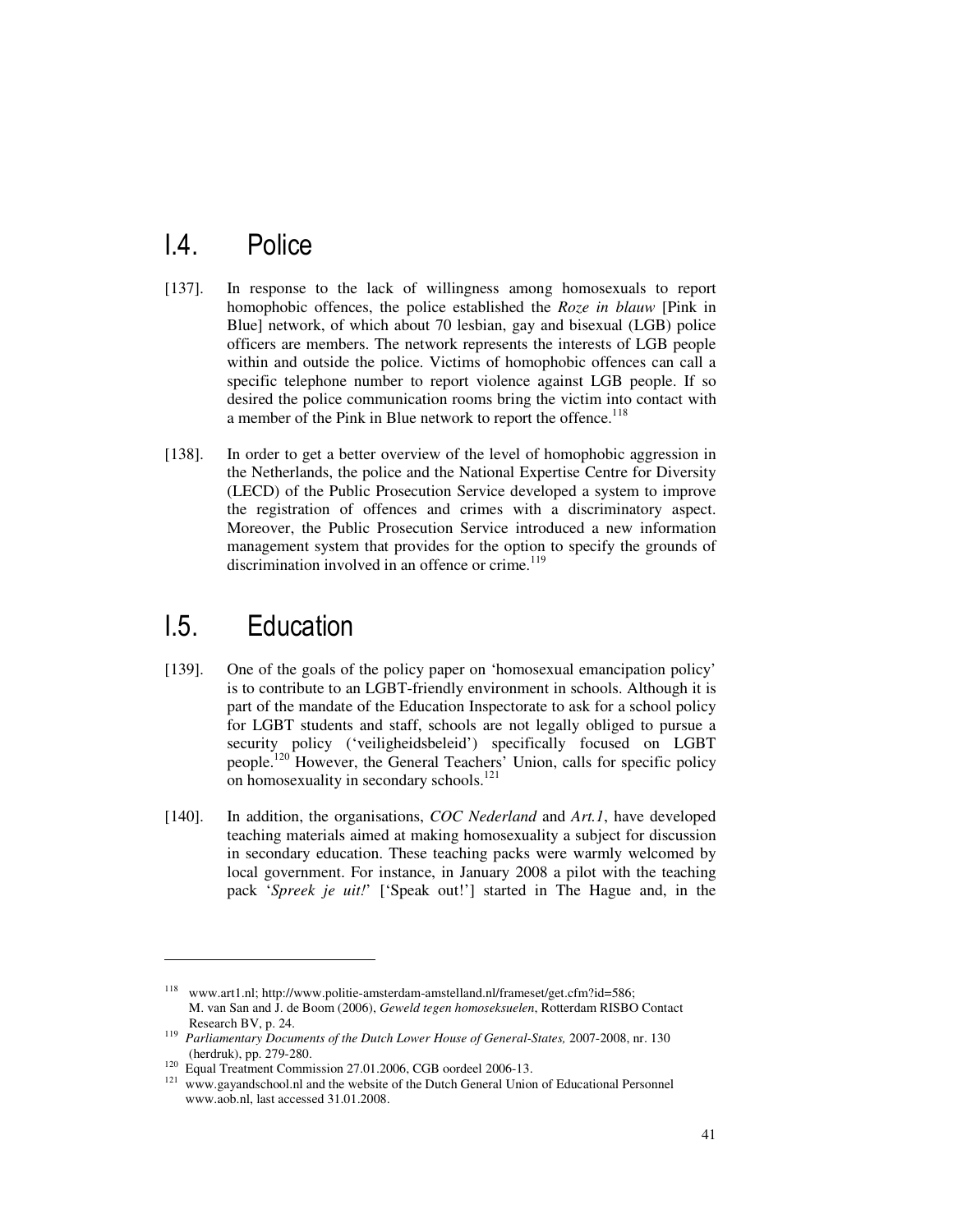## I.4. Police

[137]. In response to the lack of willingness among homosexuals to report homophobic offences, the police established the *Roze in blauw* [Pink in Blue] network, of which about 70 lesbian, gay and bisexual (LGB) police officers are members. The network represents the interests of LGB people within and outside the police. Victims of homophobic offences can call a specific telephone number to report violence against LGB people. If so desired the police communication rooms bring the victim into contact with a member of the Pink in Blue network to report the offence.[118]

[138]. In order to get a better overview of the level of homophobic aggression in the Netherlands, the police and the National Expertise Centre for Diversity (LECD) of the Public Prosecution Service developed a system to improve the registration of offences and crimes with a discriminatory aspect. Moreover, the Public Prosecution Service introduced a new information management system that provides for the option to specify the grounds of discrimination involved in an offence or crime.[119]

## I.5. Education

[139]. One of the goals of the policy paper on 'homosexual emancipation policy' is to contribute to an LGBT-friendly environment in schools. Although it is part of the mandate of the Education Inspectorate to ask for a school policy for LGBT students and staff, schools are not legally obliged to pursue a security policy ('veiligheidsbeleid') specifically focused on LGBT people.[120] However, the General Teachers' Union, calls for specific policy on homosexuality in secondary schools.[121]

[140]. In addition, the organisations, *COC Nederland* and *Art.1*, have developed teaching materials aimed at making homosexuality a subject for discussion in secondary education. These teaching packs were warmly welcomed by local government. For instance, in January 2008 a pilot with the teaching pack '*Spreek je uit!*' ['Speak out!'] started in The Hague and, in the

---

[118] www.art1.nl; http://www.politie-amsterdam-amstelland.nl/frameset/get.cfm?id=586; M. van San and J. de Boom (2006), *Geweld tegen homoseksuelen*, Rotterdam RISBO Contact Research BV, p. 24.

[119] *Parliamentary Documents of the Dutch Lower House of General-States,* 2007-2008, nr. 130 (herdruk), pp. 279-280.

[120] Equal Treatment Commission 27.01.2006, CGB oordeel 2006-13.

[121] www.gayandschool.nl and the website of the Dutch General Union of Educational Personnel www.aob.nl, last accessed 31.01.2008.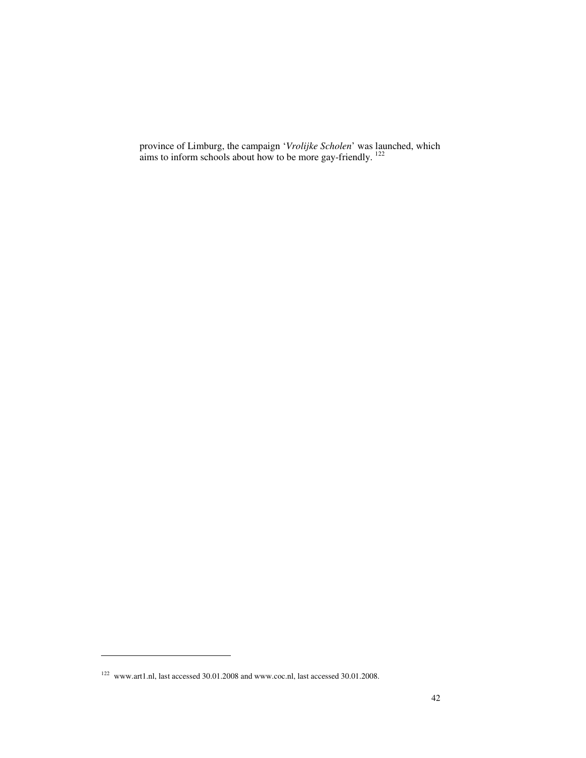province of Limburg, the campaign '*Vrolijke Scholen*' was launched, which aims to inform schools about how to be more gay-friendly. [122]

---

[122] www.art1.nl, last accessed 30.01.2008 and www.coc.nl, last accessed 30.01.2008.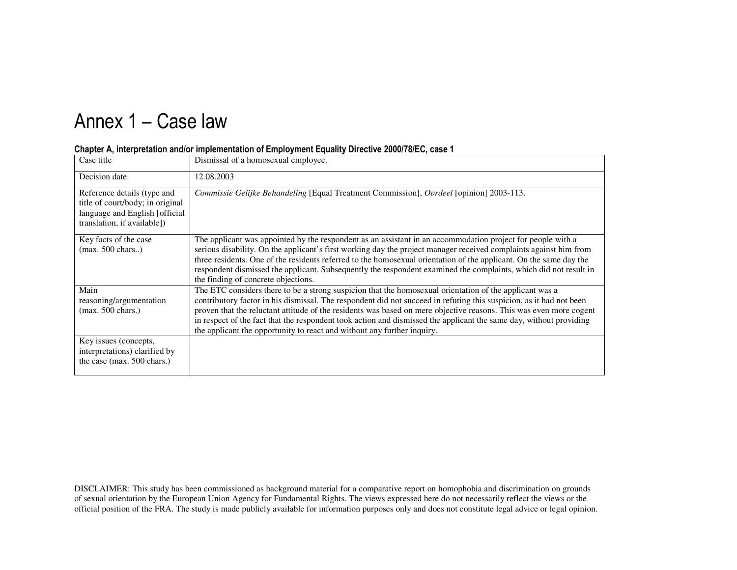# Annex 1 – Case law

**Chapter A, interpretation and/or implementation of Employment Equality Directive 2000/78/EC, case 1**

| Case title | Dismissal of a homosexual employee. |
|---|---|
| Decision date | 12.08.2003 |
| Reference details (type and title of court/body; in original language and English [official translation, if available]) | *Commissie Gelijke Behandeling* [Equal Treatment Commission], *Oordeel* [opinion] 2003-113. |
| Key facts of the case (max. 500 chars..) | The applicant was appointed by the respondent as an assistant in an accommodation project for people with a serious disability. On the applicant's first working day the project manager received complaints against him from three residents. One of the residents referred to the homosexual orientation of the applicant. On the same day the respondent dismissed the applicant. Subsequently the respondent examined the complaints, which did not result in the finding of concrete objections. |
| Main reasoning/argumentation (max. 500 chars.) | The ETC considers there to be a strong suspicion that the homosexual orientation of the applicant was a contributory factor in his dismissal. The respondent did not succeed in refuting this suspicion, as it had not been proven that the reluctant attitude of the residents was based on mere objective reasons. This was even more cogent in respect of the fact that the respondent took action and dismissed the applicant the same day, without providing the applicant the opportunity to react and without any further inquiry. |
| Key issues (concepts, interpretations) clarified by the case (max. 500 chars.) | |

DISCLAIMER: This study has been commissioned as background material for a comparative report on homophobia and discrimination on grounds of sexual orientation by the European Union Agency for Fundamental Rights. The views expressed here do not necessarily reflect the views or the official position of the FRA. The study is made publicly available for information purposes only and does not constitute legal advice or legal opinion.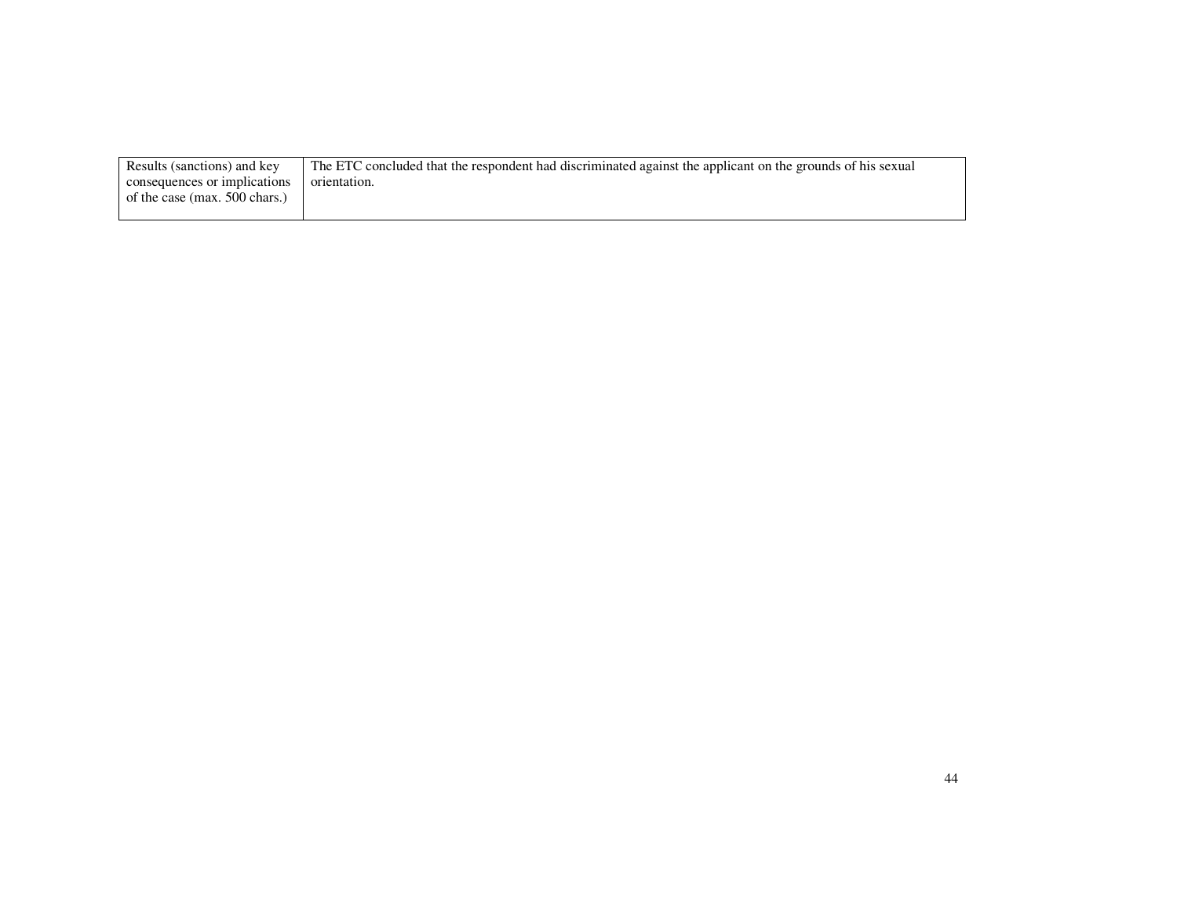| Results (sanctions) and key consequences or implications of the case (max. 500 chars.) | The ETC concluded that the respondent had discriminated against the applicant on the grounds of his sexual orientation. |
|---|---|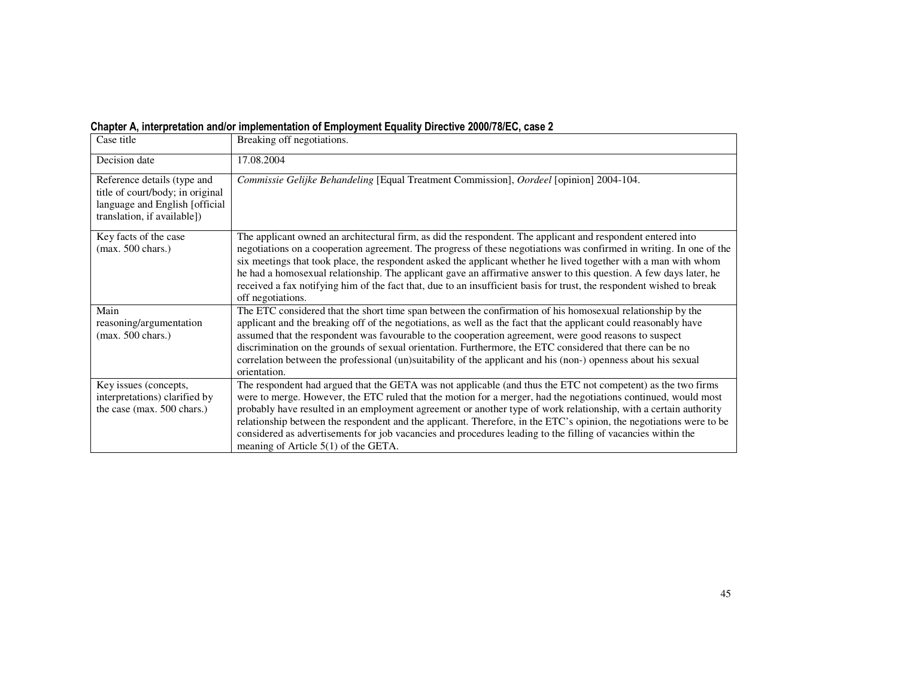**Chapter A, interpretation and/or implementation of Employment Equality Directive 2000/78/EC, case 2**

| Case title | Breaking off negotiations. |
|---|---|
| Decision date | 17.08.2004 |
| Reference details (type and title of court/body; in original language and English [official translation, if available]) | *Commissie Gelijke Behandeling* [Equal Treatment Commission], *Oordeel* [opinion] 2004-104. |
| Key facts of the case (max. 500 chars.) | The applicant owned an architectural firm, as did the respondent. The applicant and respondent entered into negotiations on a cooperation agreement. The progress of these negotiations was confirmed in writing. In one of the six meetings that took place, the respondent asked the applicant whether he lived together with a man with whom he had a homosexual relationship. The applicant gave an affirmative answer to this question. A few days later, he received a fax notifying him of the fact that, due to an insufficient basis for trust, the respondent wished to break off negotiations. |
| Main reasoning/argumentation (max. 500 chars.) | The ETC considered that the short time span between the confirmation of his homosexual relationship by the applicant and the breaking off of the negotiations, as well as the fact that the applicant could reasonably have assumed that the respondent was favourable to the cooperation agreement, were good reasons to suspect discrimination on the grounds of sexual orientation. Furthermore, the ETC considered that there can be no correlation between the professional (un)suitability of the applicant and his (non-) openness about his sexual orientation. |
| Key issues (concepts, interpretations) clarified by the case (max. 500 chars.) | The respondent had argued that the GETA was not applicable (and thus the ETC not competent) as the two firms were to merge. However, the ETC ruled that the motion for a merger, had the negotiations continued, would most probably have resulted in an employment agreement or another type of work relationship, with a certain authority relationship between the respondent and the applicant. Therefore, in the ETC's opinion, the negotiations were to be considered as advertisements for job vacancies and procedures leading to the filling of vacancies within the meaning of Article 5(1) of the GETA. |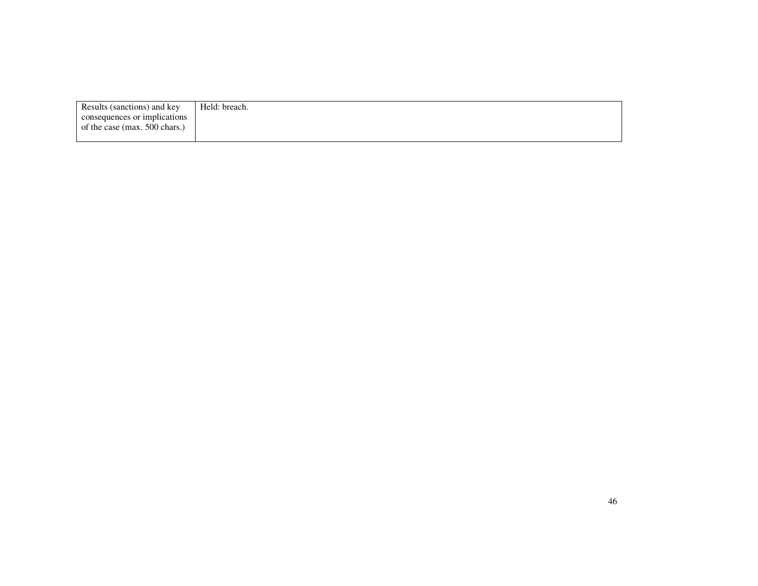| Results (sanctions) and key consequences or implications of the case (max. 500 chars.) | Held: breach. |
|---|---|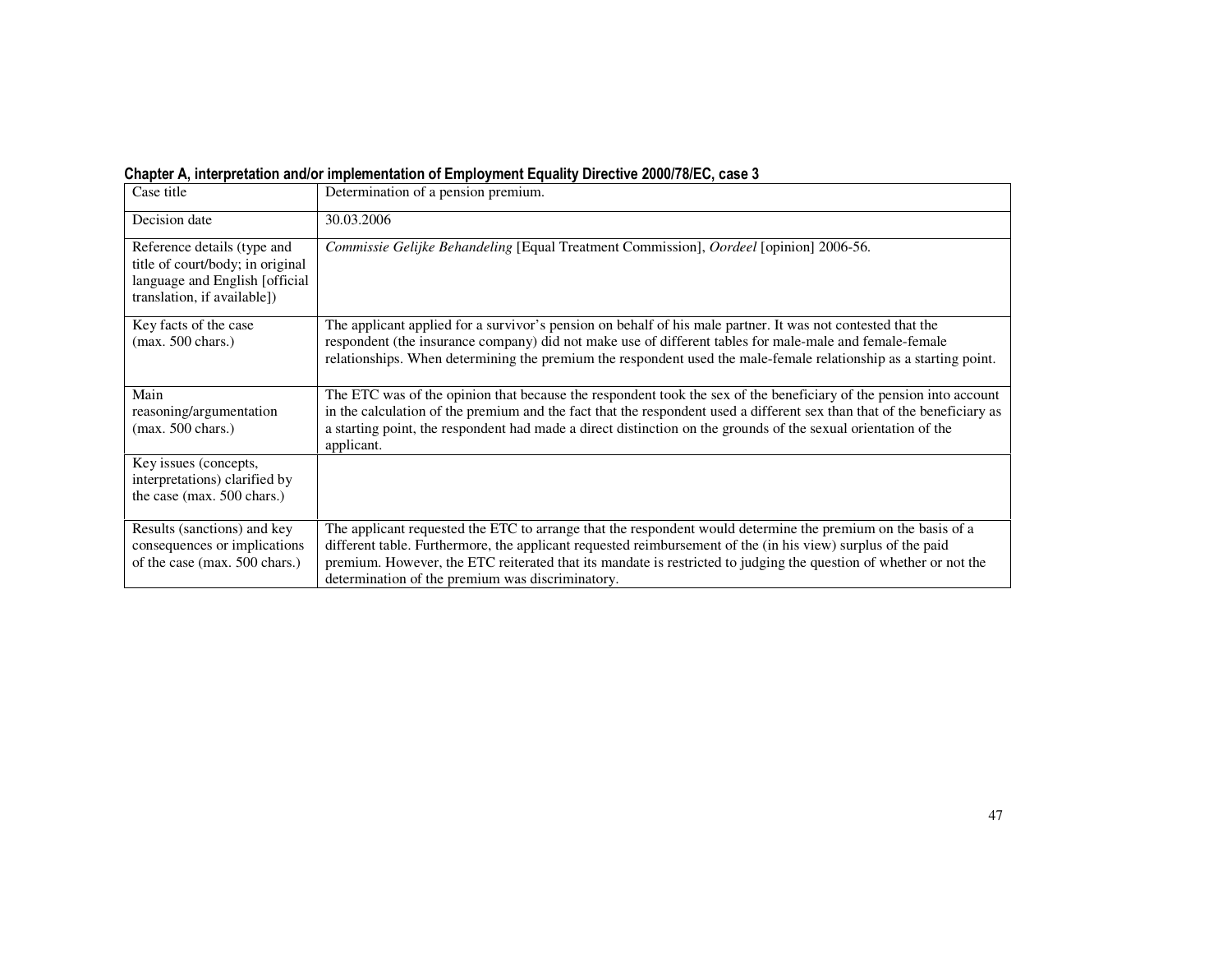**Chapter A, interpretation and/or implementation of Employment Equality Directive 2000/78/EC, case 3**

| Case title | Determination of a pension premium. |
|---|---|
| Decision date | 30.03.2006 |
| Reference details (type and title of court/body; in original language and English [official translation, if available]) | *Commissie Gelijke Behandeling* [Equal Treatment Commission], *Oordeel* [opinion] 2006-56. |
| Key facts of the case (max. 500 chars.) | The applicant applied for a survivor's pension on behalf of his male partner. It was not contested that the respondent (the insurance company) did not make use of different tables for male-male and female-female relationships. When determining the premium the respondent used the male-female relationship as a starting point. |
| Main reasoning/argumentation (max. 500 chars.) | The ETC was of the opinion that because the respondent took the sex of the beneficiary of the pension into account in the calculation of the premium and the fact that the respondent used a different sex than that of the beneficiary as a starting point, the respondent had made a direct distinction on the grounds of the sexual orientation of the applicant. |
| Key issues (concepts, interpretations) clarified by the case (max. 500 chars.) | |
| Results (sanctions) and key consequences or implications of the case (max. 500 chars.) | The applicant requested the ETC to arrange that the respondent would determine the premium on the basis of a different table. Furthermore, the applicant requested reimbursement of the (in his view) surplus of the paid premium. However, the ETC reiterated that its mandate is restricted to judging the question of whether or not the determination of the premium was discriminatory. |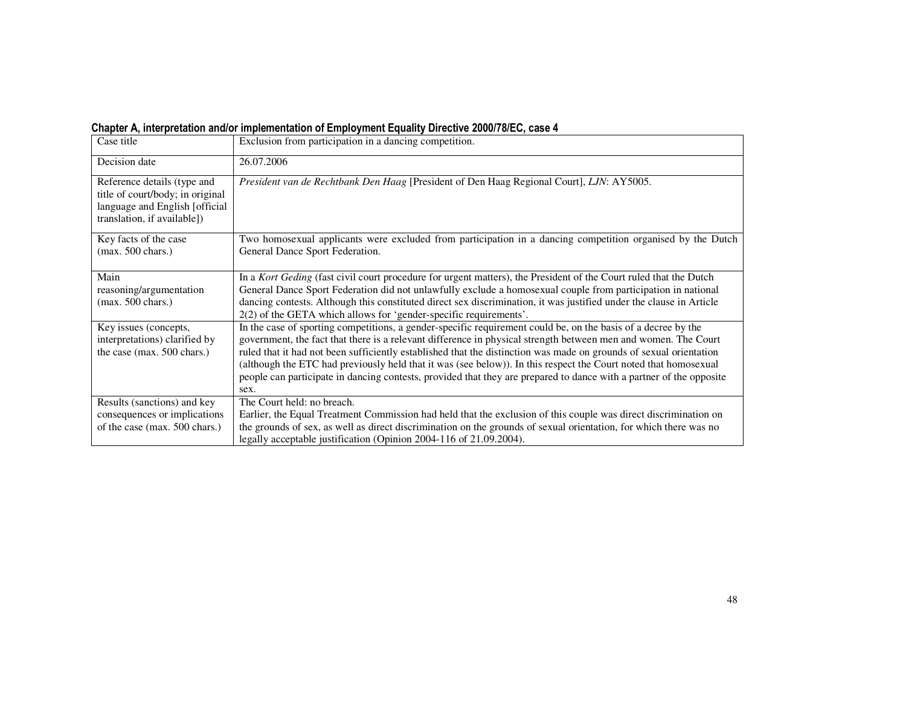**Chapter A, interpretation and/or implementation of Employment Equality Directive 2000/78/EC, case 4**

| Case title | Exclusion from participation in a dancing competition. |
|---|---|
| Decision date | 26.07.2006 |
| Reference details (type and title of court/body; in original language and English [official translation, if available]) | *President van de Rechtbank Den Haag* [President of Den Haag Regional Court], *LJN*: AY5005. |
| Key facts of the case (max. 500 chars.) | Two homosexual applicants were excluded from participation in a dancing competition organised by the Dutch General Dance Sport Federation. |
| Main reasoning/argumentation (max. 500 chars.) | In a *Kort Geding* (fast civil court procedure for urgent matters), the President of the Court ruled that the Dutch General Dance Sport Federation did not unlawfully exclude a homosexual couple from participation in national dancing contests. Although this constituted direct sex discrimination, it was justified under the clause in Article 2(2) of the GETA which allows for 'gender-specific requirements'. |
| Key issues (concepts, interpretations) clarified by the case (max. 500 chars.) | In the case of sporting competitions, a gender-specific requirement could be, on the basis of a decree by the government, the fact that there is a relevant difference in physical strength between men and women. The Court ruled that it had not been sufficiently established that the distinction was made on grounds of sexual orientation (although the ETC had previously held that it was (see below)). In this respect the Court noted that homosexual people can participate in dancing contests, provided that they are prepared to dance with a partner of the opposite sex. |
| Results (sanctions) and key consequences or implications of the case (max. 500 chars.) | The Court held: no breach.<br>Earlier, the Equal Treatment Commission had held that the exclusion of this couple was direct discrimination on the grounds of sex, as well as direct discrimination on the grounds of sexual orientation, for which there was no legally acceptable justification (Opinion 2004-116 of 21.09.2004). |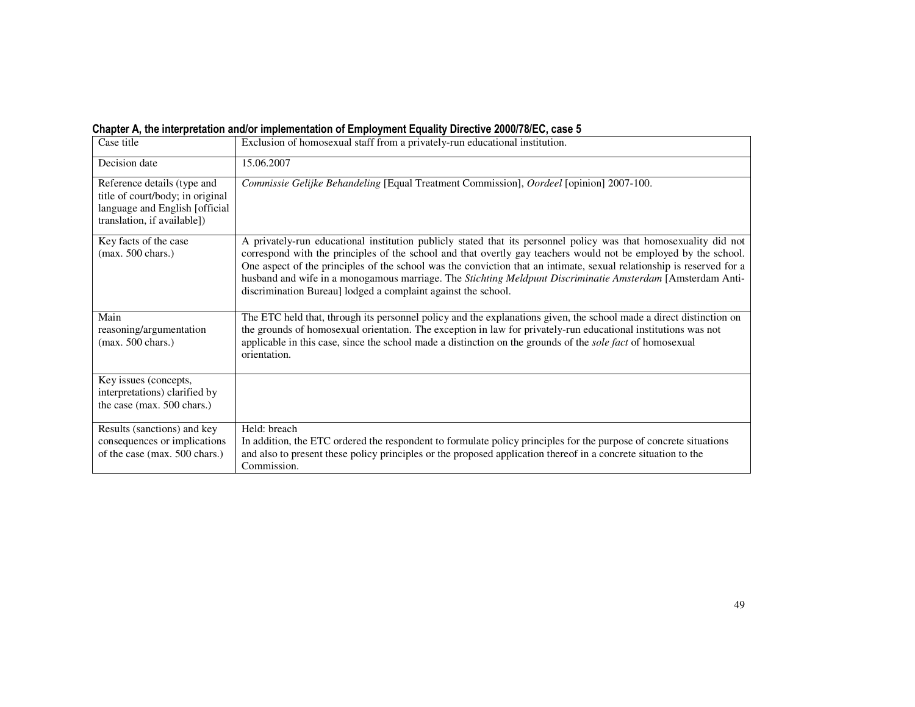**Chapter A, the interpretation and/or implementation of Employment Equality Directive 2000/78/EC, case 5**

| Case title | Exclusion of homosexual staff from a privately-run educational institution. |
| --- | --- |
| Decision date | 15.06.2007 |
| Reference details (type and title of court/body; in original language and English [official translation, if available]) | *Commissie Gelijke Behandeling* [Equal Treatment Commission], *Oordeel* [opinion] 2007-100. |
| Key facts of the case (max. 500 chars.) | A privately-run educational institution publicly stated that its personnel policy was that homosexuality did not correspond with the principles of the school and that overtly gay teachers would not be employed by the school. One aspect of the principles of the school was the conviction that an intimate, sexual relationship is reserved for a husband and wife in a monogamous marriage. The *Stichting Meldpunt Discriminatie Amsterdam* [Amsterdam Anti-discrimination Bureau] lodged a complaint against the school. |
| Main reasoning/argumentation (max. 500 chars.) | The ETC held that, through its personnel policy and the explanations given, the school made a direct distinction on the grounds of homosexual orientation. The exception in law for privately-run educational institutions was not applicable in this case, since the school made a distinction on the grounds of the *sole fact* of homosexual orientation. |
| Key issues (concepts, interpretations) clarified by the case (max. 500 chars.) | |
| Results (sanctions) and key consequences or implications of the case (max. 500 chars.) | Held: breach<br>In addition, the ETC ordered the respondent to formulate policy principles for the purpose of concrete situations and also to present these policy principles or the proposed application thereof in a concrete situation to the Commission. |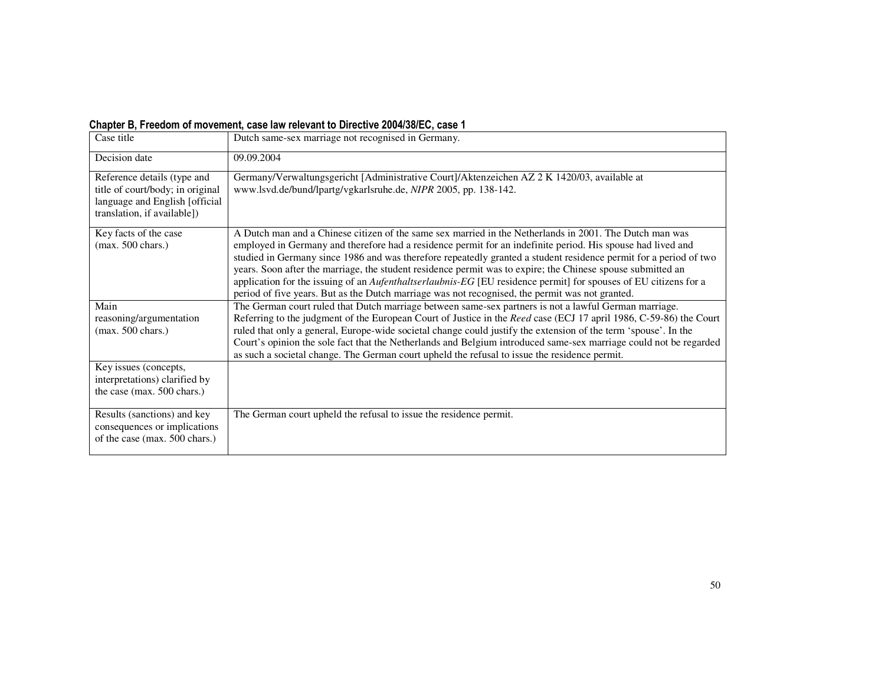**Chapter B, Freedom of movement, case law relevant to Directive 2004/38/EC, case 1**

| Case title | Dutch same-sex marriage not recognised in Germany. |
|---|---|
| Decision date | 09.09.2004 |
| Reference details (type and title of court/body; in original language and English [official translation, if available]) | Germany/Verwaltungsgericht [Administrative Court]/Aktenzeichen AZ 2 K 1420/03, available at www.lsvd.de/bund/lpartg/vgkarlsruhe.de, *NIPR* 2005, pp. 138-142. |
| Key facts of the case (max. 500 chars.) | A Dutch man and a Chinese citizen of the same sex married in the Netherlands in 2001. The Dutch man was employed in Germany and therefore had a residence permit for an indefinite period. His spouse had lived and studied in Germany since 1986 and was therefore repeatedly granted a student residence permit for a period of two years. Soon after the marriage, the student residence permit was to expire; the Chinese spouse submitted an application for the issuing of an *Aufenthaltserlaubnis-EG* [EU residence permit] for spouses of EU citizens for a period of five years. But as the Dutch marriage was not recognised, the permit was not granted. |
| Main reasoning/argumentation (max. 500 chars.) | The German court ruled that Dutch marriage between same-sex partners is not a lawful German marriage. Referring to the judgment of the European Court of Justice in the *Reed* case (ECJ 17 april 1986, C-59-86) the Court ruled that only a general, Europe-wide societal change could justify the extension of the term 'spouse'. In the Court's opinion the sole fact that the Netherlands and Belgium introduced same-sex marriage could not be regarded as such a societal change. The German court upheld the refusal to issue the residence permit. |
| Key issues (concepts, interpretations) clarified by the case (max. 500 chars.) | |
| Results (sanctions) and key consequences or implications of the case (max. 500 chars.) | The German court upheld the refusal to issue the residence permit. |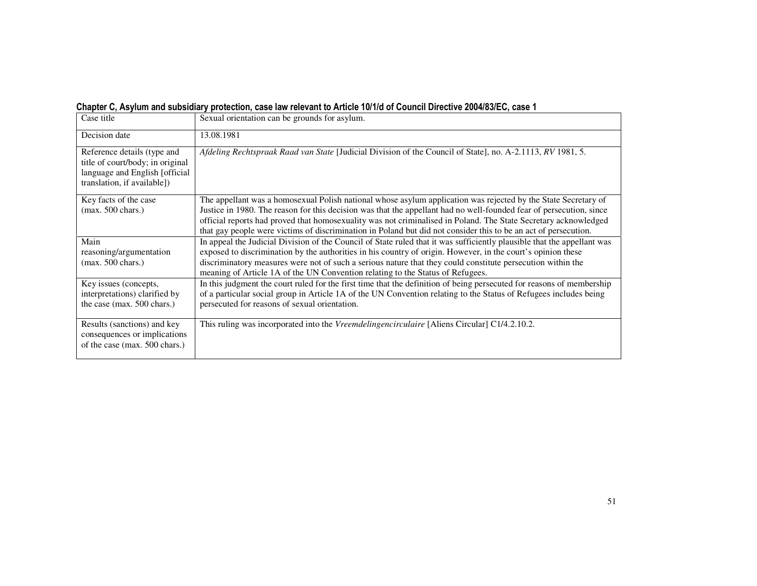**Chapter C, Asylum and subsidiary protection, case law relevant to Article 10/1/d of Council Directive 2004/83/EC, case 1**

| Case title | Sexual orientation can be grounds for asylum. |
|---|---|
| Decision date | 13.08.1981 |
| Reference details (type and title of court/body; in original language and English [official translation, if available]) | *Afdeling Rechtspraak Raad van State* [Judicial Division of the Council of State], no. A-2.1113, *RV* 1981, 5. |
| Key facts of the case (max. 500 chars.) | The appellant was a homosexual Polish national whose asylum application was rejected by the State Secretary of Justice in 1980. The reason for this decision was that the appellant had no well-founded fear of persecution, since official reports had proved that homosexuality was not criminalised in Poland. The State Secretary acknowledged that gay people were victims of discrimination in Poland but did not consider this to be an act of persecution. |
| Main reasoning/argumentation (max. 500 chars.) | In appeal the Judicial Division of the Council of State ruled that it was sufficiently plausible that the appellant was exposed to discrimination by the authorities in his country of origin. However, in the court's opinion these discriminatory measures were not of such a serious nature that they could constitute persecution within the meaning of Article 1A of the UN Convention relating to the Status of Refugees. |
| Key issues (concepts, interpretations) clarified by the case (max. 500 chars.) | In this judgment the court ruled for the first time that the definition of being persecuted for reasons of membership of a particular social group in Article 1A of the UN Convention relating to the Status of Refugees includes being persecuted for reasons of sexual orientation. |
| Results (sanctions) and key consequences or implications of the case (max. 500 chars.) | This ruling was incorporated into the *Vreemdelingencirculaire* [Aliens Circular] C1/4.2.10.2. |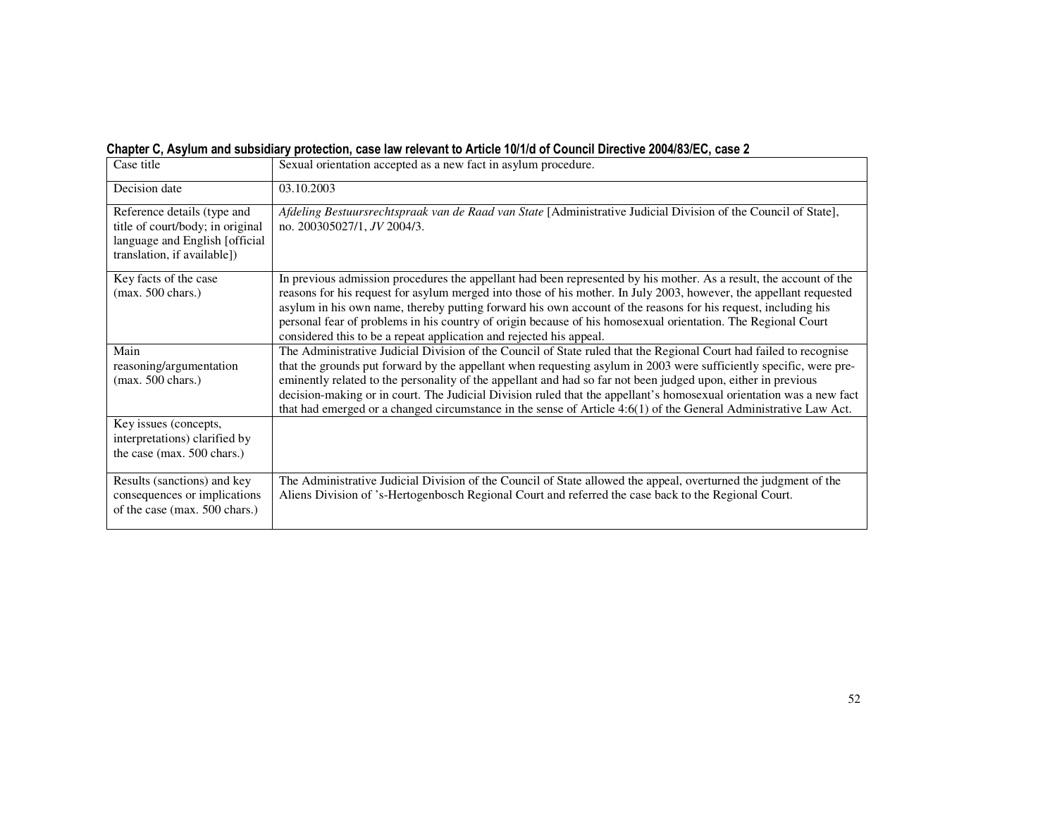**Chapter C, Asylum and subsidiary protection, case law relevant to Article 10/1/d of Council Directive 2004/83/EC, case 2**

| Case title | Sexual orientation accepted as a new fact in asylum procedure. |
|---|---|
| Decision date | 03.10.2003 |
| Reference details (type and title of court/body; in original language and English [official translation, if available]) | *Afdeling Bestuursrechtspraak van de Raad van State* [Administrative Judicial Division of the Council of State], no. 200305027/1, *JV* 2004/3. |
| Key facts of the case (max. 500 chars.) | In previous admission procedures the appellant had been represented by his mother. As a result, the account of the reasons for his request for asylum merged into those of his mother. In July 2003, however, the appellant requested asylum in his own name, thereby putting forward his own account of the reasons for his request, including his personal fear of problems in his country of origin because of his homosexual orientation. The Regional Court considered this to be a repeat application and rejected his appeal. |
| Main reasoning/argumentation (max. 500 chars.) | The Administrative Judicial Division of the Council of State ruled that the Regional Court had failed to recognise that the grounds put forward by the appellant when requesting asylum in 2003 were sufficiently specific, were pre-eminently related to the personality of the appellant and had so far not been judged upon, either in previous decision-making or in court. The Judicial Division ruled that the appellant's homosexual orientation was a new fact that had emerged or a changed circumstance in the sense of Article 4:6(1) of the General Administrative Law Act. |
| Key issues (concepts, interpretations) clarified by the case (max. 500 chars.) | |
| Results (sanctions) and key consequences or implications of the case (max. 500 chars.) | The Administrative Judicial Division of the Council of State allowed the appeal, overturned the judgment of the Aliens Division of 's-Hertogenbosch Regional Court and referred the case back to the Regional Court. |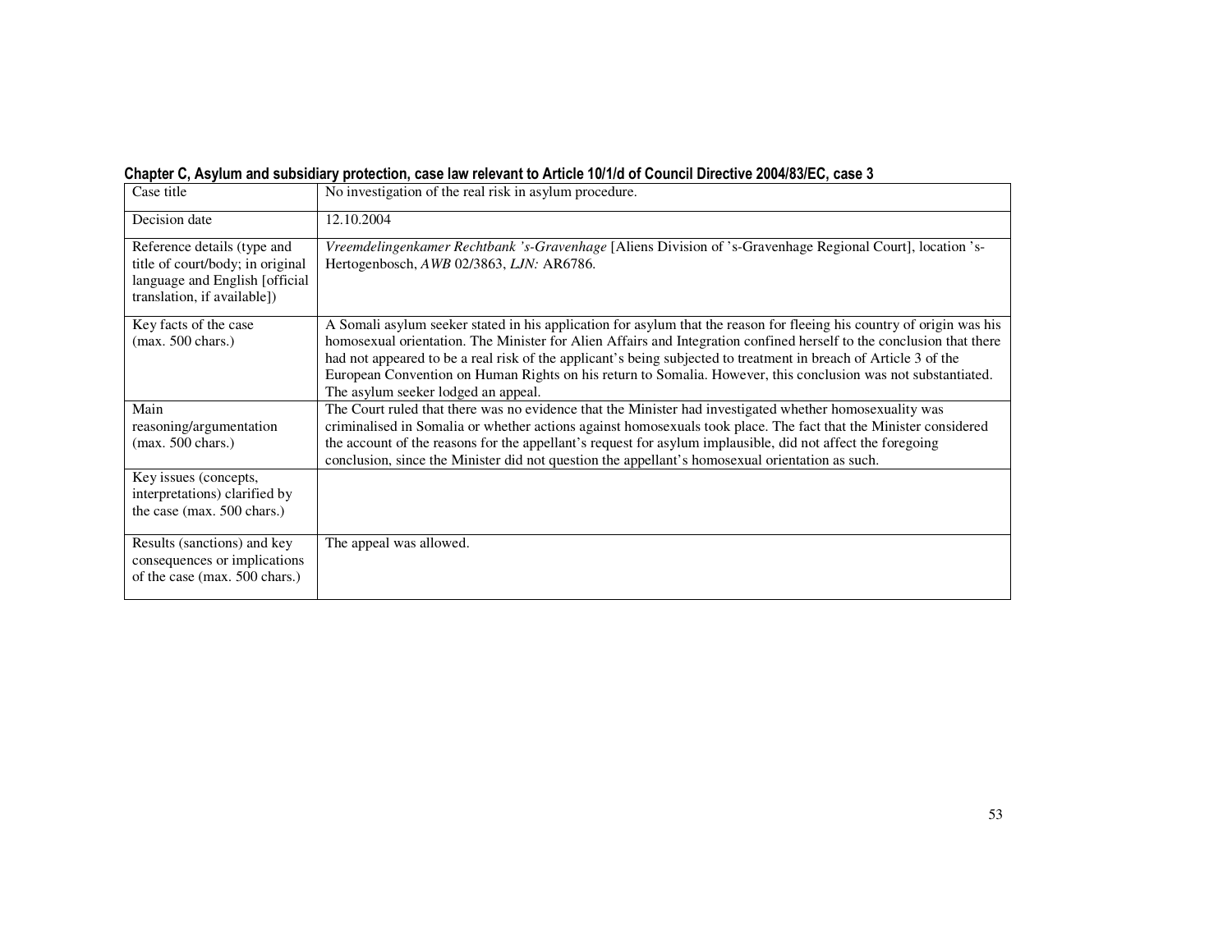**Chapter C, Asylum and subsidiary protection, case law relevant to Article 10/1/d of Council Directive 2004/83/EC, case 3**

| Case title | No investigation of the real risk in asylum procedure. |
|---|---|
| Decision date | 12.10.2004 |
| Reference details (type and title of court/body; in original language and English [official translation, if available]) | *Vreemdelingenkamer Rechtbank 's-Gravenhage* [Aliens Division of 's-Gravenhage Regional Court], location 's-Hertogenbosch, *AWB* 02/3863, *LJN:* AR6786. |
| Key facts of the case (max. 500 chars.) | A Somali asylum seeker stated in his application for asylum that the reason for fleeing his country of origin was his homosexual orientation. The Minister for Alien Affairs and Integration confined herself to the conclusion that there had not appeared to be a real risk of the applicant's being subjected to treatment in breach of Article 3 of the European Convention on Human Rights on his return to Somalia. However, this conclusion was not substantiated. The asylum seeker lodged an appeal. |
| Main reasoning/argumentation (max. 500 chars.) | The Court ruled that there was no evidence that the Minister had investigated whether homosexuality was criminalised in Somalia or whether actions against homosexuals took place. The fact that the Minister considered the account of the reasons for the appellant's request for asylum implausible, did not affect the foregoing conclusion, since the Minister did not question the appellant's homosexual orientation as such. |
| Key issues (concepts, interpretations) clarified by the case (max. 500 chars.) | |
| Results (sanctions) and key consequences or implications of the case (max. 500 chars.) | The appeal was allowed. |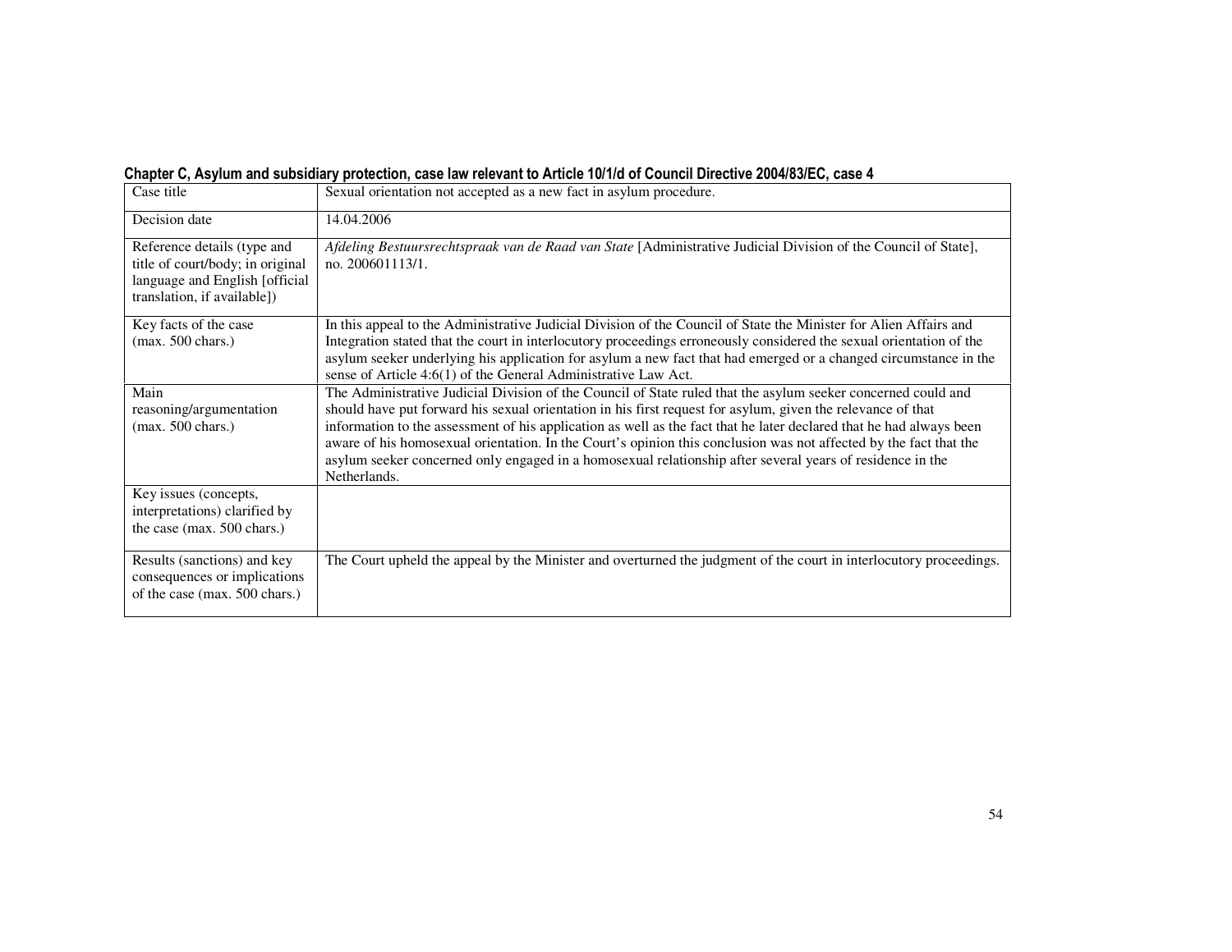**Chapter C, Asylum and subsidiary protection, case law relevant to Article 10/1/d of Council Directive 2004/83/EC, case 4**

| Case title | Sexual orientation not accepted as a new fact in asylum procedure. |
|---|---|
| Decision date | 14.04.2006 |
| Reference details (type and title of court/body; in original language and English [official translation, if available]) | *Afdeling Bestuursrechtspraak van de Raad van State* [Administrative Judicial Division of the Council of State], no. 200601113/1. |
| Key facts of the case (max. 500 chars.) | In this appeal to the Administrative Judicial Division of the Council of State the Minister for Alien Affairs and Integration stated that the court in interlocutory proceedings erroneously considered the sexual orientation of the asylum seeker underlying his application for asylum a new fact that had emerged or a changed circumstance in the sense of Article 4:6(1) of the General Administrative Law Act. |
| Main reasoning/argumentation (max. 500 chars.) | The Administrative Judicial Division of the Council of State ruled that the asylum seeker concerned could and should have put forward his sexual orientation in his first request for asylum, given the relevance of that information to the assessment of his application as well as the fact that he later declared that he had always been aware of his homosexual orientation. In the Court's opinion this conclusion was not affected by the fact that the asylum seeker concerned only engaged in a homosexual relationship after several years of residence in the Netherlands. |
| Key issues (concepts, interpretations) clarified by the case (max. 500 chars.) | |
| Results (sanctions) and key consequences or implications of the case (max. 500 chars.) | The Court upheld the appeal by the Minister and overturned the judgment of the court in interlocutory proceedings. |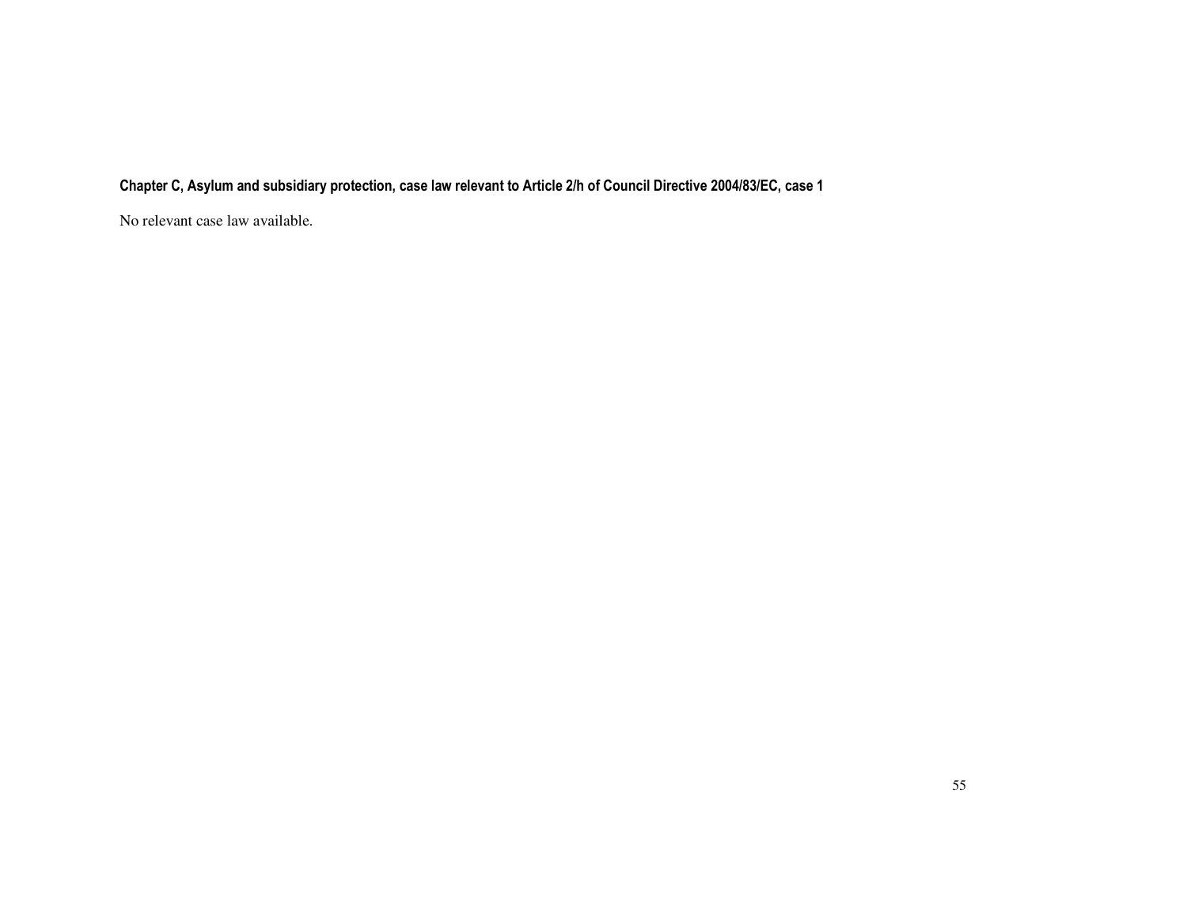**Chapter C, Asylum and subsidiary protection, case law relevant to Article 2/h of Council Directive 2004/83/EC, case 1**

No relevant case law available.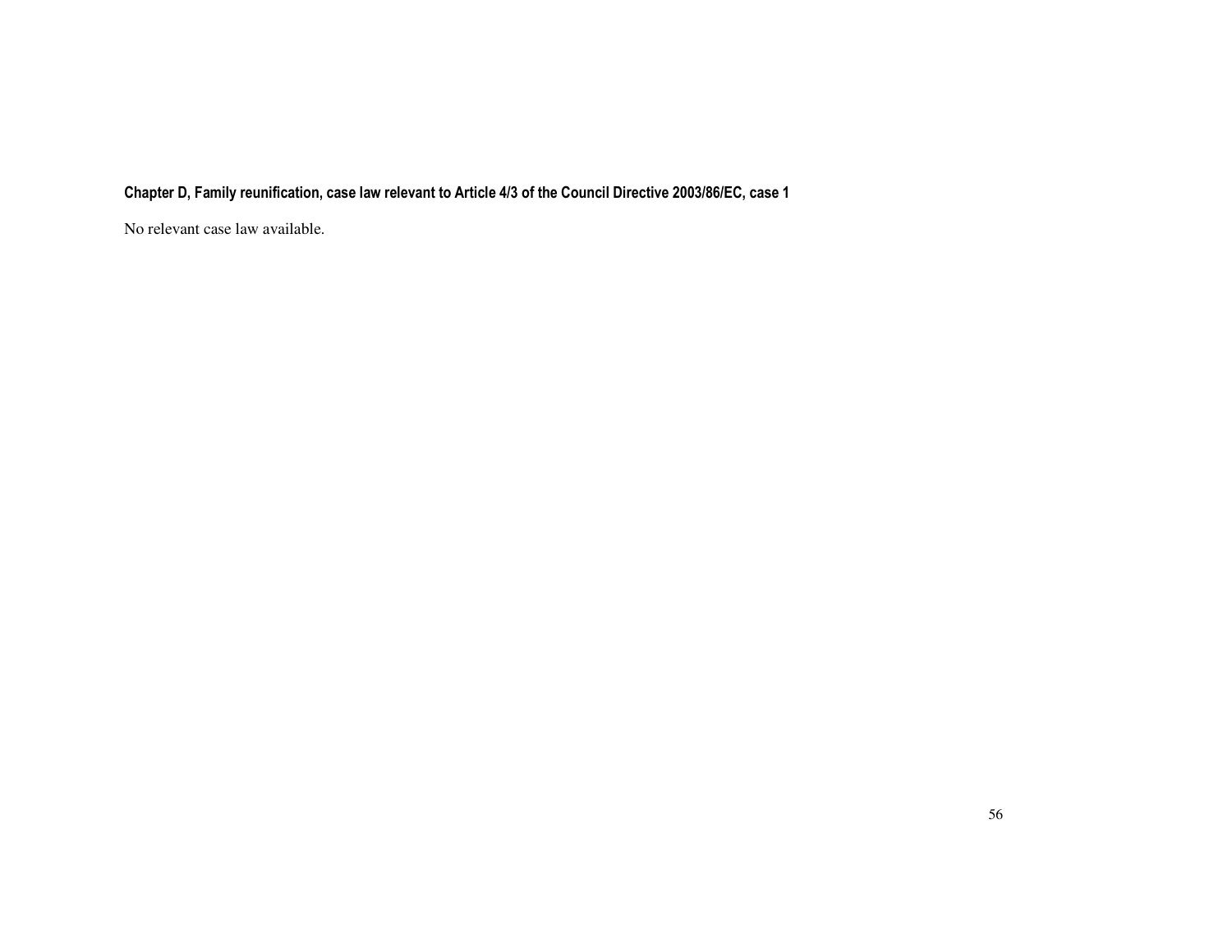**Chapter D, Family reunification, case law relevant to Article 4/3 of the Council Directive 2003/86/EC, case 1**

No relevant case law available.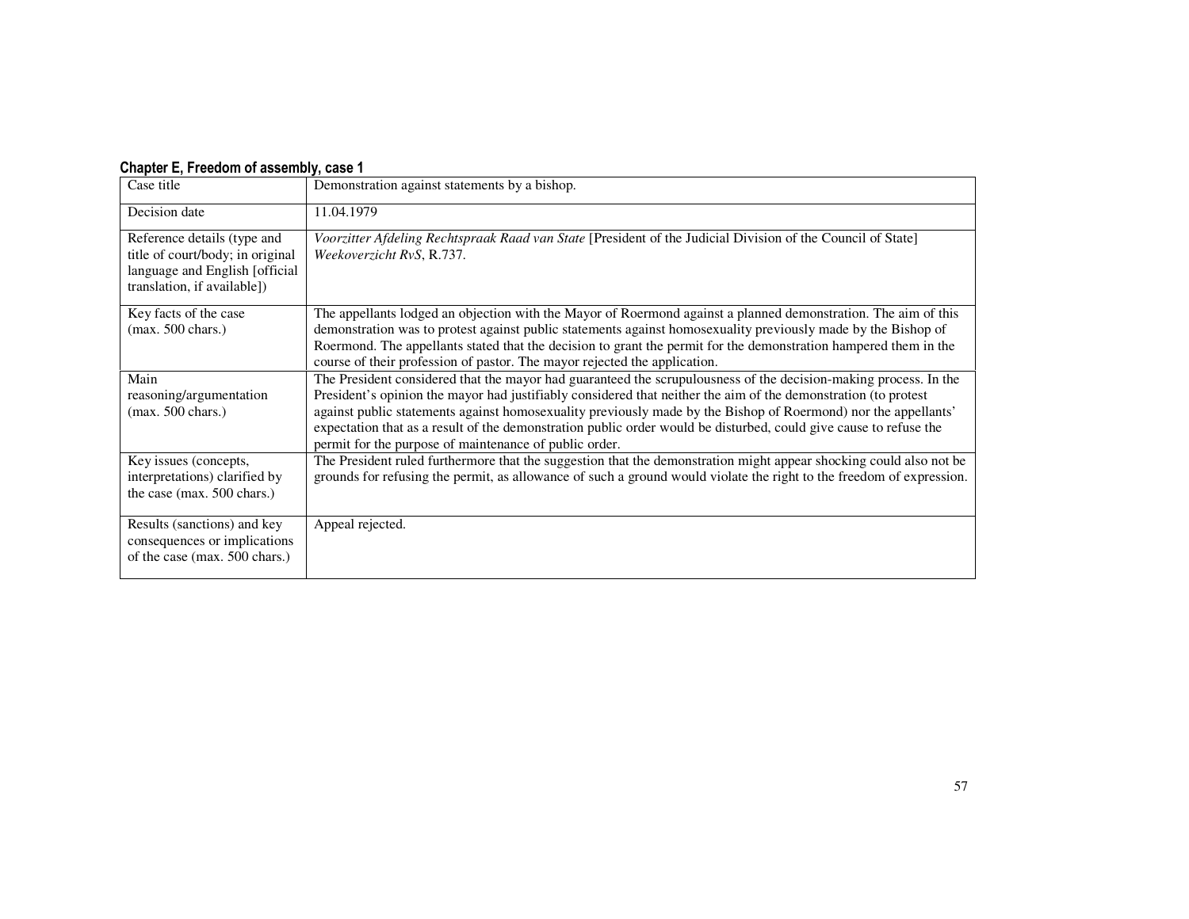**Chapter E, Freedom of assembly, case 1**

| Case title | Demonstration against statements by a bishop. |
|---|---|
| Decision date | 11.04.1979 |
| Reference details (type and title of court/body; in original language and English [official translation, if available]) | *Voorzitter Afdeling Rechtspraak Raad van State* [President of the Judicial Division of the Council of State] *Weekoverzicht RvS*, R.737. |
| Key facts of the case (max. 500 chars.) | The appellants lodged an objection with the Mayor of Roermond against a planned demonstration. The aim of this demonstration was to protest against public statements against homosexuality previously made by the Bishop of Roermond. The appellants stated that the decision to grant the permit for the demonstration hampered them in the course of their profession of pastor. The mayor rejected the application. |
| Main reasoning/argumentation (max. 500 chars.) | The President considered that the mayor had guaranteed the scrupulousness of the decision-making process. In the President's opinion the mayor had justifiably considered that neither the aim of the demonstration (to protest against public statements against homosexuality previously made by the Bishop of Roermond) nor the appellants' expectation that as a result of the demonstration public order would be disturbed, could give cause to refuse the permit for the purpose of maintenance of public order. |
| Key issues (concepts, interpretations) clarified by the case (max. 500 chars.) | The President ruled furthermore that the suggestion that the demonstration might appear shocking could also not be grounds for refusing the permit, as allowance of such a ground would violate the right to the freedom of expression. |
| Results (sanctions) and key consequences or implications of the case (max. 500 chars.) | Appeal rejected. |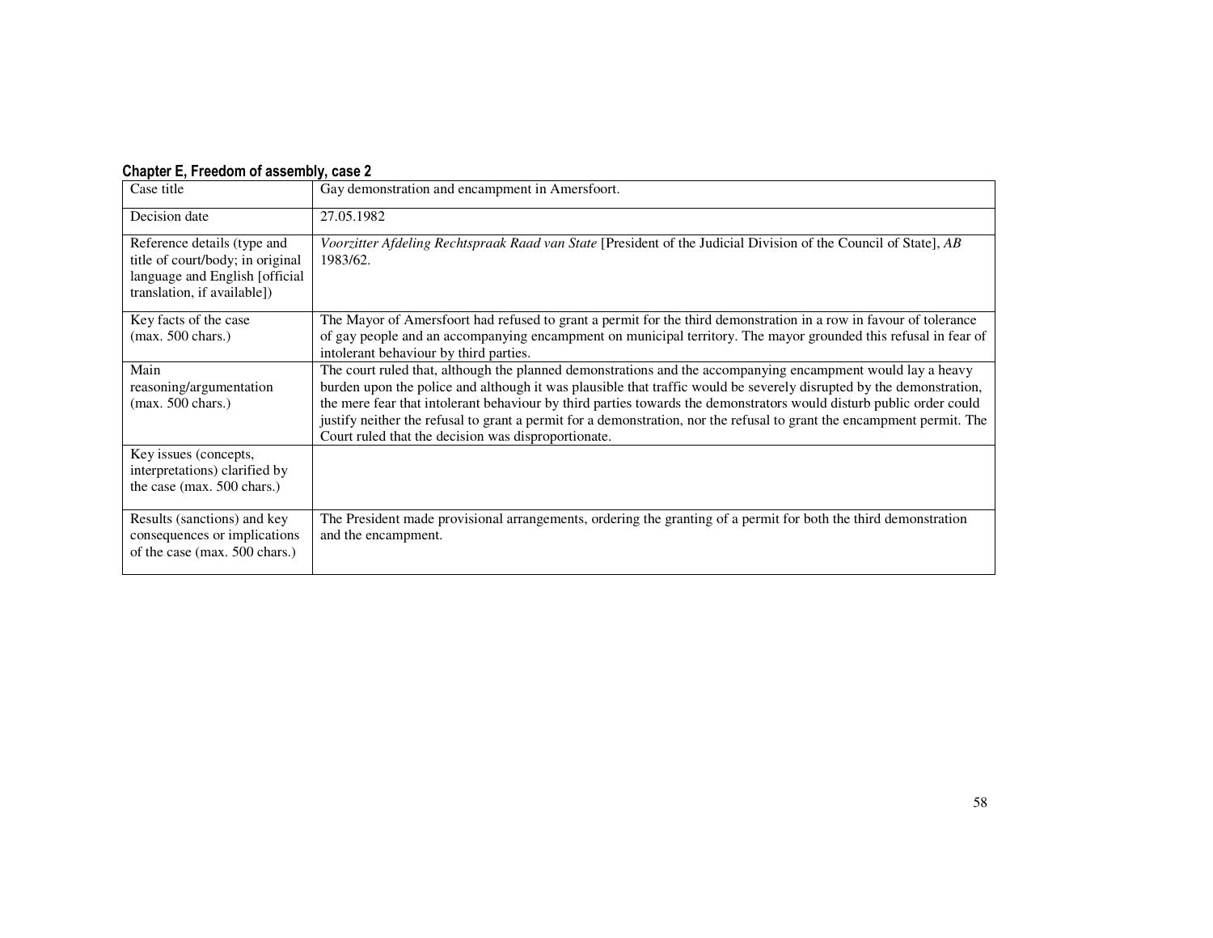**Chapter E, Freedom of assembly, case 2**

| Case title | Gay demonstration and encampment in Amersfoort. |
|---|---|
| Decision date | 27.05.1982 |
| Reference details (type and title of court/body; in original language and English [official translation, if available]) | *Voorzitter Afdeling Rechtspraak Raad van State* [President of the Judicial Division of the Council of State], *AB* 1983/62. |
| Key facts of the case (max. 500 chars.) | The Mayor of Amersfoort had refused to grant a permit for the third demonstration in a row in favour of tolerance of gay people and an accompanying encampment on municipal territory. The mayor grounded this refusal in fear of intolerant behaviour by third parties. |
| Main reasoning/argumentation (max. 500 chars.) | The court ruled that, although the planned demonstrations and the accompanying encampment would lay a heavy burden upon the police and although it was plausible that traffic would be severely disrupted by the demonstration, the mere fear that intolerant behaviour by third parties towards the demonstrators would disturb public order could justify neither the refusal to grant a permit for a demonstration, nor the refusal to grant the encampment permit. The Court ruled that the decision was disproportionate. |
| Key issues (concepts, interpretations) clarified by the case (max. 500 chars.) | |
| Results (sanctions) and key consequences or implications of the case (max. 500 chars.) | The President made provisional arrangements, ordering the granting of a permit for both the third demonstration and the encampment. |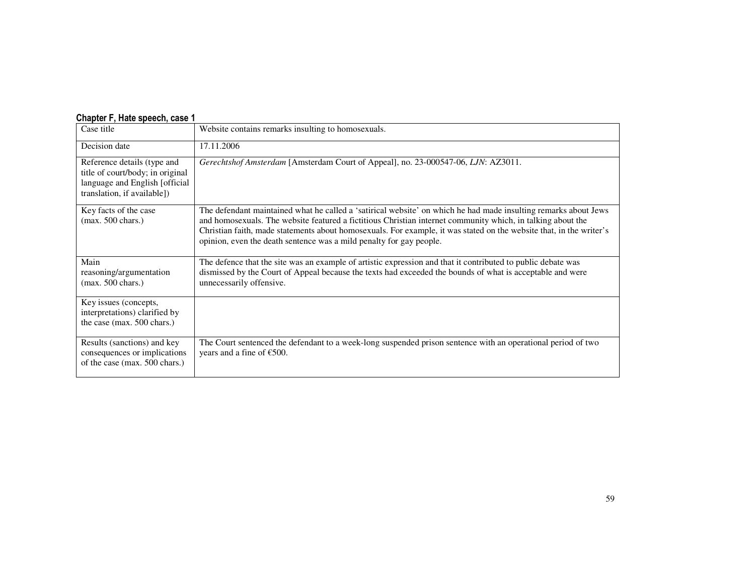**Chapter F, Hate speech, case 1**

| Case title | Website contains remarks insulting to homosexuals. |
|---|---|
| Decision date | 17.11.2006 |
| Reference details (type and title of court/body; in original language and English [official translation, if available]) | *Gerechtshof Amsterdam* [Amsterdam Court of Appeal], no. 23-000547-06, *LJN*: AZ3011. |
| Key facts of the case (max. 500 chars.) | The defendant maintained what he called a 'satirical website' on which he had made insulting remarks about Jews and homosexuals. The website featured a fictitious Christian internet community which, in talking about the Christian faith, made statements about homosexuals. For example, it was stated on the website that, in the writer's opinion, even the death sentence was a mild penalty for gay people. |
| Main reasoning/argumentation (max. 500 chars.) | The defence that the site was an example of artistic expression and that it contributed to public debate was dismissed by the Court of Appeal because the texts had exceeded the bounds of what is acceptable and were unnecessarily offensive. |
| Key issues (concepts, interpretations) clarified by the case (max. 500 chars.) | |
| Results (sanctions) and key consequences or implications of the case (max. 500 chars.) | The Court sentenced the defendant to a week-long suspended prison sentence with an operational period of two years and a fine of €500. |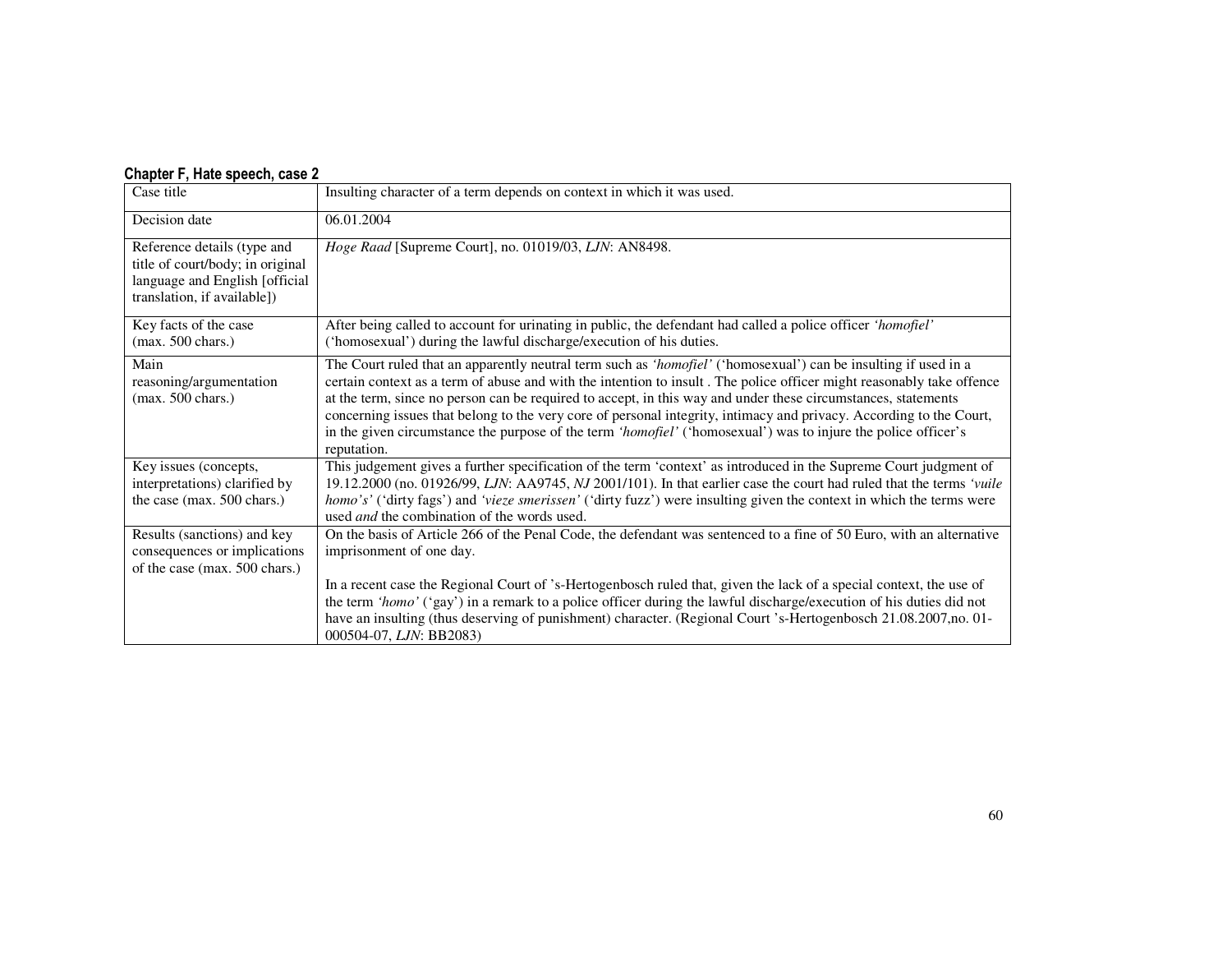**Chapter F, Hate speech, case 2**

| Case title | Insulting character of a term depends on context in which it was used. |
|---|---|
| Decision date | 06.01.2004 |
| Reference details (type and title of court/body; in original language and English [official translation, if available]) | *Hoge Raad* [Supreme Court], no. 01019/03, *LJN*: AN8498. |
| Key facts of the case (max. 500 chars.) | After being called to account for urinating in public, the defendant had called a police officer *'homofiel'* ('homosexual') during the lawful discharge/execution of his duties. |
| Main reasoning/argumentation (max. 500 chars.) | The Court ruled that an apparently neutral term such as *'homofiel'* ('homosexual') can be insulting if used in a certain context as a term of abuse and with the intention to insult . The police officer might reasonably take offence at the term, since no person can be required to accept, in this way and under these circumstances, statements concerning issues that belong to the very core of personal integrity, intimacy and privacy. According to the Court, in the given circumstance the purpose of the term *'homofiel'* ('homosexual') was to injure the police officer's reputation. |
| Key issues (concepts, interpretations) clarified by the case (max. 500 chars.) | This judgement gives a further specification of the term 'context' as introduced in the Supreme Court judgment of 19.12.2000 (no. 01926/99, *LJN*: AA9745, *NJ* 2001/101). In that earlier case the court had ruled that the terms *'vuile homo's'* ('dirty fags') and *'vieze smerissen'* ('dirty fuzz') were insulting given the context in which the terms were used *and* the combination of the words used. |
| Results (sanctions) and key consequences or implications of the case (max. 500 chars.) | On the basis of Article 266 of the Penal Code, the defendant was sentenced to a fine of 50 Euro, with an alternative imprisonment of one day.<br><br>In a recent case the Regional Court of 's-Hertogenbosch ruled that, given the lack of a special context, the use of the term *'homo'* ('gay') in a remark to a police officer during the lawful discharge/execution of his duties did not have an insulting (thus deserving of punishment) character. (Regional Court 's-Hertogenbosch 21.08.2007,no. 01-000504-07, *LJN*: BB2083) |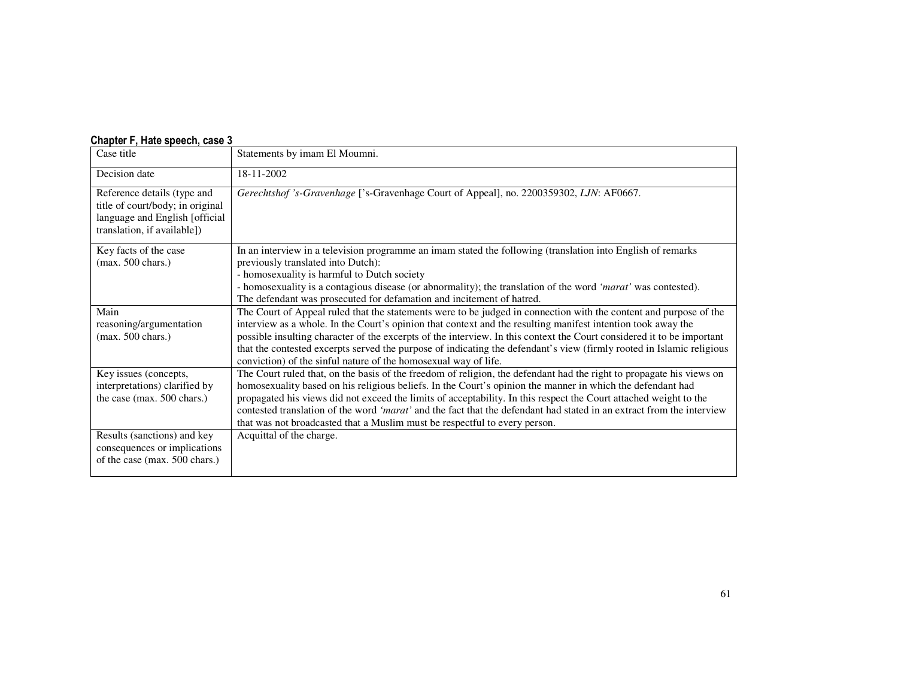**Chapter F, Hate speech, case 3**

| | |
|---|---|
| Case title | Statements by imam El Moumni. |
| Decision date | 18-11-2002 |
| Reference details (type and title of court/body; in original language and English [official translation, if available]) | *Gerechtshof 's-Gravenhage* ['s-Gravenhage Court of Appeal], no. 2200359302, *LJN*: AF0667. |
| Key facts of the case (max. 500 chars.) | In an interview in a television programme an imam stated the following (translation into English of remarks previously translated into Dutch):<br>- homosexuality is harmful to Dutch society<br>- homosexuality is a contagious disease (or abnormality); the translation of the word *'marat'* was contested).<br>The defendant was prosecuted for defamation and incitement of hatred. |
| Main reasoning/argumentation (max. 500 chars.) | The Court of Appeal ruled that the statements were to be judged in connection with the content and purpose of the interview as a whole. In the Court's opinion that context and the resulting manifest intention took away the possible insulting character of the excerpts of the interview. In this context the Court considered it to be important that the contested excerpts served the purpose of indicating the defendant's view (firmly rooted in Islamic religious conviction) of the sinful nature of the homosexual way of life. |
| Key issues (concepts, interpretations) clarified by the case (max. 500 chars.) | The Court ruled that, on the basis of the freedom of religion, the defendant had the right to propagate his views on homosexuality based on his religious beliefs. In the Court's opinion the manner in which the defendant had propagated his views did not exceed the limits of acceptability. In this respect the Court attached weight to the contested translation of the word *'marat'* and the fact that the defendant had stated in an extract from the interview that was not broadcasted that a Muslim must be respectful to every person. |
| Results (sanctions) and key consequences or implications of the case (max. 500 chars.) | Acquittal of the charge. |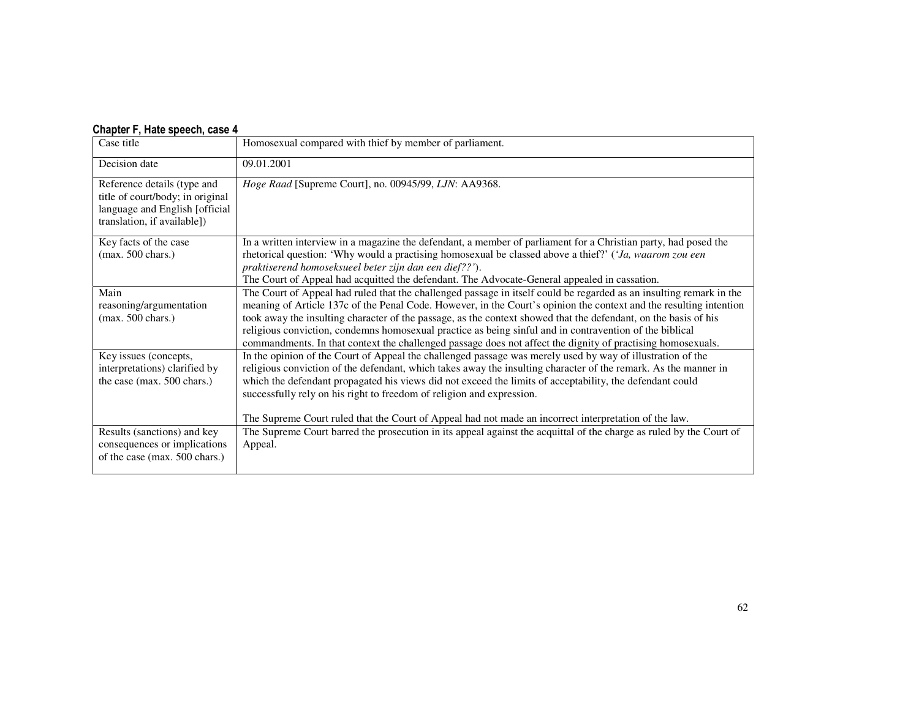**Chapter F, Hate speech, case 4**

| Case title | Homosexual compared with thief by member of parliament. |
|---|---|
| Decision date | 09.01.2001 |
| Reference details (type and title of court/body; in original language and English [official translation, if available]) | *Hoge Raad* [Supreme Court], no. 00945/99, *LJN*: AA9368. |
| Key facts of the case (max. 500 chars.) | In a written interview in a magazine the defendant, a member of parliament for a Christian party, had posed the rhetorical question: 'Why would a practising homosexual be classed above a thief?' (*'Ja, waarom zou een praktiserend homoseksueel beter zijn dan een dief??'*). The Court of Appeal had acquitted the defendant. The Advocate-General appealed in cassation. |
| Main reasoning/argumentation (max. 500 chars.) | The Court of Appeal had ruled that the challenged passage in itself could be regarded as an insulting remark in the meaning of Article 137c of the Penal Code. However, in the Court's opinion the context and the resulting intention took away the insulting character of the passage, as the context showed that the defendant, on the basis of his religious conviction, condemns homosexual practice as being sinful and in contravention of the biblical commandments. In that context the challenged passage does not affect the dignity of practising homosexuals. |
| Key issues (concepts, interpretations) clarified by the case (max. 500 chars.) | In the opinion of the Court of Appeal the challenged passage was merely used by way of illustration of the religious conviction of the defendant, which takes away the insulting character of the remark. As the manner in which the defendant propagated his views did not exceed the limits of acceptability, the defendant could successfully rely on his right to freedom of religion and expression.<br><br>The Supreme Court ruled that the Court of Appeal had not made an incorrect interpretation of the law. |
| Results (sanctions) and key consequences or implications of the case (max. 500 chars.) | The Supreme Court barred the prosecution in its appeal against the acquittal of the charge as ruled by the Court of Appeal. |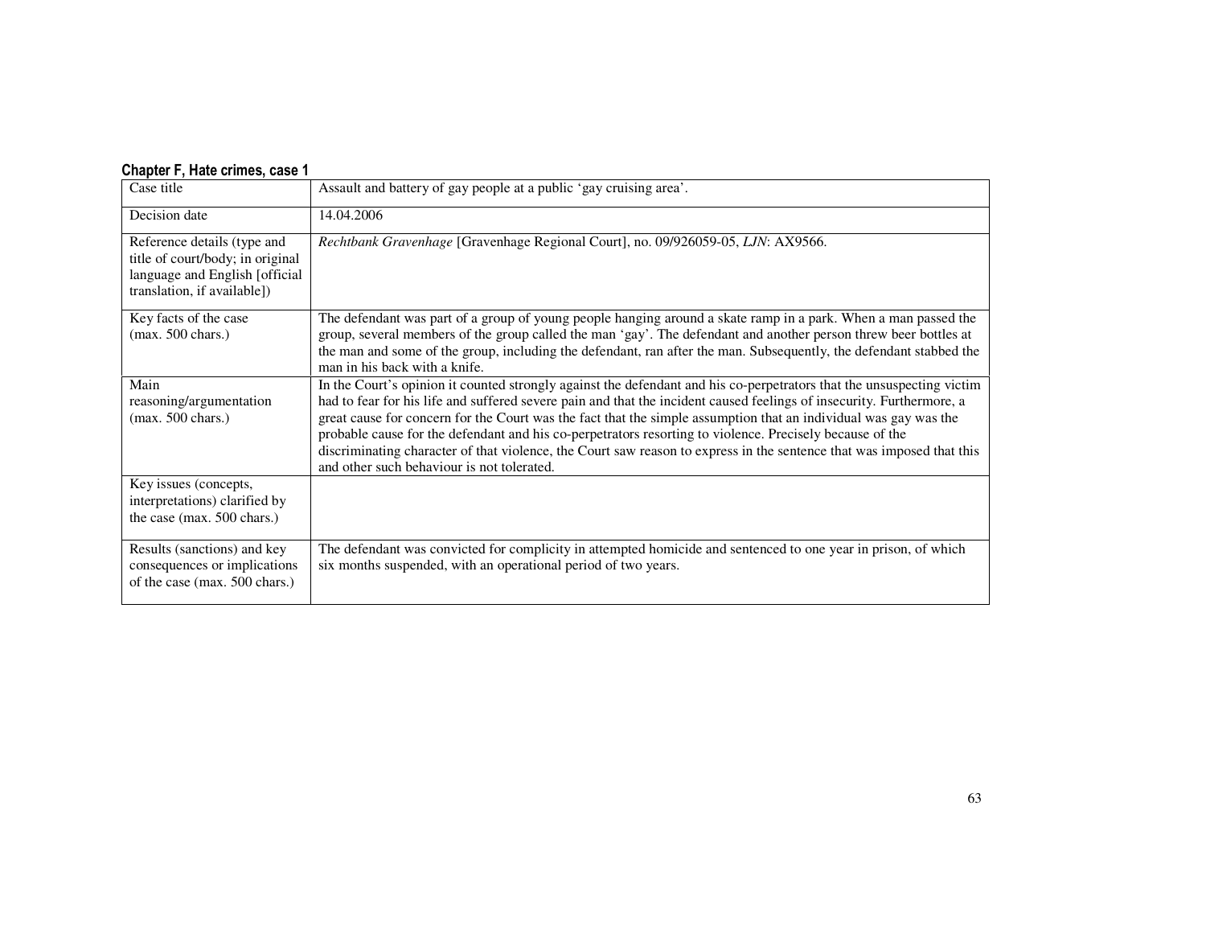### Chapter F, Hate crimes, case 1

| Case title | Assault and battery of gay people at a public 'gay cruising area'. |
| --- | --- |
| Decision date | 14.04.2006 |
| Reference details (type and title of court/body; in original language and English [official translation, if available]) | *Rechtbank Gravenhage* [Gravenhage Regional Court], no. 09/926059-05, *LJN*: AX9566. |
| Key facts of the case (max. 500 chars.) | The defendant was part of a group of young people hanging around a skate ramp in a park. When a man passed the group, several members of the group called the man 'gay'. The defendant and another person threw beer bottles at the man and some of the group, including the defendant, ran after the man. Subsequently, the defendant stabbed the man in his back with a knife. |
| Main reasoning/argumentation (max. 500 chars.) | In the Court's opinion it counted strongly against the defendant and his co-perpetrators that the unsuspecting victim had to fear for his life and suffered severe pain and that the incident caused feelings of insecurity. Furthermore, a great cause for concern for the Court was the fact that the simple assumption that an individual was gay was the probable cause for the defendant and his co-perpetrators resorting to violence. Precisely because of the discriminating character of that violence, the Court saw reason to express in the sentence that was imposed that this and other such behaviour is not tolerated. |
| Key issues (concepts, interpretations) clarified by the case (max. 500 chars.) | |
| Results (sanctions) and key consequences or implications of the case (max. 500 chars.) | The defendant was convicted for complicity in attempted homicide and sentenced to one year in prison, of which six months suspended, with an operational period of two years. |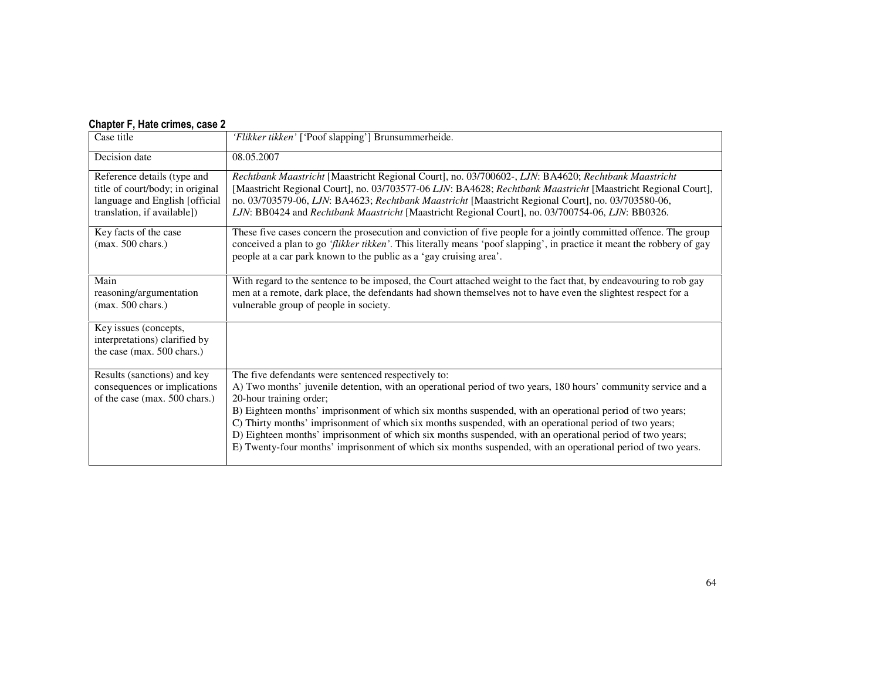#### Chapter F, Hate crimes, case 2

| | |
|---|---|
| Case title | *'Flikker tikken'* ['Poof slapping'] Brunsummerheide. |
| Decision date | 08.05.2007 |
| Reference details (type and title of court/body; in original language and English [official translation, if available]) | *Rechtbank Maastricht* [Maastricht Regional Court], no. 03/700602-, *LJN*: BA4620; *Rechtbank Maastricht* [Maastricht Regional Court], no. 03/703577-06 *LJN*: BA4628; *Rechtbank Maastricht* [Maastricht Regional Court], no. 03/703579-06, *LJN*: BA4623; *Rechtbank Maastricht* [Maastricht Regional Court], no. 03/703580-06, *LJN*: BB0424 and *Rechtbank Maastricht* [Maastricht Regional Court], no. 03/700754-06, *LJN*: BB0326. |
| Key facts of the case (max. 500 chars.) | These five cases concern the prosecution and conviction of five people for a jointly committed offence. The group conceived a plan to go *'flikker tikken'*. This literally means 'poof slapping', in practice it meant the robbery of gay people at a car park known to the public as a 'gay cruising area'. |
| Main reasoning/argumentation (max. 500 chars.) | With regard to the sentence to be imposed, the Court attached weight to the fact that, by endeavouring to rob gay men at a remote, dark place, the defendants had shown themselves not to have even the slightest respect for a vulnerable group of people in society. |
| Key issues (concepts, interpretations) clarified by the case (max. 500 chars.) | |
| Results (sanctions) and key consequences or implications of the case (max. 500 chars.) | The five defendants were sentenced respectively to:<br>A) Two months' juvenile detention, with an operational period of two years, 180 hours' community service and a 20-hour training order;<br>B) Eighteen months' imprisonment of which six months suspended, with an operational period of two years;<br>C) Thirty months' imprisonment of which six months suspended, with an operational period of two years;<br>D) Eighteen months' imprisonment of which six months suspended, with an operational period of two years;<br>E) Twenty-four months' imprisonment of which six months suspended, with an operational period of two years. |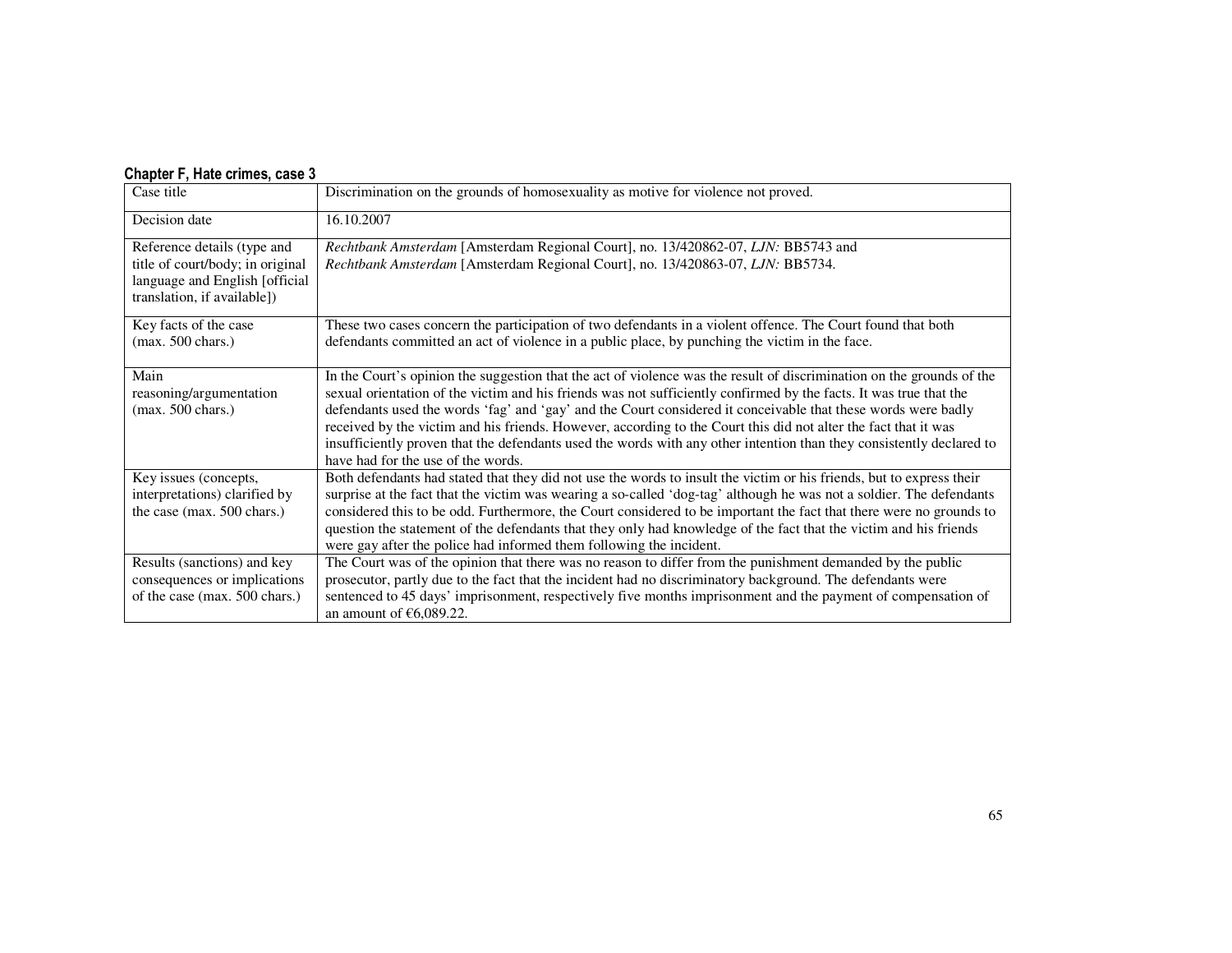**Chapter F, Hate crimes, case 3**

| Case title | Discrimination on the grounds of homosexuality as motive for violence not proved. |
|---|---|
| Decision date | 16.10.2007 |
| Reference details (type and title of court/body; in original language and English [official translation, if available]) | *Rechtbank Amsterdam* [Amsterdam Regional Court], no. 13/420862-07, *LJN:* BB5743 and *Rechtbank Amsterdam* [Amsterdam Regional Court], no. 13/420863-07, *LJN:* BB5734. |
| Key facts of the case (max. 500 chars.) | These two cases concern the participation of two defendants in a violent offence. The Court found that both defendants committed an act of violence in a public place, by punching the victim in the face. |
| Main reasoning/argumentation (max. 500 chars.) | In the Court's opinion the suggestion that the act of violence was the result of discrimination on the grounds of the sexual orientation of the victim and his friends was not sufficiently confirmed by the facts. It was true that the defendants used the words 'fag' and 'gay' and the Court considered it conceivable that these words were badly received by the victim and his friends. However, according to the Court this did not alter the fact that it was insufficiently proven that the defendants used the words with any other intention than they consistently declared to have had for the use of the words. |
| Key issues (concepts, interpretations) clarified by the case (max. 500 chars.) | Both defendants had stated that they did not use the words to insult the victim or his friends, but to express their surprise at the fact that the victim was wearing a so-called 'dog-tag' although he was not a soldier. The defendants considered this to be odd. Furthermore, the Court considered to be important the fact that there were no grounds to question the statement of the defendants that they only had knowledge of the fact that the victim and his friends were gay after the police had informed them following the incident. |
| Results (sanctions) and key consequences or implications of the case (max. 500 chars.) | The Court was of the opinion that there was no reason to differ from the punishment demanded by the public prosecutor, partly due to the fact that the incident had no discriminatory background. The defendants were sentenced to 45 days' imprisonment, respectively five months imprisonment and the payment of compensation of an amount of €6,089.22. |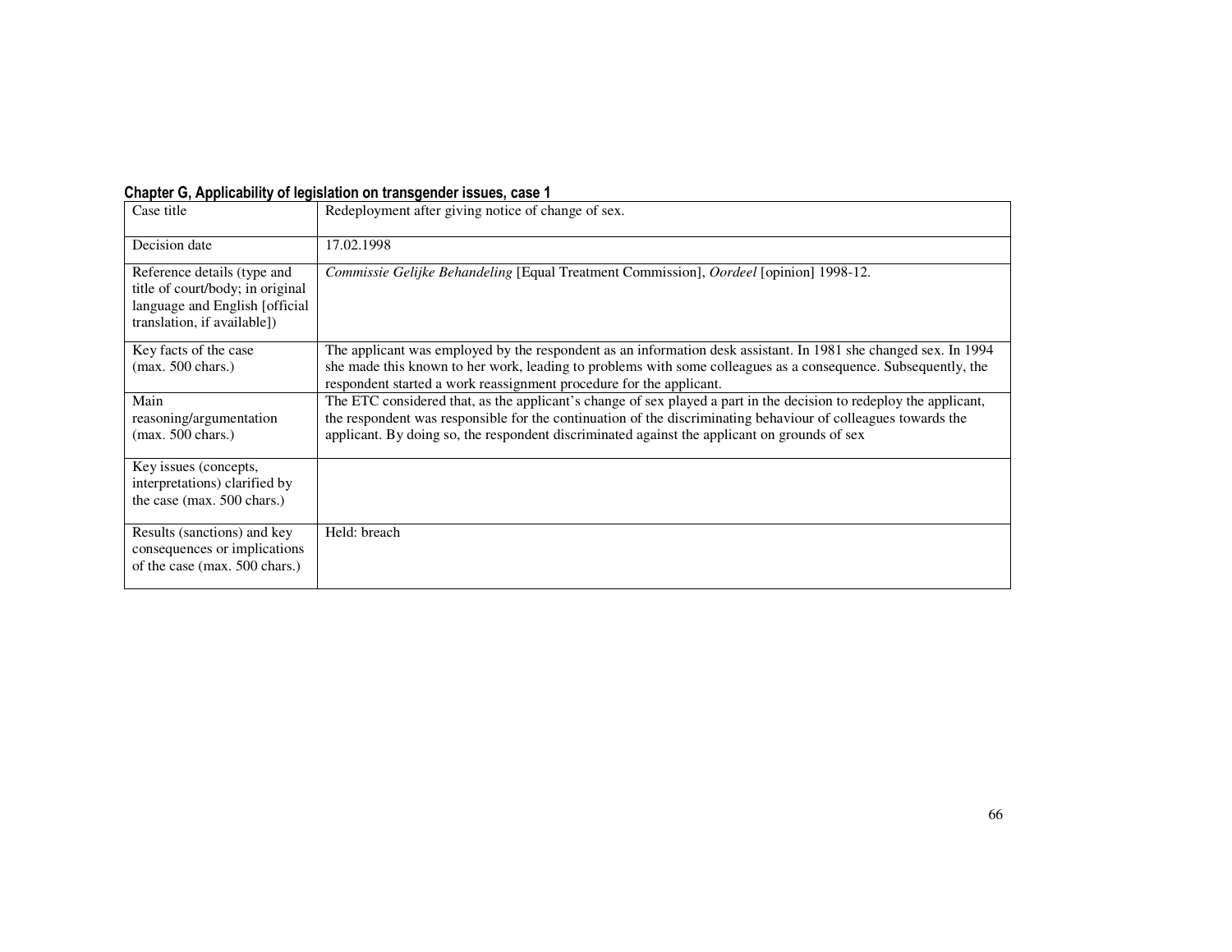**Chapter G, Applicability of legislation on transgender issues, case 1**

| Case title | Redeployment after giving notice of change of sex. |
|---|---|
| Decision date | 17.02.1998 |
| Reference details (type and title of court/body; in original language and English [official translation, if available]) | *Commissie Gelijke Behandeling* [Equal Treatment Commission], *Oordeel* [opinion] 1998-12. |
| Key facts of the case (max. 500 chars.) | The applicant was employed by the respondent as an information desk assistant. In 1981 she changed sex. In 1994 she made this known to her work, leading to problems with some colleagues as a consequence. Subsequently, the respondent started a work reassignment procedure for the applicant. |
| Main reasoning/argumentation (max. 500 chars.) | The ETC considered that, as the applicant's change of sex played a part in the decision to redeploy the applicant, the respondent was responsible for the continuation of the discriminating behaviour of colleagues towards the applicant. By doing so, the respondent discriminated against the applicant on grounds of sex |
| Key issues (concepts, interpretations) clarified by the case (max. 500 chars.) | |
| Results (sanctions) and key consequences or implications of the case (max. 500 chars.) | Held: breach |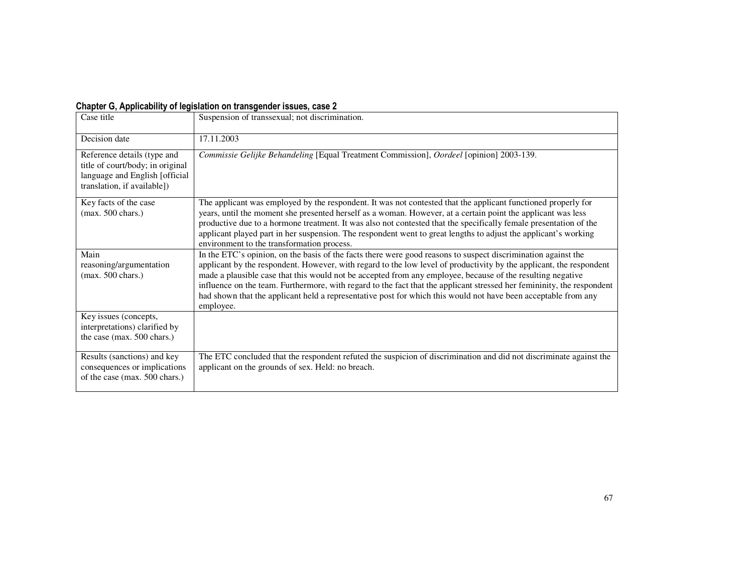**Chapter G, Applicability of legislation on transgender issues, case 2**

| Case title | Suspension of transsexual; not discrimination. |
|---|---|
| Decision date | 17.11.2003 |
| Reference details (type and title of court/body; in original language and English [official translation, if available]) | *Commissie Gelijke Behandeling* [Equal Treatment Commission], *Oordeel* [opinion] 2003-139. |
| Key facts of the case (max. 500 chars.) | The applicant was employed by the respondent. It was not contested that the applicant functioned properly for years, until the moment she presented herself as a woman. However, at a certain point the applicant was less productive due to a hormone treatment. It was also not contested that the specifically female presentation of the applicant played part in her suspension. The respondent went to great lengths to adjust the applicant's working environment to the transformation process. |
| Main reasoning/argumentation (max. 500 chars.) | In the ETC's opinion, on the basis of the facts there were good reasons to suspect discrimination against the applicant by the respondent. However, with regard to the low level of productivity by the applicant, the respondent made a plausible case that this would not be accepted from any employee, because of the resulting negative influence on the team. Furthermore, with regard to the fact that the applicant stressed her femininity, the respondent had shown that the applicant held a representative post for which this would not have been acceptable from any employee. |
| Key issues (concepts, interpretations) clarified by the case (max. 500 chars.) | |
| Results (sanctions) and key consequences or implications of the case (max. 500 chars.) | The ETC concluded that the respondent refuted the suspicion of discrimination and did not discriminate against the applicant on the grounds of sex. Held: no breach. |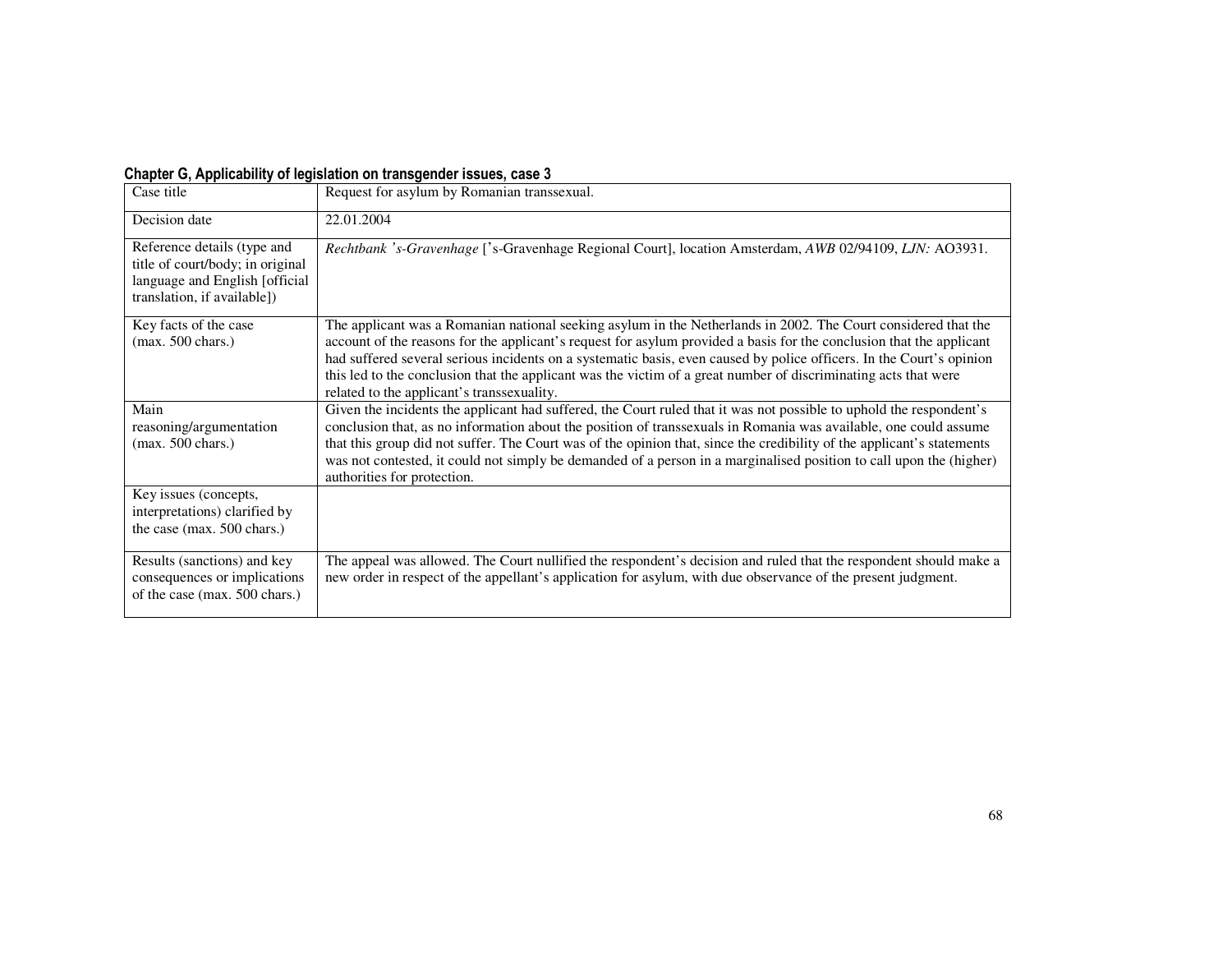**Chapter G, Applicability of legislation on transgender issues, case 3**

| Case title | Request for asylum by Romanian transsexual. |
|---|---|
| Decision date | 22.01.2004 |
| Reference details (type and title of court/body; in original language and English [official translation, if available]) | *Rechtbank 's-Gravenhage* ['s-Gravenhage Regional Court], location Amsterdam, *AWB* 02/94109, *LJN:* AO3931. |
| Key facts of the case (max. 500 chars.) | The applicant was a Romanian national seeking asylum in the Netherlands in 2002. The Court considered that the account of the reasons for the applicant's request for asylum provided a basis for the conclusion that the applicant had suffered several serious incidents on a systematic basis, even caused by police officers. In the Court's opinion this led to the conclusion that the applicant was the victim of a great number of discriminating acts that were related to the applicant's transsexuality. |
| Main reasoning/argumentation (max. 500 chars.) | Given the incidents the applicant had suffered, the Court ruled that it was not possible to uphold the respondent's conclusion that, as no information about the position of transsexuals in Romania was available, one could assume that this group did not suffer. The Court was of the opinion that, since the credibility of the applicant's statements was not contested, it could not simply be demanded of a person in a marginalised position to call upon the (higher) authorities for protection. |
| Key issues (concepts, interpretations) clarified by the case (max. 500 chars.) | |
| Results (sanctions) and key consequences or implications of the case (max. 500 chars.) | The appeal was allowed. The Court nullified the respondent's decision and ruled that the respondent should make a new order in respect of the appellant's application for asylum, with due observance of the present judgment. |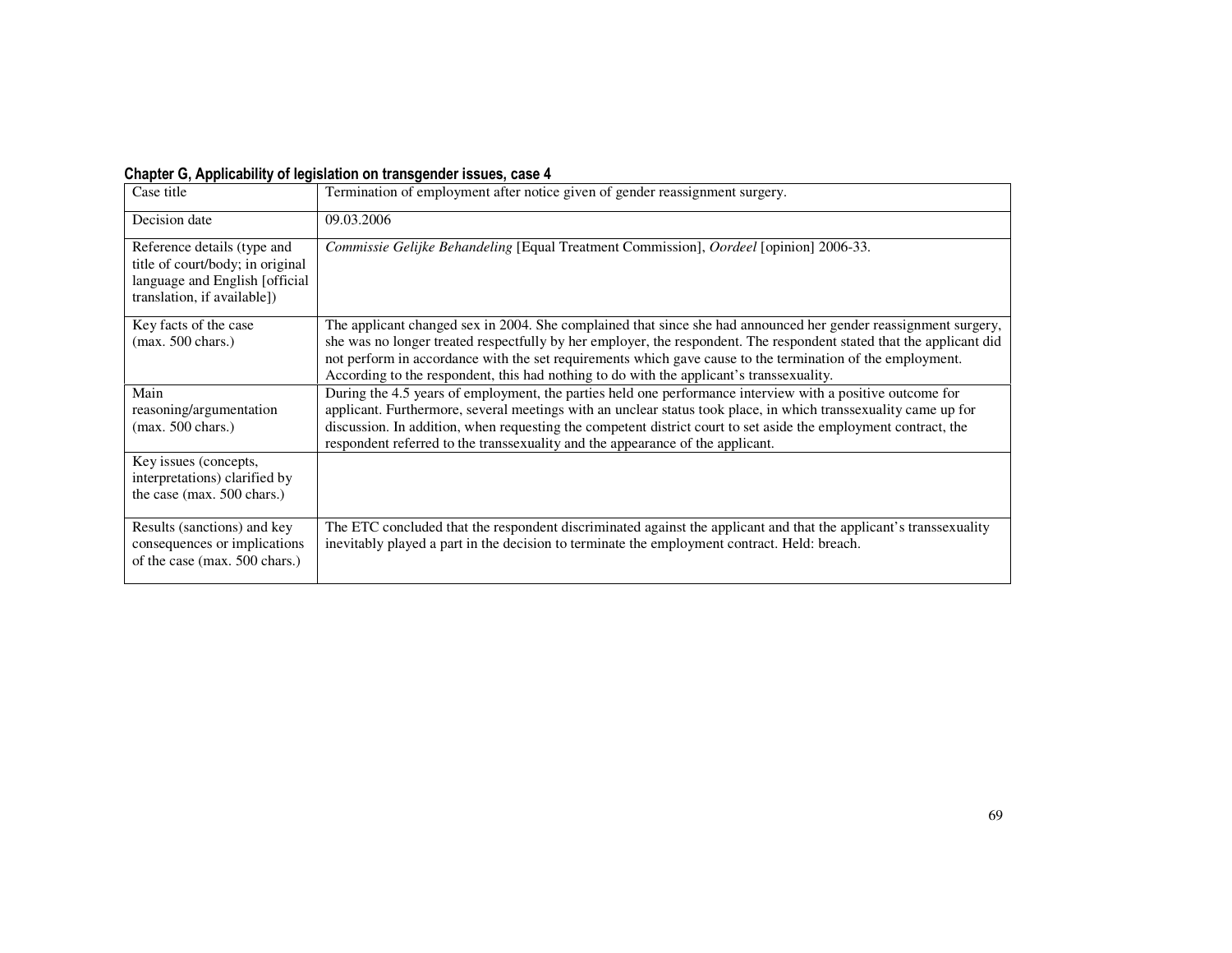**Chapter G, Applicability of legislation on transgender issues, case 4**

| Case title | Termination of employment after notice given of gender reassignment surgery. |
|---|---|
| Decision date | 09.03.2006 |
| Reference details (type and title of court/body; in original language and English [official translation, if available]) | *Commissie Gelijke Behandeling* [Equal Treatment Commission], *Oordeel* [opinion] 2006-33. |
| Key facts of the case (max. 500 chars.) | The applicant changed sex in 2004. She complained that since she had announced her gender reassignment surgery, she was no longer treated respectfully by her employer, the respondent. The respondent stated that the applicant did not perform in accordance with the set requirements which gave cause to the termination of the employment. According to the respondent, this had nothing to do with the applicant's transsexuality. |
| Main reasoning/argumentation (max. 500 chars.) | During the 4.5 years of employment, the parties held one performance interview with a positive outcome for applicant. Furthermore, several meetings with an unclear status took place, in which transsexuality came up for discussion. In addition, when requesting the competent district court to set aside the employment contract, the respondent referred to the transsexuality and the appearance of the applicant. |
| Key issues (concepts, interpretations) clarified by the case (max. 500 chars.) | |
| Results (sanctions) and key consequences or implications of the case (max. 500 chars.) | The ETC concluded that the respondent discriminated against the applicant and that the applicant's transsexuality inevitably played a part in the decision to terminate the employment contract. Held: breach. |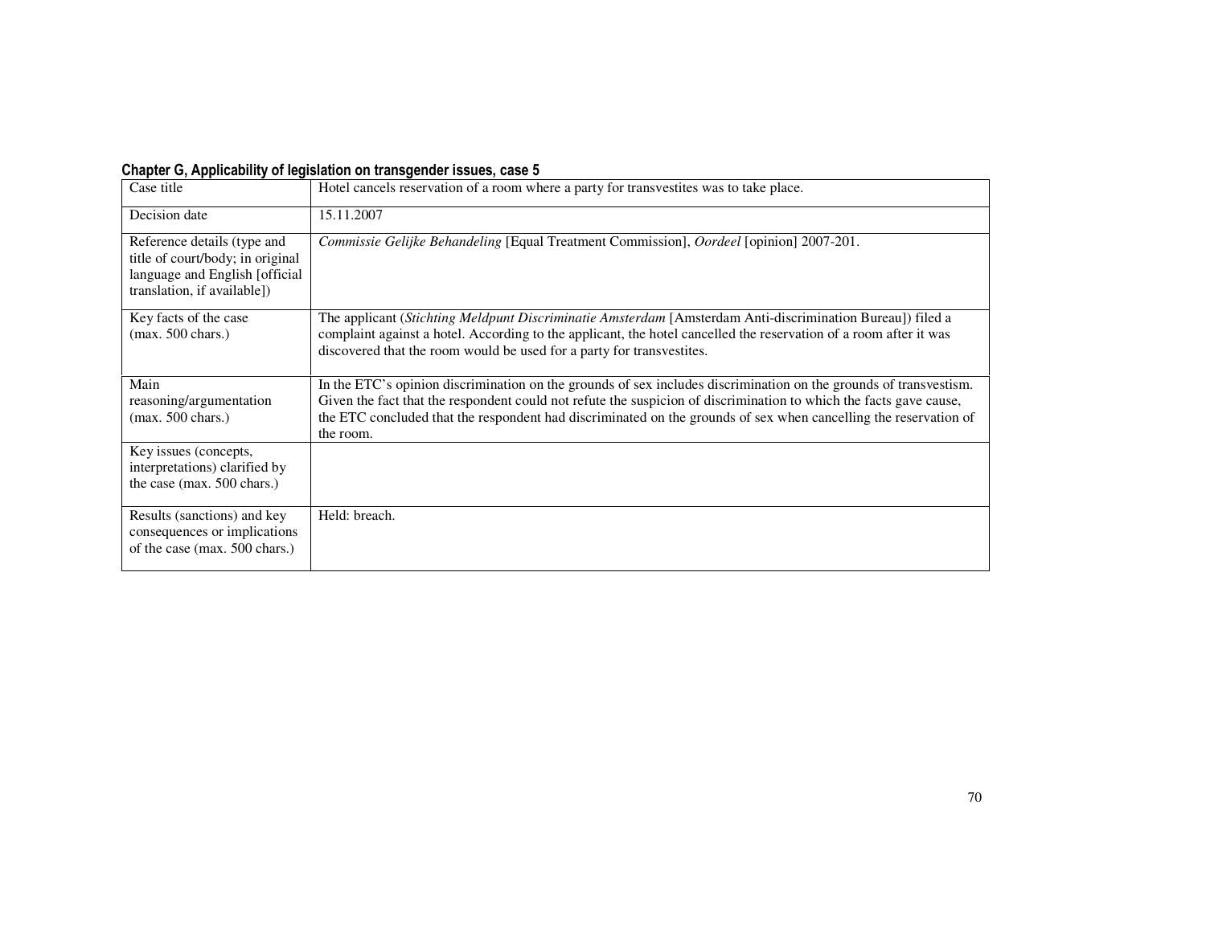**Chapter G, Applicability of legislation on transgender issues, case 5**

| Case title | Hotel cancels reservation of a room where a party for transvestites was to take place. |
|---|---|
| Decision date | 15.11.2007 |
| Reference details (type and title of court/body; in original language and English [official translation, if available]) | *Commissie Gelijke Behandeling* [Equal Treatment Commission], *Oordeel* [opinion] 2007-201. |
| Key facts of the case (max. 500 chars.) | The applicant (*Stichting Meldpunt Discriminatie Amsterdam* [Amsterdam Anti-discrimination Bureau]) filed a complaint against a hotel. According to the applicant, the hotel cancelled the reservation of a room after it was discovered that the room would be used for a party for transvestites. |
| Main reasoning/argumentation (max. 500 chars.) | In the ETC's opinion discrimination on the grounds of sex includes discrimination on the grounds of transvestism. Given the fact that the respondent could not refute the suspicion of discrimination to which the facts gave cause, the ETC concluded that the respondent had discriminated on the grounds of sex when cancelling the reservation of the room. |
| Key issues (concepts, interpretations) clarified by the case (max. 500 chars.) | |
| Results (sanctions) and key consequences or implications of the case (max. 500 chars.) | Held: breach. |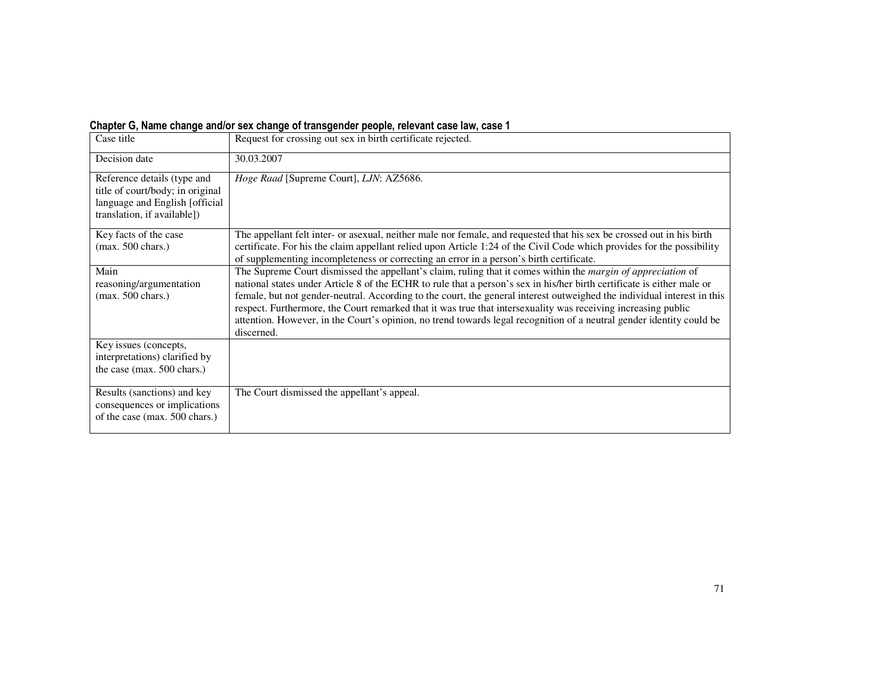**Chapter G, Name change and/or sex change of transgender people, relevant case law, case 1**

| Case title | Request for crossing out sex in birth certificate rejected. |
|---|---|
| Decision date | 30.03.2007 |
| Reference details (type and title of court/body; in original language and English [official translation, if available]) | *Hoge Raad* [Supreme Court], *LJN*: AZ5686. |
| Key facts of the case (max. 500 chars.) | The appellant felt inter- or asexual, neither male nor female, and requested that his sex be crossed out in his birth certificate. For his the claim appellant relied upon Article 1:24 of the Civil Code which provides for the possibility of supplementing incompleteness or correcting an error in a person's birth certificate. |
| Main reasoning/argumentation (max. 500 chars.) | The Supreme Court dismissed the appellant's claim, ruling that it comes within the *margin of appreciation* of national states under Article 8 of the ECHR to rule that a person's sex in his/her birth certificate is either male or female, but not gender-neutral. According to the court, the general interest outweighed the individual interest in this respect. Furthermore, the Court remarked that it was true that intersexuality was receiving increasing public attention. However, in the Court's opinion, no trend towards legal recognition of a neutral gender identity could be discerned. |
| Key issues (concepts, interpretations) clarified by the case (max. 500 chars.) | |
| Results (sanctions) and key consequences or implications of the case (max. 500 chars.) | The Court dismissed the appellant's appeal. |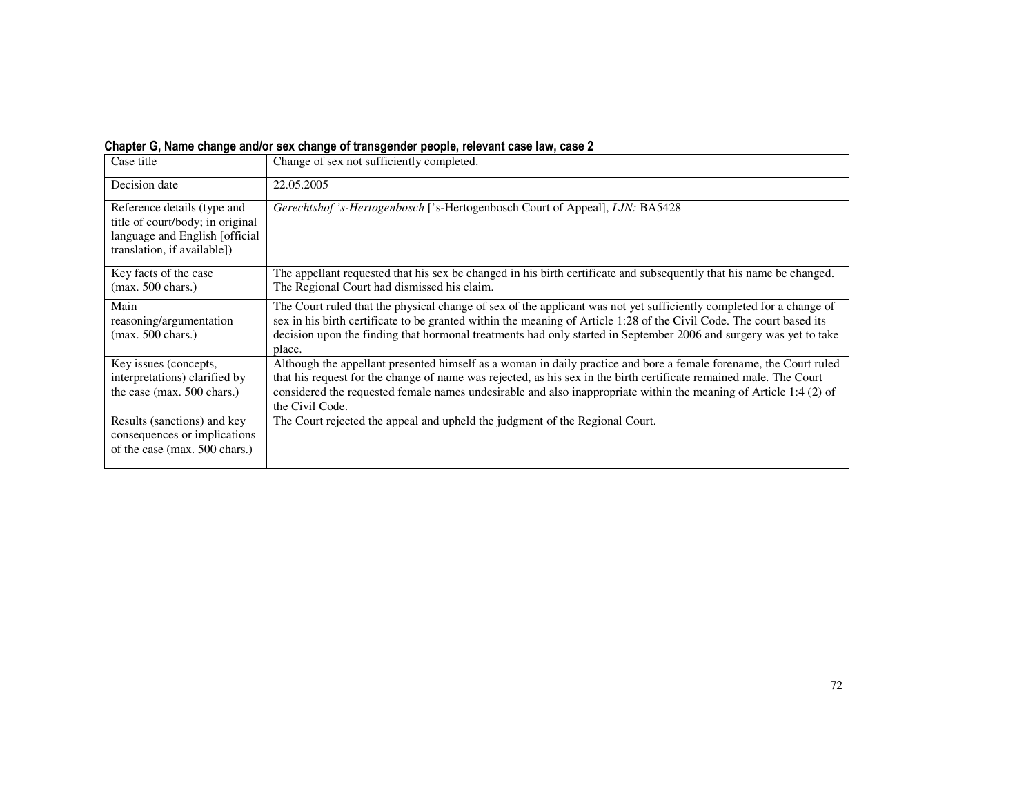**Chapter G, Name change and/or sex change of transgender people, relevant case law, case 2**

| Case title | Change of sex not sufficiently completed. |
|---|---|
| Decision date | 22.05.2005 |
| Reference details (type and title of court/body; in original language and English [official translation, if available]) | *Gerechtshof 's-Hertogenbosch* ['s-Hertogenbosch Court of Appeal], *LJN:* BA5428 |
| Key facts of the case (max. 500 chars.) | The appellant requested that his sex be changed in his birth certificate and subsequently that his name be changed. The Regional Court had dismissed his claim. |
| Main reasoning/argumentation (max. 500 chars.) | The Court ruled that the physical change of sex of the applicant was not yet sufficiently completed for a change of sex in his birth certificate to be granted within the meaning of Article 1:28 of the Civil Code. The court based its decision upon the finding that hormonal treatments had only started in September 2006 and surgery was yet to take place. |
| Key issues (concepts, interpretations) clarified by the case (max. 500 chars.) | Although the appellant presented himself as a woman in daily practice and bore a female forename, the Court ruled that his request for the change of name was rejected, as his sex in the birth certificate remained male. The Court considered the requested female names undesirable and also inappropriate within the meaning of Article 1:4 (2) of the Civil Code. |
| Results (sanctions) and key consequences or implications of the case (max. 500 chars.) | The Court rejected the appeal and upheld the judgment of the Regional Court. |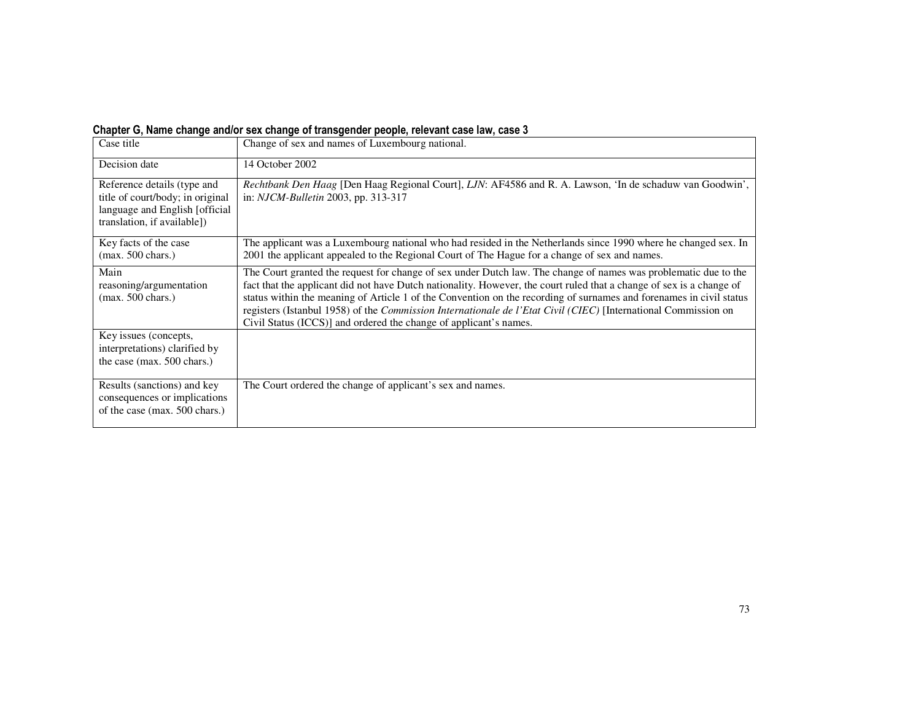**Chapter G, Name change and/or sex change of transgender people, relevant case law, case 3**

| Case title | Change of sex and names of Luxembourg national. |
|---|---|
| Decision date | 14 October 2002 |
| Reference details (type and title of court/body; in original language and English [official translation, if available]) | *Rechtbank Den Haag* [Den Haag Regional Court], *LJN*: AF4586 and R. A. Lawson, 'In de schaduw van Goodwin', in: *NJCM-Bulletin* 2003, pp. 313-317 |
| Key facts of the case (max. 500 chars.) | The applicant was a Luxembourg national who had resided in the Netherlands since 1990 where he changed sex. In 2001 the applicant appealed to the Regional Court of The Hague for a change of sex and names. |
| Main reasoning/argumentation (max. 500 chars.) | The Court granted the request for change of sex under Dutch law. The change of names was problematic due to the fact that the applicant did not have Dutch nationality. However, the court ruled that a change of sex is a change of status within the meaning of Article 1 of the Convention on the recording of surnames and forenames in civil status registers (Istanbul 1958) of the *Commission Internationale de l'Etat Civil (CIEC)* [International Commission on Civil Status (ICCS)] and ordered the change of applicant's names. |
| Key issues (concepts, interpretations) clarified by the case (max. 500 chars.) | |
| Results (sanctions) and key consequences or implications of the case (max. 500 chars.) | The Court ordered the change of applicant's sex and names. |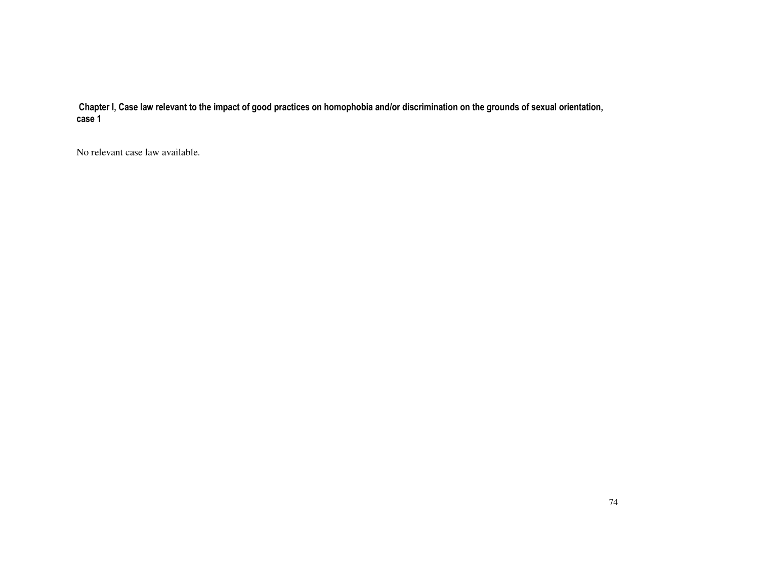**Chapter I, Case law relevant to the impact of good practices on homophobia and/or discrimination on the grounds of sexual orientation, case 1**

No relevant case law available.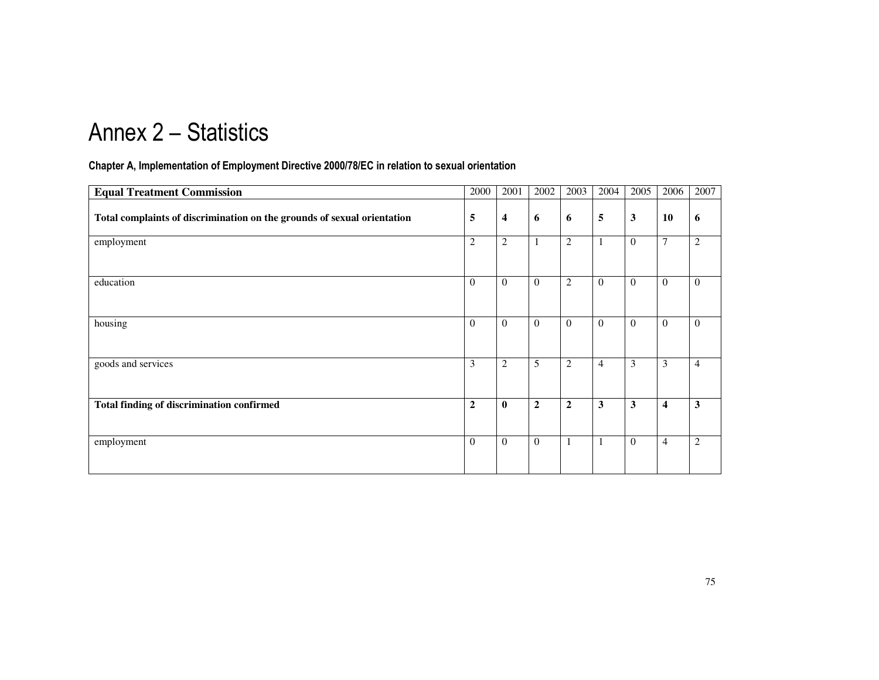# Annex 2 – Statistics

**Chapter A, Implementation of Employment Directive 2000/78/EC in relation to sexual orientation**

| **Equal Treatment Commission** | 2000 | 2001 | 2002 | 2003 | 2004 | 2005 | 2006 | 2007 |
|---|---|---|---|---|---|---|---|---|
| **Total complaints of discrimination on the grounds of sexual orientation** | **5** | **4** | **6** | **6** | **5** | **3** | **10** | **6** |
| employment | 2 | 2 | 1 | 2 | 1 | 0 | 7 | 2 |
| education | 0 | 0 | 0 | 2 | 0 | 0 | 0 | 0 |
| housing | 0 | 0 | 0 | 0 | 0 | 0 | 0 | 0 |
| goods and services | 3 | 2 | 5 | 2 | 4 | 3 | 3 | 4 |
| **Total finding of discrimination confirmed** | **2** | **0** | **2** | **2** | **3** | **3** | **4** | **3** |
| employment | 0 | 0 | 0 | 1 | 1 | 0 | 4 | 2 |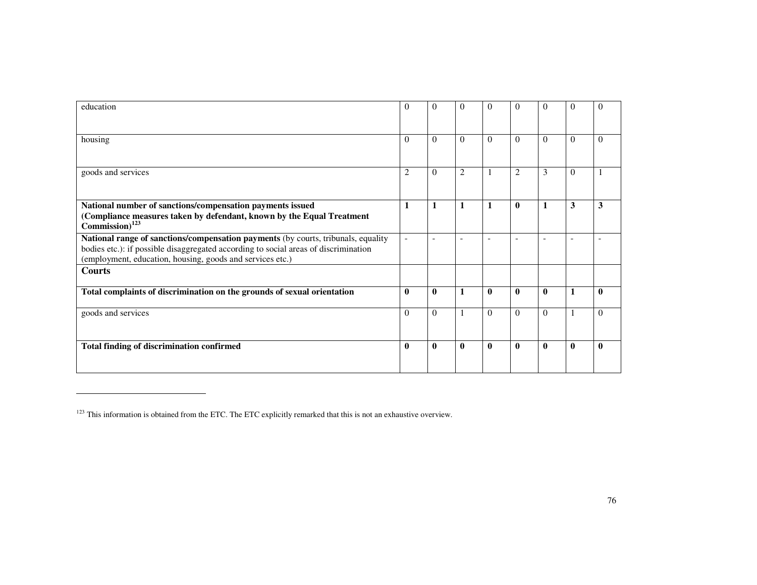| | | | | | | | | |
|---|---|---|---|---|---|---|---|---|
| education | 0 | 0 | 0 | 0 | 0 | 0 | 0 | 0 |
| housing | 0 | 0 | 0 | 0 | 0 | 0 | 0 | 0 |
| goods and services | 2 | 0 | 2 | 1 | 2 | 3 | 0 | 1 |
| **National number of sanctions/compensation payments issued (Compliance measures taken by defendant, known by the Equal Treatment Commission)**[123] | **1** | **1** | **1** | **1** | **0** | **1** | **3** | **3** |
| **National range of sanctions/compensation payments** (by courts, tribunals, equality bodies etc.): if possible disaggregated according to social areas of discrimination (employment, education, housing, goods and services etc.) | - | - | - | - | - | - | - | - |
| **Courts** | | | | | | | | |
| **Total complaints of discrimination on the grounds of sexual orientation** | **0** | **0** | **1** | **0** | **0** | **0** | **1** | **0** |
| goods and services | 0 | 0 | 1 | 0 | 0 | 0 | 1 | 0 |
| **Total finding of discrimination confirmed** | **0** | **0** | **0** | **0** | **0** | **0** | **0** | **0** |

[123] This information is obtained from the ETC. The ETC explicitly remarked that this is not an exhaustive overview.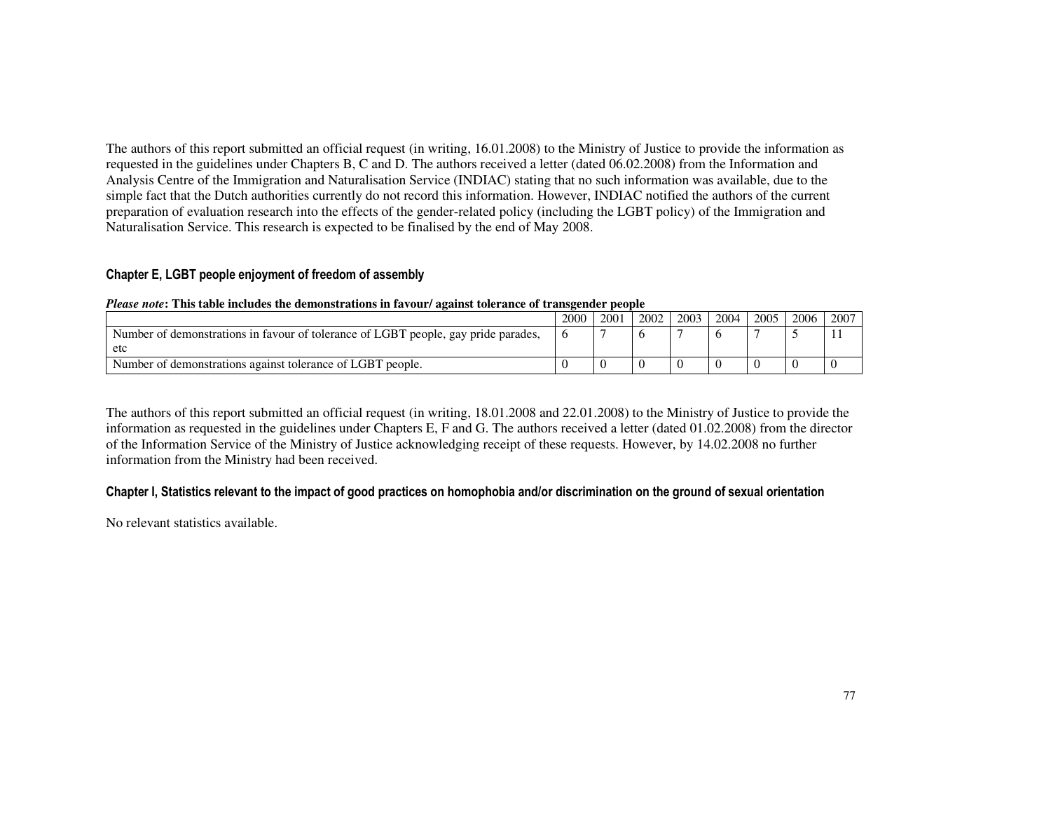The authors of this report submitted an official request (in writing, 16.01.2008) to the Ministry of Justice to provide the information as requested in the guidelines under Chapters B, C and D. The authors received a letter (dated 06.02.2008) from the Information and Analysis Centre of the Immigration and Naturalisation Service (INDIAC) stating that no such information was available, due to the simple fact that the Dutch authorities currently do not record this information. However, INDIAC notified the authors of the current preparation of evaluation research into the effects of the gender-related policy (including the LGBT policy) of the Immigration and Naturalisation Service. This research is expected to be finalised by the end of May 2008.

### Chapter E, LGBT people enjoyment of freedom of assembly

***Please note*: This table includes the demonstrations in favour/ against tolerance of transgender people**

| | 2000 | 2001 | 2002 | 2003 | 2004 | 2005 | 2006 | 2007 |
|---|---|---|---|---|---|---|---|---|
| Number of demonstrations in favour of tolerance of LGBT people, gay pride parades, etc | 6 | 7 | 6 | 7 | 6 | 7 | 5 | 11 |
| Number of demonstrations against tolerance of LGBT people. | 0 | 0 | 0 | 0 | 0 | 0 | 0 | 0 |

The authors of this report submitted an official request (in writing, 18.01.2008 and 22.01.2008) to the Ministry of Justice to provide the information as requested in the guidelines under Chapters E, F and G. The authors received a letter (dated 01.02.2008) from the director of the Information Service of the Ministry of Justice acknowledging receipt of these requests. However, by 14.02.2008 no further information from the Ministry had been received.

### Chapter I, Statistics relevant to the impact of good practices on homophobia and/or discrimination on the ground of sexual orientation

No relevant statistics available.